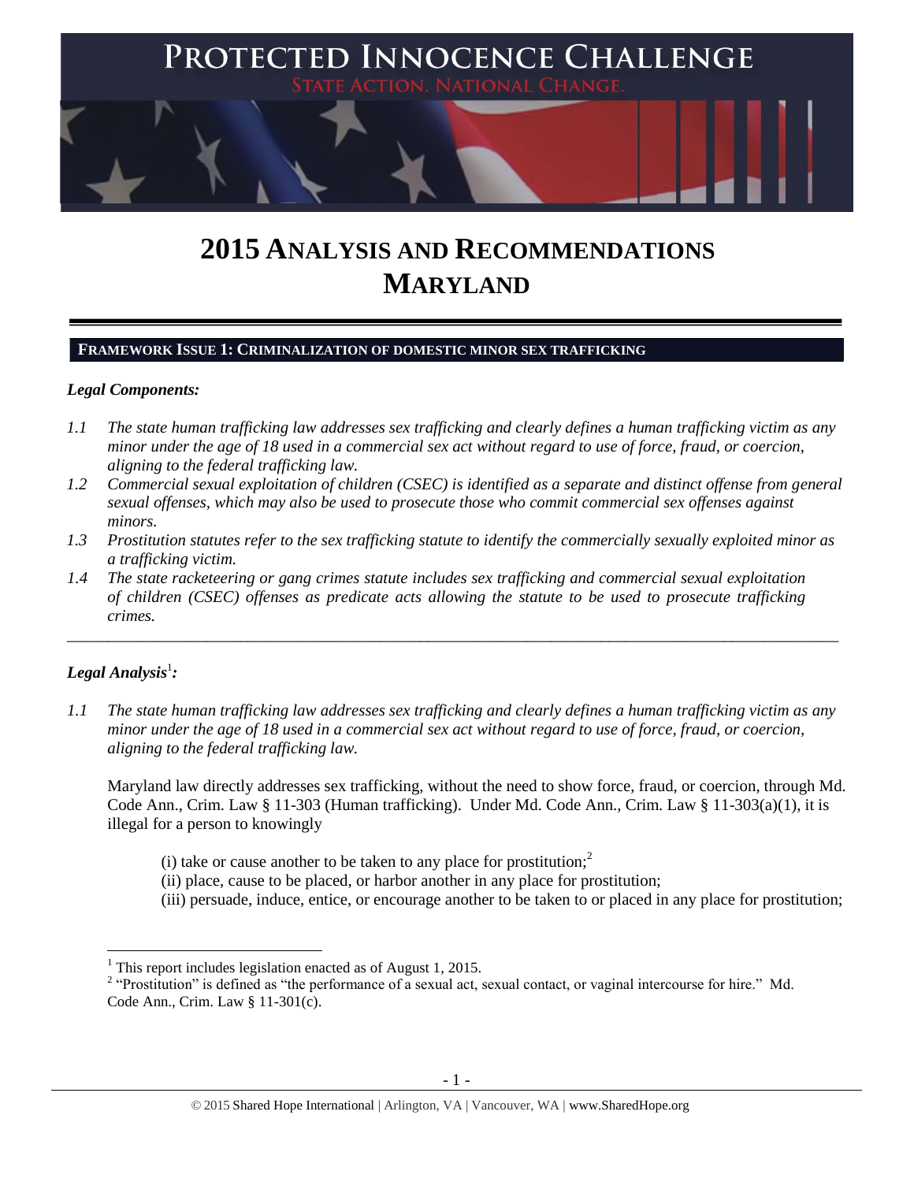# PROTECTED INNOCENCE CHALLENGE

STATE ACTION. NATIONAL CHANGE.

# 2015 ANALYSIS AND RECOMMENDATIONS MARYLAND

## FRAMEWORK ISSUE 1: CRIMINALIZATION OF DOMESTIC MINOR SEX TRAFFICKING

### *Legal Components:*

*1.1 The state human trafficking law addresses sex trafficking and clearly defines a human trafficking victim as any minor under the age of 18 used in a commercial sex act without regard to use of force, fraud, or coercion, aligning to the federal trafficking law.*

*1.2 Commercial sexual exploitation of children (CSEC) is identified as a separate and distinct offense from general sexual offenses, which may also be used to prosecute those who commit commercial sex offenses against minors.*

*1.3 Prostitution statutes refer to the sex trafficking statute to identify the commercially sexually exploited minor as a trafficking victim.*

*1.4 The state racketeering or gang crimes statute includes sex trafficking and commercial sexual exploitation of children (CSEC) offenses as predicate acts allowing the statute to be used to prosecute trafficking crimes.*

---

### *Legal Analysis*[1]*:*

*1.1 The state human trafficking law addresses sex trafficking and clearly defines a human trafficking victim as any minor under the age of 18 used in a commercial sex act without regard to use of force, fraud, or coercion, aligning to the federal trafficking law.*

Maryland law directly addresses sex trafficking, without the need to show force, fraud, or coercion, through Md. Code Ann., Crim. Law § 11-303 (Human trafficking). Under Md. Code Ann., Crim. Law § 11-303(a)(1), it is illegal for a person to knowingly

(i) take or cause another to be taken to any place for prostitution;[2]
(ii) place, cause to be placed, or harbor another in any place for prostitution;
(iii) persuade, induce, entice, or encourage another to be taken to or placed in any place for prostitution;

---

[1] This report includes legislation enacted as of August 1, 2015.

[2] "Prostitution" is defined as "the performance of a sexual act, sexual contact, or vaginal intercourse for hire." Md. Code Ann., Crim. Law § 11-301(c).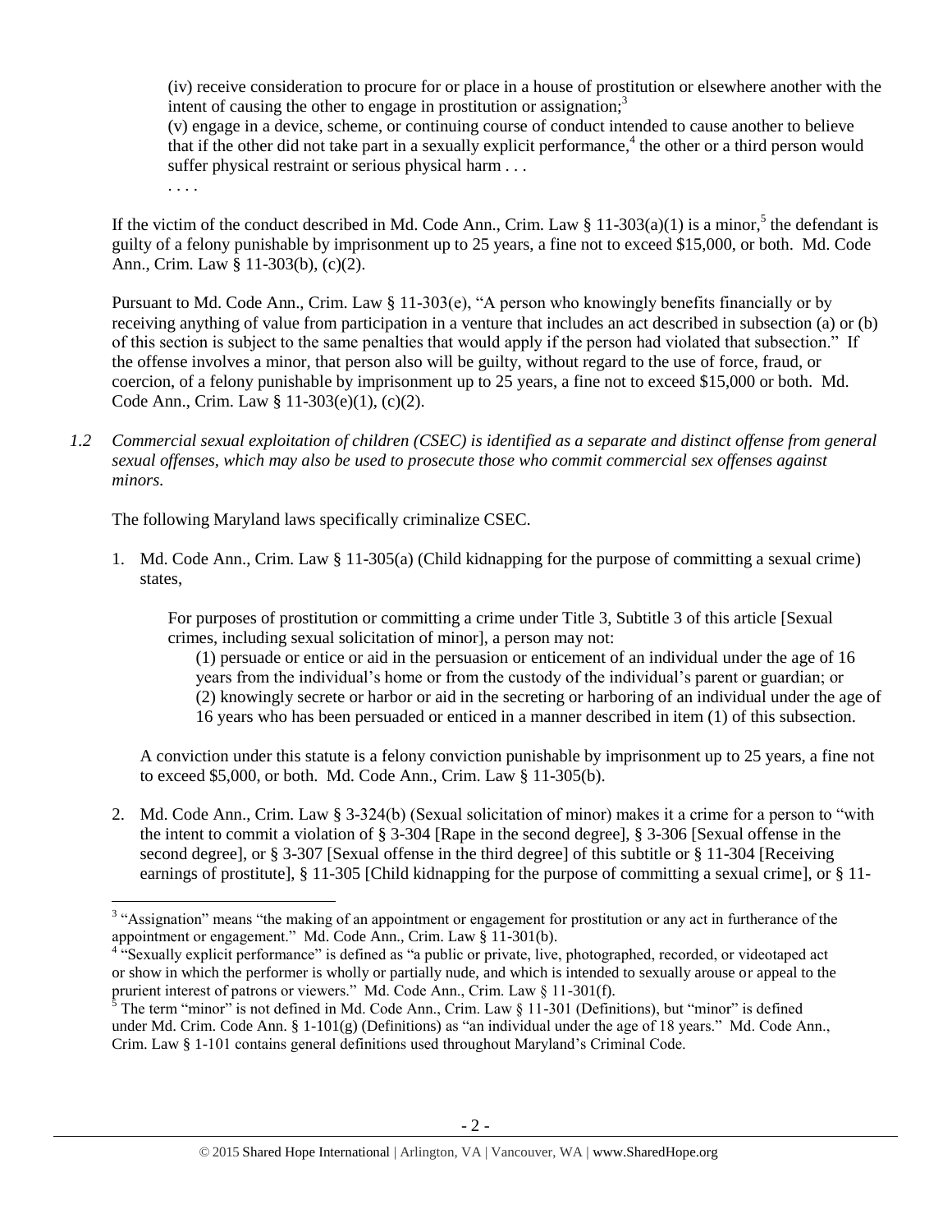(iv) receive consideration to procure for or place in a house of prostitution or elsewhere another with the intent of causing the other to engage in prostitution or assignation;[3]

(v) engage in a device, scheme, or continuing course of conduct intended to cause another to believe that if the other did not take part in a sexually explicit performance,[4] the other or a third person would suffer physical restraint or serious physical harm . . .

. . . .

If the victim of the conduct described in Md. Code Ann., Crim. Law § 11-303(a)(1) is a minor,[5] the defendant is guilty of a felony punishable by imprisonment up to 25 years, a fine not to exceed $15,000, or both. Md. Code Ann., Crim. Law § 11-303(b), (c)(2).

Pursuant to Md. Code Ann., Crim. Law § 11-303(e), "A person who knowingly benefits financially or by receiving anything of value from participation in a venture that includes an act described in subsection (a) or (b) of this section is subject to the same penalties that would apply if the person had violated that subsection." If the offense involves a minor, that person also will be guilty, without regard to the use of force, fraud, or coercion, of a felony punishable by imprisonment up to 25 years, a fine not to exceed $15,000 or both. Md. Code Ann., Crim. Law § 11-303(e)(1), (c)(2).

*1.2 Commercial sexual exploitation of children (CSEC) is identified as a separate and distinct offense from general sexual offenses, which may also be used to prosecute those who commit commercial sex offenses against minors.*

The following Maryland laws specifically criminalize CSEC.

1. Md. Code Ann., Crim. Law § 11-305(a) (Child kidnapping for the purpose of committing a sexual crime) states,

   For purposes of prostitution or committing a crime under Title 3, Subtitle 3 of this article [Sexual crimes, including sexual solicitation of minor], a person may not:

   (1) persuade or entice or aid in the persuasion or enticement of an individual under the age of 16 years from the individual's home or from the custody of the individual's parent or guardian; or

   (2) knowingly secrete or harbor or aid in the secreting or harboring of an individual under the age of 16 years who has been persuaded or enticed in a manner described in item (1) of this subsection.

   A conviction under this statute is a felony conviction punishable by imprisonment up to 25 years, a fine not to exceed $5,000, or both. Md. Code Ann., Crim. Law § 11-305(b).

2. Md. Code Ann., Crim. Law § 3-324(b) (Sexual solicitation of minor) makes it a crime for a person to "with the intent to commit a violation of § 3-304 [Rape in the second degree], § 3-306 [Sexual offense in the second degree], or § 3-307 [Sexual offense in the third degree] of this subtitle or § 11-304 [Receiving earnings of prostitute], § 11-305 [Child kidnapping for the purpose of committing a sexual crime], or § 11-

---

[3] "Assignation" means "the making of an appointment or engagement for prostitution or any act in furtherance of the appointment or engagement." Md. Code Ann., Crim. Law § 11-301(b).

[4] "Sexually explicit performance" is defined as "a public or private, live, photographed, recorded, or videotaped act or show in which the performer is wholly or partially nude, and which is intended to sexually arouse or appeal to the prurient interest of patrons or viewers." Md. Code Ann., Crim. Law § 11-301(f).

[5] The term "minor" is not defined in Md. Code Ann., Crim. Law § 11-301 (Definitions), but "minor" is defined under Md. Crim. Code Ann. § 1-101(g) (Definitions) as "an individual under the age of 18 years." Md. Code Ann., Crim. Law § 1-101 contains general definitions used throughout Maryland's Criminal Code.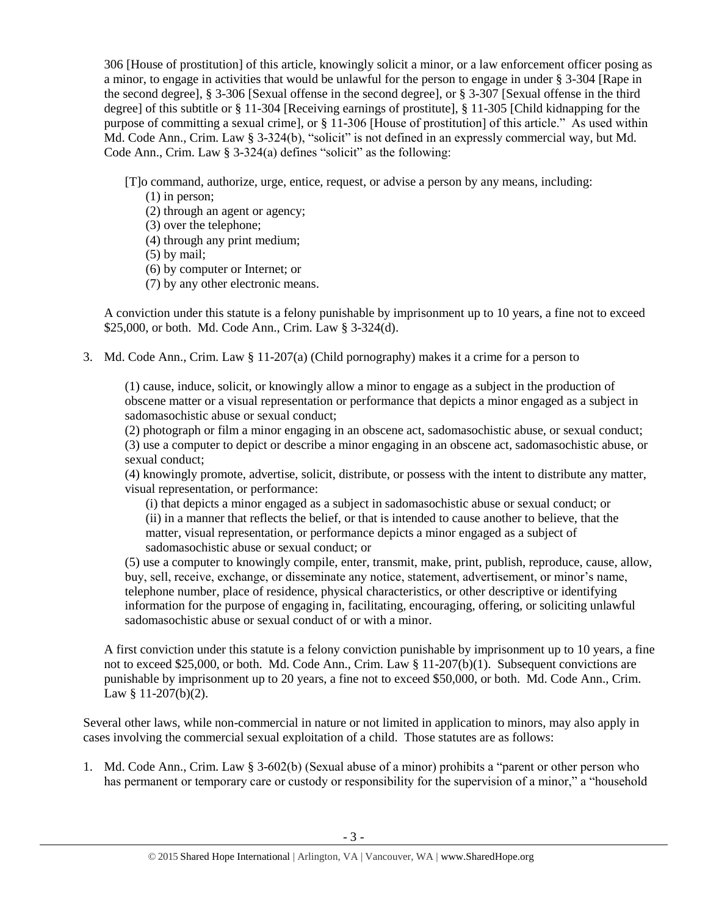306 [House of prostitution] of this article, knowingly solicit a minor, or a law enforcement officer posing as a minor, to engage in activities that would be unlawful for the person to engage in under § 3-304 [Rape in the second degree], § 3-306 [Sexual offense in the second degree], or § 3-307 [Sexual offense in the third degree] of this subtitle or § 11-304 [Receiving earnings of prostitute], § 11-305 [Child kidnapping for the purpose of committing a sexual crime], or § 11-306 [House of prostitution] of this article." As used within Md. Code Ann., Crim. Law § 3-324(b), "solicit" is not defined in an expressly commercial way, but Md. Code Ann., Crim. Law § 3-324(a) defines "solicit" as the following:

> [T]o command, authorize, urge, entice, request, or advise a person by any means, including:
> (1) in person;
> (2) through an agent or agency;
> (3) over the telephone;
> (4) through any print medium;
> (5) by mail;
> (6) by computer or Internet; or
> (7) by any other electronic means.

A conviction under this statute is a felony punishable by imprisonment up to 10 years, a fine not to exceed $25,000, or both. Md. Code Ann., Crim. Law § 3-324(d).

3. Md. Code Ann., Crim. Law § 11-207(a) (Child pornography) makes it a crime for a person to

> (1) cause, induce, solicit, or knowingly allow a minor to engage as a subject in the production of obscene matter or a visual representation or performance that depicts a minor engaged as a subject in sadomasochistic abuse or sexual conduct;
> (2) photograph or film a minor engaging in an obscene act, sadomasochistic abuse, or sexual conduct;
> (3) use a computer to depict or describe a minor engaging in an obscene act, sadomasochistic abuse, or sexual conduct;
> (4) knowingly promote, advertise, solicit, distribute, or possess with the intent to distribute any matter, visual representation, or performance:
> (i) that depicts a minor engaged as a subject in sadomasochistic abuse or sexual conduct; or
> (ii) in a manner that reflects the belief, or that is intended to cause another to believe, that the matter, visual representation, or performance depicts a minor engaged as a subject of sadomasochistic abuse or sexual conduct; or
> (5) use a computer to knowingly compile, enter, transmit, make, print, publish, reproduce, cause, allow, buy, sell, receive, exchange, or disseminate any notice, statement, advertisement, or minor's name, telephone number, place of residence, physical characteristics, or other descriptive or identifying information for the purpose of engaging in, facilitating, encouraging, offering, or soliciting unlawful sadomasochistic abuse or sexual conduct of or with a minor.

A first conviction under this statute is a felony conviction punishable by imprisonment up to 10 years, a fine not to exceed $25,000, or both. Md. Code Ann., Crim. Law § 11-207(b)(1). Subsequent convictions are punishable by imprisonment up to 20 years, a fine not to exceed $50,000, or both. Md. Code Ann., Crim. Law § 11-207(b)(2).

Several other laws, while non-commercial in nature or not limited in application to minors, may also apply in cases involving the commercial sexual exploitation of a child. Those statutes are as follows:

1. Md. Code Ann., Crim. Law § 3-602(b) (Sexual abuse of a minor) prohibits a "parent or other person who has permanent or temporary care or custody or responsibility for the supervision of a minor," a "household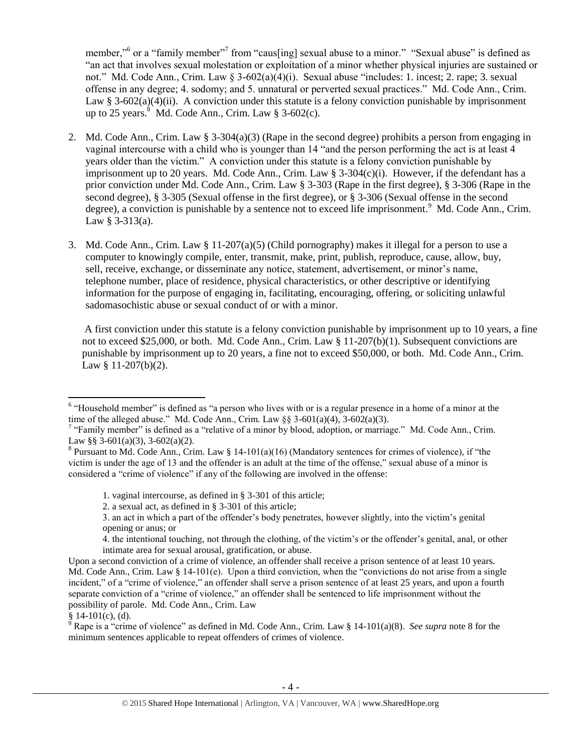member,"[6] or a "family member"[7] from "caus[ing] sexual abuse to a minor." "Sexual abuse" is defined as "an act that involves sexual molestation or exploitation of a minor whether physical injuries are sustained or not." Md. Code Ann., Crim. Law § 3-602(a)(4)(i). Sexual abuse "includes: 1. incest; 2. rape; 3. sexual offense in any degree; 4. sodomy; and 5. unnatural or perverted sexual practices." Md. Code Ann., Crim. Law § 3-602(a)(4)(ii). A conviction under this statute is a felony conviction punishable by imprisonment up to 25 years.[8] Md. Code Ann., Crim. Law § 3-602(c).

2. Md. Code Ann., Crim. Law § 3-304(a)(3) (Rape in the second degree) prohibits a person from engaging in vaginal intercourse with a child who is younger than 14 "and the person performing the act is at least 4 years older than the victim." A conviction under this statute is a felony conviction punishable by imprisonment up to 20 years. Md. Code Ann., Crim. Law § 3-304(c)(i). However, if the defendant has a prior conviction under Md. Code Ann., Crim. Law § 3-303 (Rape in the first degree), § 3-306 (Rape in the second degree), § 3-305 (Sexual offense in the first degree), or § 3-306 (Sexual offense in the second degree), a conviction is punishable by a sentence not to exceed life imprisonment.[9] Md. Code Ann., Crim. Law § 3-313(a).

3. Md. Code Ann., Crim. Law § 11-207(a)(5) (Child pornography) makes it illegal for a person to use a computer to knowingly compile, enter, transmit, make, print, publish, reproduce, cause, allow, buy, sell, receive, exchange, or disseminate any notice, statement, advertisement, or minor's name, telephone number, place of residence, physical characteristics, or other descriptive or identifying information for the purpose of engaging in, facilitating, encouraging, offering, or soliciting unlawful sadomasochistic abuse or sexual conduct of or with a minor.

   A first conviction under this statute is a felony conviction punishable by imprisonment up to 10 years, a fine not to exceed $25,000, or both. Md. Code Ann., Crim. Law § 11-207(b)(1). Subsequent convictions are punishable by imprisonment up to 20 years, a fine not to exceed $50,000, or both. Md. Code Ann., Crim. Law § 11-207(b)(2).

---

[6] "Household member" is defined as "a person who lives with or is a regular presence in a home of a minor at the time of the alleged abuse." Md. Code Ann., Crim. Law §§ 3-601(a)(4), 3-602(a)(3).

[7] "Family member" is defined as a "relative of a minor by blood, adoption, or marriage." Md. Code Ann., Crim. Law §§ 3-601(a)(3), 3-602(a)(2).

[8] Pursuant to Md. Code Ann., Crim. Law § 14-101(a)(16) (Mandatory sentences for crimes of violence), if "the victim is under the age of 13 and the offender is an adult at the time of the offense," sexual abuse of a minor is considered a "crime of violence" if any of the following are involved in the offense:

> 1. vaginal intercourse, as defined in § 3-301 of this article;
> 2. a sexual act, as defined in § 3-301 of this article;
> 3. an act in which a part of the offender's body penetrates, however slightly, into the victim's genital opening or anus; or
> 4. the intentional touching, not through the clothing, of the victim's or the offender's genital, anal, or other intimate area for sexual arousal, gratification, or abuse.

Upon a second conviction of a crime of violence, an offender shall receive a prison sentence of at least 10 years. Md. Code Ann., Crim. Law § 14-101(e). Upon a third conviction, when the "convictions do not arise from a single incident," of a "crime of violence," an offender shall serve a prison sentence of at least 25 years, and upon a fourth separate conviction of a "crime of violence," an offender shall be sentenced to life imprisonment without the possibility of parole. Md. Code Ann., Crim. Law § 14-101(c), (d).

[9] Rape is a "crime of violence" as defined in Md. Code Ann., Crim. Law § 14-101(a)(8). *See supra* note 8 for the minimum sentences applicable to repeat offenders of crimes of violence.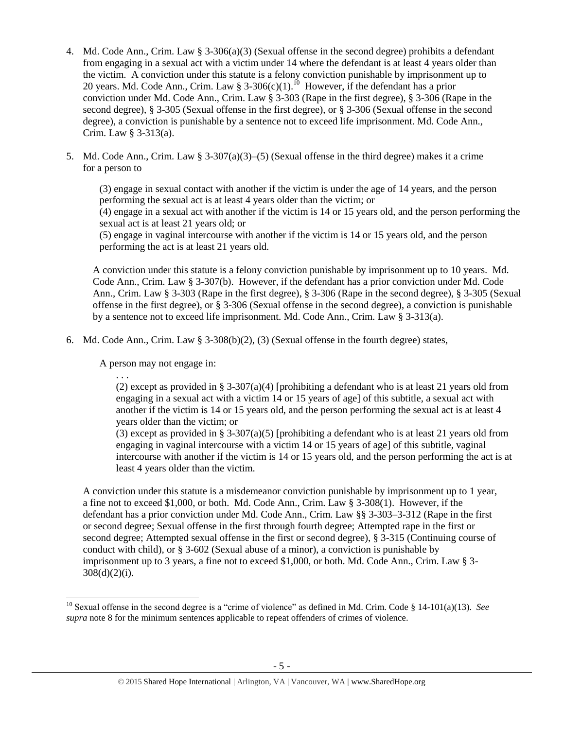4. Md. Code Ann., Crim. Law § 3-306(a)(3) (Sexual offense in the second degree) prohibits a defendant from engaging in a sexual act with a victim under 14 where the defendant is at least 4 years older than the victim. A conviction under this statute is a felony conviction punishable by imprisonment up to 20 years. Md. Code Ann., Crim. Law § 3-306(c)(1).[10] However, if the defendant has a prior conviction under Md. Code Ann., Crim. Law § 3-303 (Rape in the first degree), § 3-306 (Rape in the second degree), § 3-305 (Sexual offense in the first degree), or § 3-306 (Sexual offense in the second degree), a conviction is punishable by a sentence not to exceed life imprisonment. Md. Code Ann., Crim. Law § 3-313(a).

5. Md. Code Ann., Crim. Law § 3-307(a)(3)–(5) (Sexual offense in the third degree) makes it a crime for a person to

   (3) engage in sexual contact with another if the victim is under the age of 14 years, and the person performing the sexual act is at least 4 years older than the victim; or
   (4) engage in a sexual act with another if the victim is 14 or 15 years old, and the person performing the sexual act is at least 21 years old; or
   (5) engage in vaginal intercourse with another if the victim is 14 or 15 years old, and the person performing the act is at least 21 years old.

   A conviction under this statute is a felony conviction punishable by imprisonment up to 10 years. Md. Code Ann., Crim. Law § 3-307(b). However, if the defendant has a prior conviction under Md. Code Ann., Crim. Law § 3-303 (Rape in the first degree), § 3-306 (Rape in the second degree), § 3-305 (Sexual offense in the first degree), or § 3-306 (Sexual offense in the second degree), a conviction is punishable by a sentence not to exceed life imprisonment. Md. Code Ann., Crim. Law § 3-313(a).

6. Md. Code Ann., Crim. Law § 3-308(b)(2), (3) (Sexual offense in the fourth degree) states,

   A person may not engage in:

   . . .
   (2) except as provided in § 3-307(a)(4) [prohibiting a defendant who is at least 21 years old from engaging in a sexual act with a victim 14 or 15 years of age] of this subtitle, a sexual act with another if the victim is 14 or 15 years old, and the person performing the sexual act is at least 4 years older than the victim; or
   (3) except as provided in § 3-307(a)(5) [prohibiting a defendant who is at least 21 years old from engaging in vaginal intercourse with a victim 14 or 15 years of age] of this subtitle, vaginal intercourse with another if the victim is 14 or 15 years old, and the person performing the act is at least 4 years older than the victim.

   A conviction under this statute is a misdemeanor conviction punishable by imprisonment up to 1 year, a fine not to exceed $1,000, or both. Md. Code Ann., Crim. Law § 3-308(1). However, if the defendant has a prior conviction under Md. Code Ann., Crim. Law §§ 3-303–3-312 (Rape in the first or second degree; Sexual offense in the first through fourth degree; Attempted rape in the first or second degree; Attempted sexual offense in the first or second degree), § 3-315 (Continuing course of conduct with child), or § 3-602 (Sexual abuse of a minor), a conviction is punishable by imprisonment up to 3 years, a fine not to exceed $1,000, or both. Md. Code Ann., Crim. Law § 3-308(d)(2)(i).

---

[10] Sexual offense in the second degree is a "crime of violence" as defined in Md. Crim. Code § 14-101(a)(13). *See supra* note 8 for the minimum sentences applicable to repeat offenders of crimes of violence.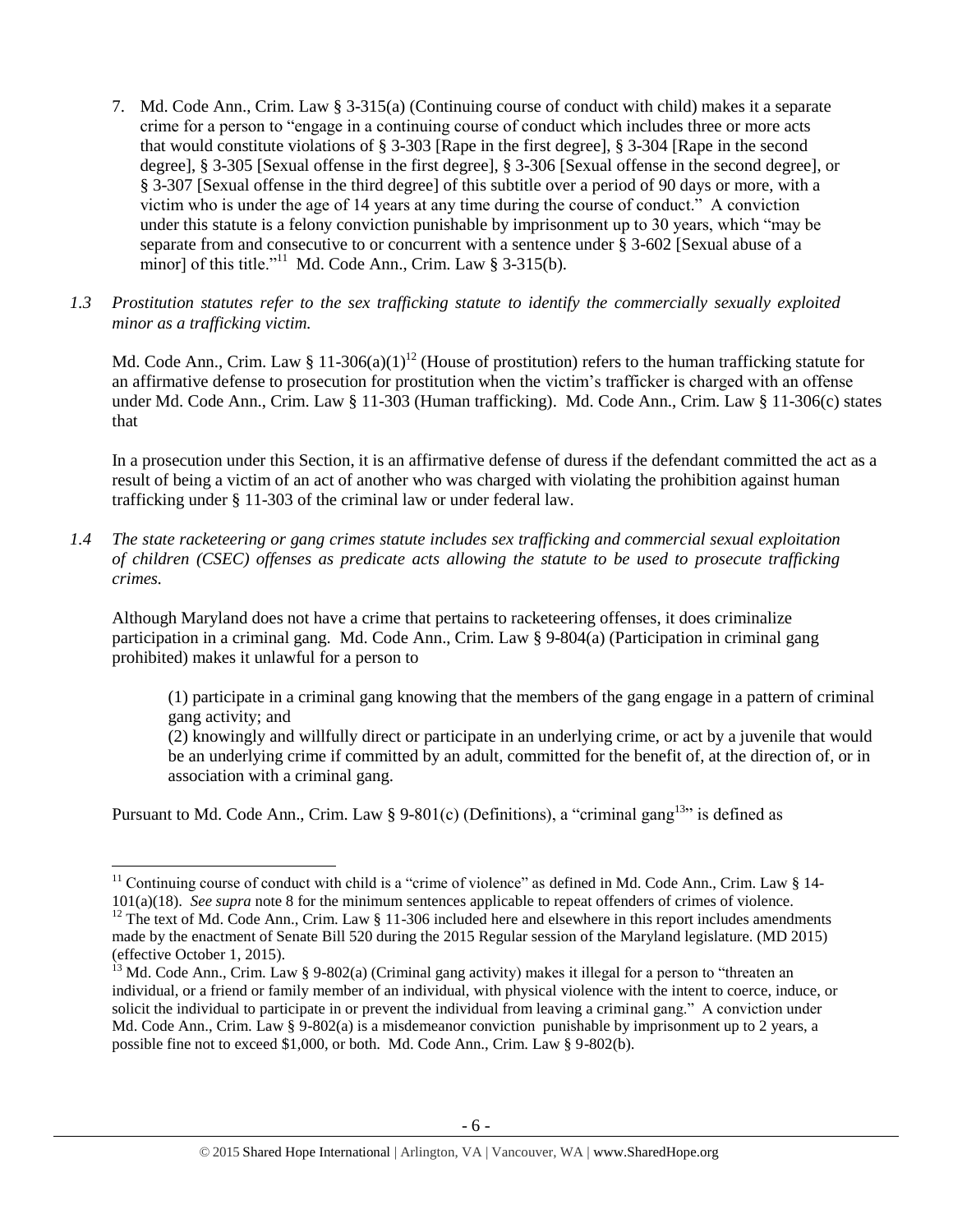7. Md. Code Ann., Crim. Law § 3-315(a) (Continuing course of conduct with child) makes it a separate crime for a person to "engage in a continuing course of conduct which includes three or more acts that would constitute violations of § 3-303 [Rape in the first degree], § 3-304 [Rape in the second degree], § 3-305 [Sexual offense in the first degree], § 3-306 [Sexual offense in the second degree], or § 3-307 [Sexual offense in the third degree] of this subtitle over a period of 90 days or more, with a victim who is under the age of 14 years at any time during the course of conduct." A conviction under this statute is a felony conviction punishable by imprisonment up to 30 years, which "may be separate from and consecutive to or concurrent with a sentence under § 3-602 [Sexual abuse of a minor] of this title."[11] Md. Code Ann., Crim. Law § 3-315(b).

*1.3 Prostitution statutes refer to the sex trafficking statute to identify the commercially sexually exploited minor as a trafficking victim.*

Md. Code Ann., Crim. Law § 11-306(a)(1)[12] (House of prostitution) refers to the human trafficking statute for an affirmative defense to prosecution for prostitution when the victim's trafficker is charged with an offense under Md. Code Ann., Crim. Law § 11-303 (Human trafficking). Md. Code Ann., Crim. Law § 11-306(c) states that

In a prosecution under this Section, it is an affirmative defense of duress if the defendant committed the act as a result of being a victim of an act of another who was charged with violating the prohibition against human trafficking under § 11-303 of the criminal law or under federal law.

*1.4 The state racketeering or gang crimes statute includes sex trafficking and commercial sexual exploitation of children (CSEC) offenses as predicate acts allowing the statute to be used to prosecute trafficking crimes.*

Although Maryland does not have a crime that pertains to racketeering offenses, it does criminalize participation in a criminal gang. Md. Code Ann., Crim. Law § 9-804(a) (Participation in criminal gang prohibited) makes it unlawful for a person to

> (1) participate in a criminal gang knowing that the members of the gang engage in a pattern of criminal gang activity; and
> (2) knowingly and willfully direct or participate in an underlying crime, or act by a juvenile that would be an underlying crime if committed by an adult, committed for the benefit of, at the direction of, or in association with a criminal gang.

Pursuant to Md. Code Ann., Crim. Law § 9-801(c) (Definitions), a "criminal gang[13]" is defined as

---

[11] Continuing course of conduct with child is a "crime of violence" as defined in Md. Code Ann., Crim. Law § 14-101(a)(18). *See supra* note 8 for the minimum sentences applicable to repeat offenders of crimes of violence.

[12] The text of Md. Code Ann., Crim. Law § 11-306 included here and elsewhere in this report includes amendments made by the enactment of Senate Bill 520 during the 2015 Regular session of the Maryland legislature. (MD 2015) (effective October 1, 2015).

[13] Md. Code Ann., Crim. Law § 9-802(a) (Criminal gang activity) makes it illegal for a person to "threaten an individual, or a friend or family member of an individual, with physical violence with the intent to coerce, induce, or solicit the individual to participate in or prevent the individual from leaving a criminal gang." A conviction under Md. Code Ann., Crim. Law § 9-802(a) is a misdemeanor conviction punishable by imprisonment up to 2 years, a possible fine not to exceed $1,000, or both. Md. Code Ann., Crim. Law § 9-802(b).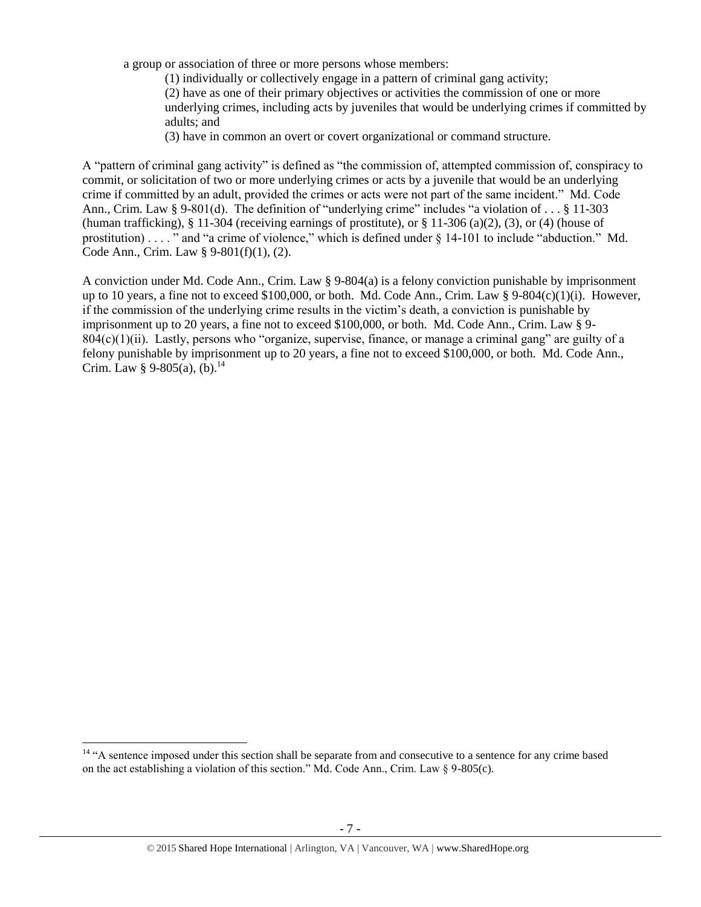a group or association of three or more persons whose members:

(1) individually or collectively engage in a pattern of criminal gang activity;

(2) have as one of their primary objectives or activities the commission of one or more underlying crimes, including acts by juveniles that would be underlying crimes if committed by adults; and

(3) have in common an overt or covert organizational or command structure.

A "pattern of criminal gang activity" is defined as "the commission of, attempted commission of, conspiracy to commit, or solicitation of two or more underlying crimes or acts by a juvenile that would be an underlying crime if committed by an adult, provided the crimes or acts were not part of the same incident." Md. Code Ann., Crim. Law § 9-801(d). The definition of "underlying crime" includes "a violation of . . . § 11-303 (human trafficking), § 11-304 (receiving earnings of prostitute), or § 11-306 (a)(2), (3), or (4) (house of prostitution) . . . . " and "a crime of violence," which is defined under § 14-101 to include "abduction." Md. Code Ann., Crim. Law § 9-801(f)(1), (2).

A conviction under Md. Code Ann., Crim. Law § 9-804(a) is a felony conviction punishable by imprisonment up to 10 years, a fine not to exceed $100,000, or both. Md. Code Ann., Crim. Law § 9-804(c)(1)(i). However, if the commission of the underlying crime results in the victim's death, a conviction is punishable by imprisonment up to 20 years, a fine not to exceed $100,000, or both. Md. Code Ann., Crim. Law § 9-804(c)(1)(ii). Lastly, persons who "organize, supervise, finance, or manage a criminal gang" are guilty of a felony punishable by imprisonment up to 20 years, a fine not to exceed $100,000, or both. Md. Code Ann., Crim. Law § 9-805(a), (b).[14]

[14] "A sentence imposed under this section shall be separate from and consecutive to a sentence for any crime based on the act establishing a violation of this section." Md. Code Ann., Crim. Law § 9-805(c).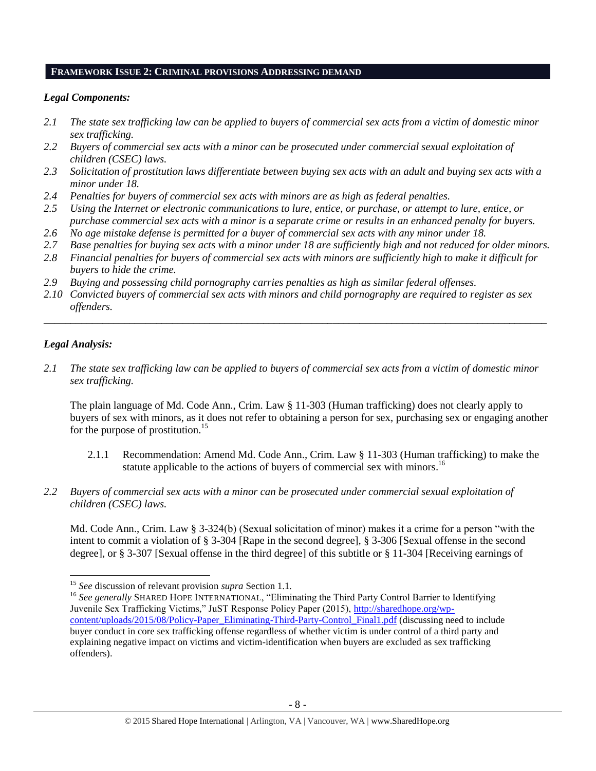## FRAMEWORK ISSUE 2: CRIMINAL PROVISIONS ADDRESSING DEMAND

### *Legal Components:*

*2.1 The state sex trafficking law can be applied to buyers of commercial sex acts from a victim of domestic minor sex trafficking.*
*2.2 Buyers of commercial sex acts with a minor can be prosecuted under commercial sexual exploitation of children (CSEC) laws.*
*2.3 Solicitation of prostitution laws differentiate between buying sex acts with an adult and buying sex acts with a minor under 18.*
*2.4 Penalties for buyers of commercial sex acts with minors are as high as federal penalties.*
*2.5 Using the Internet or electronic communications to lure, entice, or purchase, or attempt to lure, entice, or purchase commercial sex acts with a minor is a separate crime or results in an enhanced penalty for buyers.*
*2.6 No age mistake defense is permitted for a buyer of commercial sex acts with any minor under 18.*
*2.7 Base penalties for buying sex acts with a minor under 18 are sufficiently high and not reduced for older minors.*
*2.8 Financial penalties for buyers of commercial sex acts with minors are sufficiently high to make it difficult for buyers to hide the crime.*
*2.9 Buying and possessing child pornography carries penalties as high as similar federal offenses.*
*2.10 Convicted buyers of commercial sex acts with minors and child pornography are required to register as sex offenders.*

---

### *Legal Analysis:*

*2.1 The state sex trafficking law can be applied to buyers of commercial sex acts from a victim of domestic minor sex trafficking.*

The plain language of Md. Code Ann., Crim. Law § 11-303 (Human trafficking) does not clearly apply to buyers of sex with minors, as it does not refer to obtaining a person for sex, purchasing sex or engaging another for the purpose of prostitution.[15]

2.1.1 Recommendation: Amend Md. Code Ann., Crim. Law § 11-303 (Human trafficking) to make the statute applicable to the actions of buyers of commercial sex with minors.[16]

*2.2 Buyers of commercial sex acts with a minor can be prosecuted under commercial sexual exploitation of children (CSEC) laws.*

Md. Code Ann., Crim. Law § 3-324(b) (Sexual solicitation of minor) makes it a crime for a person "with the intent to commit a violation of § 3-304 [Rape in the second degree], § 3-306 [Sexual offense in the second degree], or § 3-307 [Sexual offense in the third degree] of this subtitle or § 11-304 [Receiving earnings of

---

[15] *See* discussion of relevant provision *supra* Section 1.1.

[16] *See generally* SHARED HOPE INTERNATIONAL, "Eliminating the Third Party Control Barrier to Identifying Juvenile Sex Trafficking Victims," JuST Response Policy Paper (2015), http://sharedhope.org/wp-content/uploads/2015/08/Policy-Paper_Eliminating-Third-Party-Control_Final1.pdf (discussing need to include buyer conduct in core sex trafficking offense regardless of whether victim is under control of a third party and explaining negative impact on victims and victim-identification when buyers are excluded as sex trafficking offenders).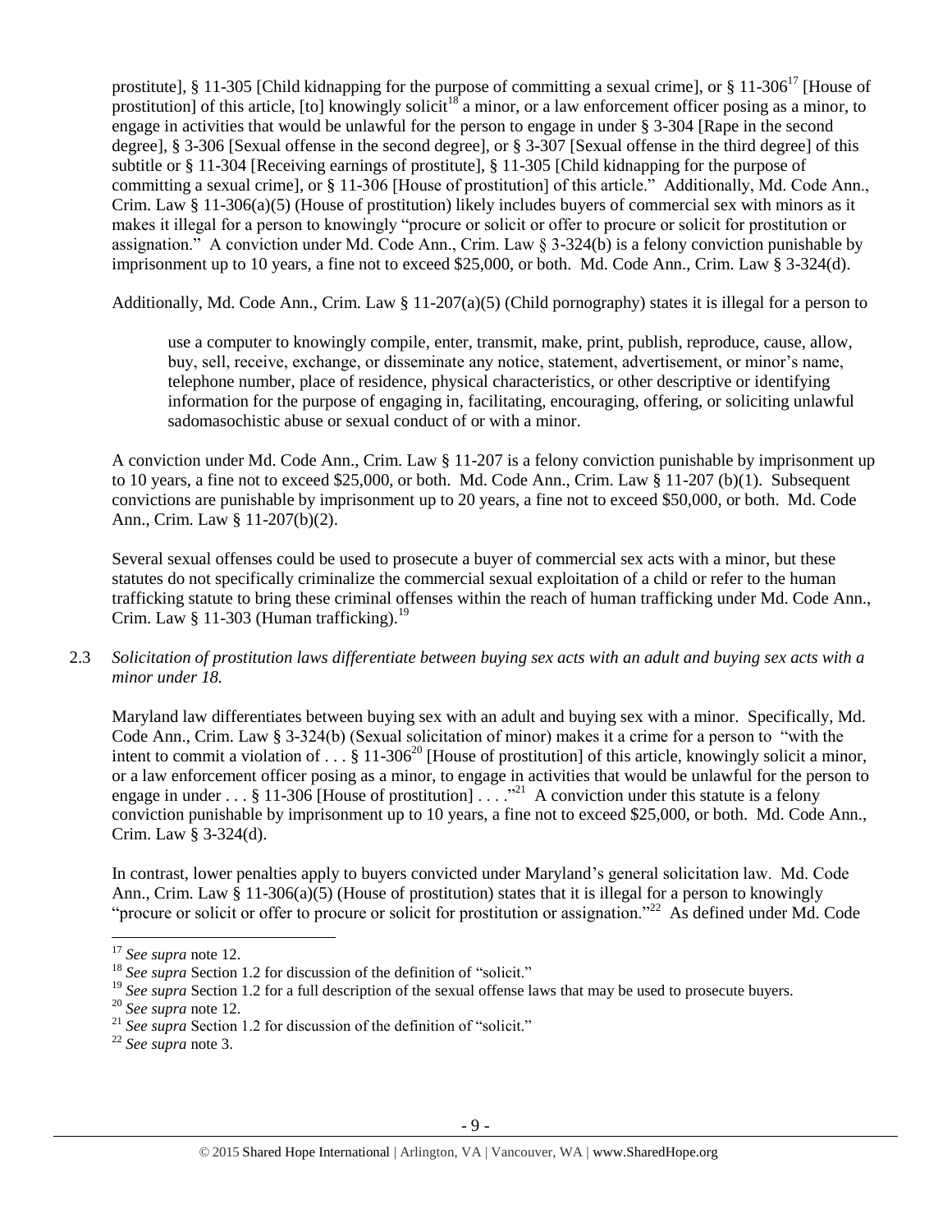prostitute], § 11-305 [Child kidnapping for the purpose of committing a sexual crime], or § 11-306[17] [House of prostitution] of this article, [to] knowingly solicit[18] a minor, or a law enforcement officer posing as a minor, to engage in activities that would be unlawful for the person to engage in under § 3-304 [Rape in the second degree], § 3-306 [Sexual offense in the second degree], or § 3-307 [Sexual offense in the third degree] of this subtitle or § 11-304 [Receiving earnings of prostitute], § 11-305 [Child kidnapping for the purpose of committing a sexual crime], or § 11-306 [House of prostitution] of this article." Additionally, Md. Code Ann., Crim. Law § 11-306(a)(5) (House of prostitution) likely includes buyers of commercial sex with minors as it makes it illegal for a person to knowingly "procure or solicit or offer to procure or solicit for prostitution or assignation." A conviction under Md. Code Ann., Crim. Law § 3-324(b) is a felony conviction punishable by imprisonment up to 10 years, a fine not to exceed $25,000, or both. Md. Code Ann., Crim. Law § 3-324(d).

Additionally, Md. Code Ann., Crim. Law § 11-207(a)(5) (Child pornography) states it is illegal for a person to

> use a computer to knowingly compile, enter, transmit, make, print, publish, reproduce, cause, allow, buy, sell, receive, exchange, or disseminate any notice, statement, advertisement, or minor's name, telephone number, place of residence, physical characteristics, or other descriptive or identifying information for the purpose of engaging in, facilitating, encouraging, offering, or soliciting unlawful sadomasochistic abuse or sexual conduct of or with a minor.

A conviction under Md. Code Ann., Crim. Law § 11-207 is a felony conviction punishable by imprisonment up to 10 years, a fine not to exceed $25,000, or both. Md. Code Ann., Crim. Law § 11-207 (b)(1). Subsequent convictions are punishable by imprisonment up to 20 years, a fine not to exceed $50,000, or both. Md. Code Ann., Crim. Law § 11-207(b)(2).

Several sexual offenses could be used to prosecute a buyer of commercial sex acts with a minor, but these statutes do not specifically criminalize the commercial sexual exploitation of a child or refer to the human trafficking statute to bring these criminal offenses within the reach of human trafficking under Md. Code Ann., Crim. Law § 11-303 (Human trafficking).[19]

2.3 *Solicitation of prostitution laws differentiate between buying sex acts with an adult and buying sex acts with a minor under 18.*

Maryland law differentiates between buying sex with an adult and buying sex with a minor. Specifically, Md. Code Ann., Crim. Law § 3-324(b) (Sexual solicitation of minor) makes it a crime for a person to "with the intent to commit a violation of . . . § 11-306[20] [House of prostitution] of this article, knowingly solicit a minor, or a law enforcement officer posing as a minor, to engage in activities that would be unlawful for the person to engage in under . . . § 11-306 [House of prostitution] . . . ."[21] A conviction under this statute is a felony conviction punishable by imprisonment up to 10 years, a fine not to exceed $25,000, or both. Md. Code Ann., Crim. Law § 3-324(d).

In contrast, lower penalties apply to buyers convicted under Maryland's general solicitation law. Md. Code Ann., Crim. Law § 11-306(a)(5) (House of prostitution) states that it is illegal for a person to knowingly "procure or solicit or offer to procure or solicit for prostitution or assignation."[22] As defined under Md. Code

---

[17] *See supra* note 12.

[18] *See supra* Section 1.2 for discussion of the definition of "solicit."

[19] *See supra* Section 1.2 for a full description of the sexual offense laws that may be used to prosecute buyers.

[20] *See supra* note 12.

[21] *See supra* Section 1.2 for discussion of the definition of "solicit."

[22] *See supra* note 3.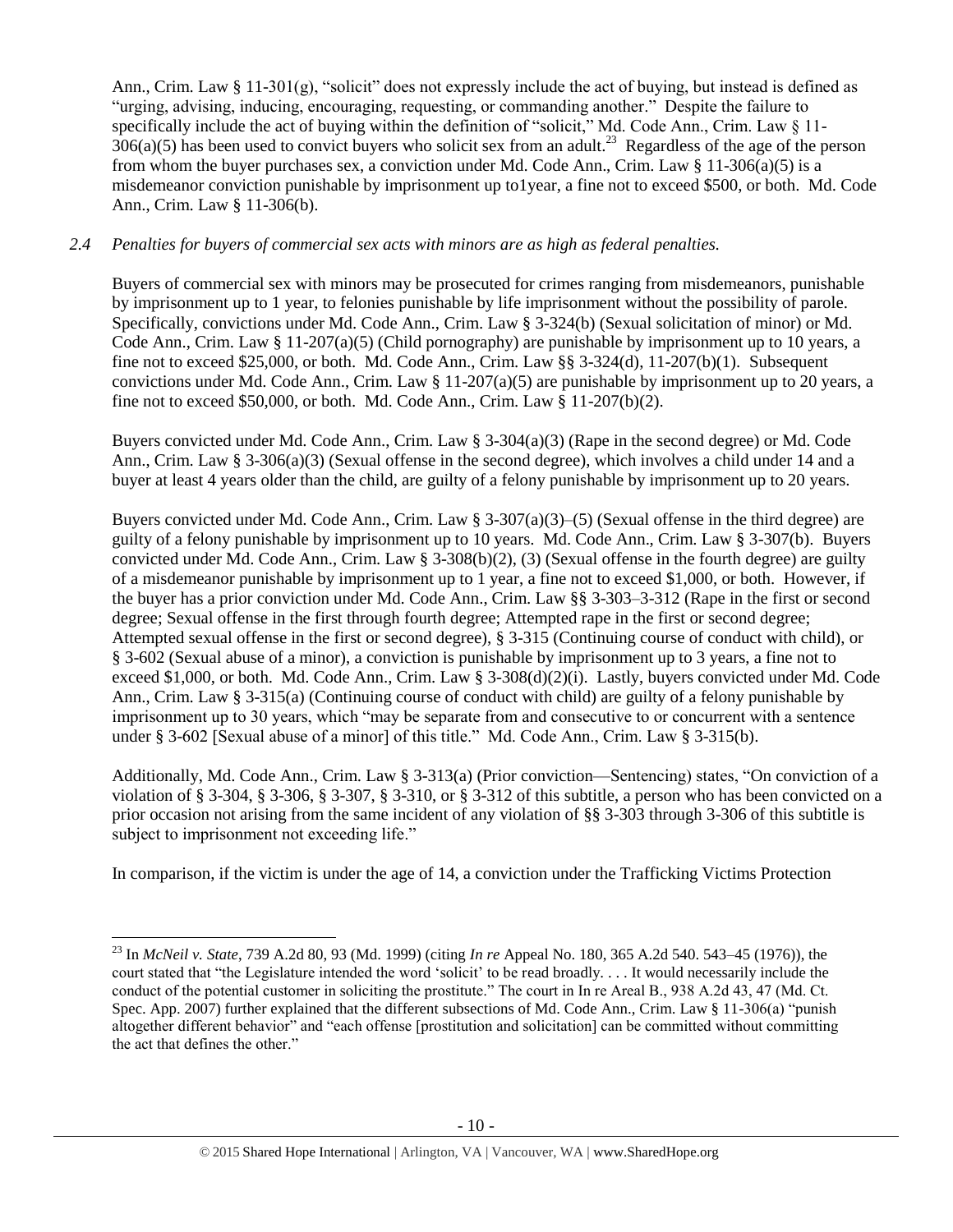Ann., Crim. Law § 11-301(g), "solicit" does not expressly include the act of buying, but instead is defined as "urging, advising, inducing, encouraging, requesting, or commanding another." Despite the failure to specifically include the act of buying within the definition of "solicit," Md. Code Ann., Crim. Law § 11-306(a)(5) has been used to convict buyers who solicit sex from an adult.[23] Regardless of the age of the person from whom the buyer purchases sex, a conviction under Md. Code Ann., Crim. Law § 11-306(a)(5) is a misdemeanor conviction punishable by imprisonment up to1year, a fine not to exceed $500, or both. Md. Code Ann., Crim. Law § 11-306(b).

*2.4 Penalties for buyers of commercial sex acts with minors are as high as federal penalties.*

Buyers of commercial sex with minors may be prosecuted for crimes ranging from misdemeanors, punishable by imprisonment up to 1 year, to felonies punishable by life imprisonment without the possibility of parole. Specifically, convictions under Md. Code Ann., Crim. Law § 3-324(b) (Sexual solicitation of minor) or Md. Code Ann., Crim. Law § 11-207(a)(5) (Child pornography) are punishable by imprisonment up to 10 years, a fine not to exceed $25,000, or both. Md. Code Ann., Crim. Law §§ 3-324(d), 11-207(b)(1). Subsequent convictions under Md. Code Ann., Crim. Law § 11-207(a)(5) are punishable by imprisonment up to 20 years, a fine not to exceed $50,000, or both. Md. Code Ann., Crim. Law § 11-207(b)(2).

Buyers convicted under Md. Code Ann., Crim. Law § 3-304(a)(3) (Rape in the second degree) or Md. Code Ann., Crim. Law § 3-306(a)(3) (Sexual offense in the second degree), which involves a child under 14 and a buyer at least 4 years older than the child, are guilty of a felony punishable by imprisonment up to 20 years.

Buyers convicted under Md. Code Ann., Crim. Law § 3-307(a)(3)–(5) (Sexual offense in the third degree) are guilty of a felony punishable by imprisonment up to 10 years. Md. Code Ann., Crim. Law § 3-307(b). Buyers convicted under Md. Code Ann., Crim. Law § 3-308(b)(2), (3) (Sexual offense in the fourth degree) are guilty of a misdemeanor punishable by imprisonment up to 1 year, a fine not to exceed $1,000, or both. However, if the buyer has a prior conviction under Md. Code Ann., Crim. Law §§ 3-303–3-312 (Rape in the first or second degree; Sexual offense in the first through fourth degree; Attempted rape in the first or second degree; Attempted sexual offense in the first or second degree), § 3-315 (Continuing course of conduct with child), or § 3-602 (Sexual abuse of a minor), a conviction is punishable by imprisonment up to 3 years, a fine not to exceed $1,000, or both. Md. Code Ann., Crim. Law § 3-308(d)(2)(i). Lastly, buyers convicted under Md. Code Ann., Crim. Law § 3-315(a) (Continuing course of conduct with child) are guilty of a felony punishable by imprisonment up to 30 years, which "may be separate from and consecutive to or concurrent with a sentence under § 3-602 [Sexual abuse of a minor] of this title." Md. Code Ann., Crim. Law § 3-315(b).

Additionally, Md. Code Ann., Crim. Law § 3-313(a) (Prior conviction—Sentencing) states, "On conviction of a violation of § 3-304, § 3-306, § 3-307, § 3-310, or § 3-312 of this subtitle, a person who has been convicted on a prior occasion not arising from the same incident of any violation of §§ 3-303 through 3-306 of this subtitle is subject to imprisonment not exceeding life."

In comparison, if the victim is under the age of 14, a conviction under the Trafficking Victims Protection

[23] In *McNeil v. State*, 739 A.2d 80, 93 (Md. 1999) (citing *In re* Appeal No. 180, 365 A.2d 540. 543–45 (1976)), the court stated that "the Legislature intended the word 'solicit' to be read broadly. . . . It would necessarily include the conduct of the potential customer in soliciting the prostitute." The court in In re Areal B., 938 A.2d 43, 47 (Md. Ct. Spec. App. 2007) further explained that the different subsections of Md. Code Ann., Crim. Law § 11-306(a) "punish altogether different behavior" and "each offense [prostitution and solicitation] can be committed without committing the act that defines the other."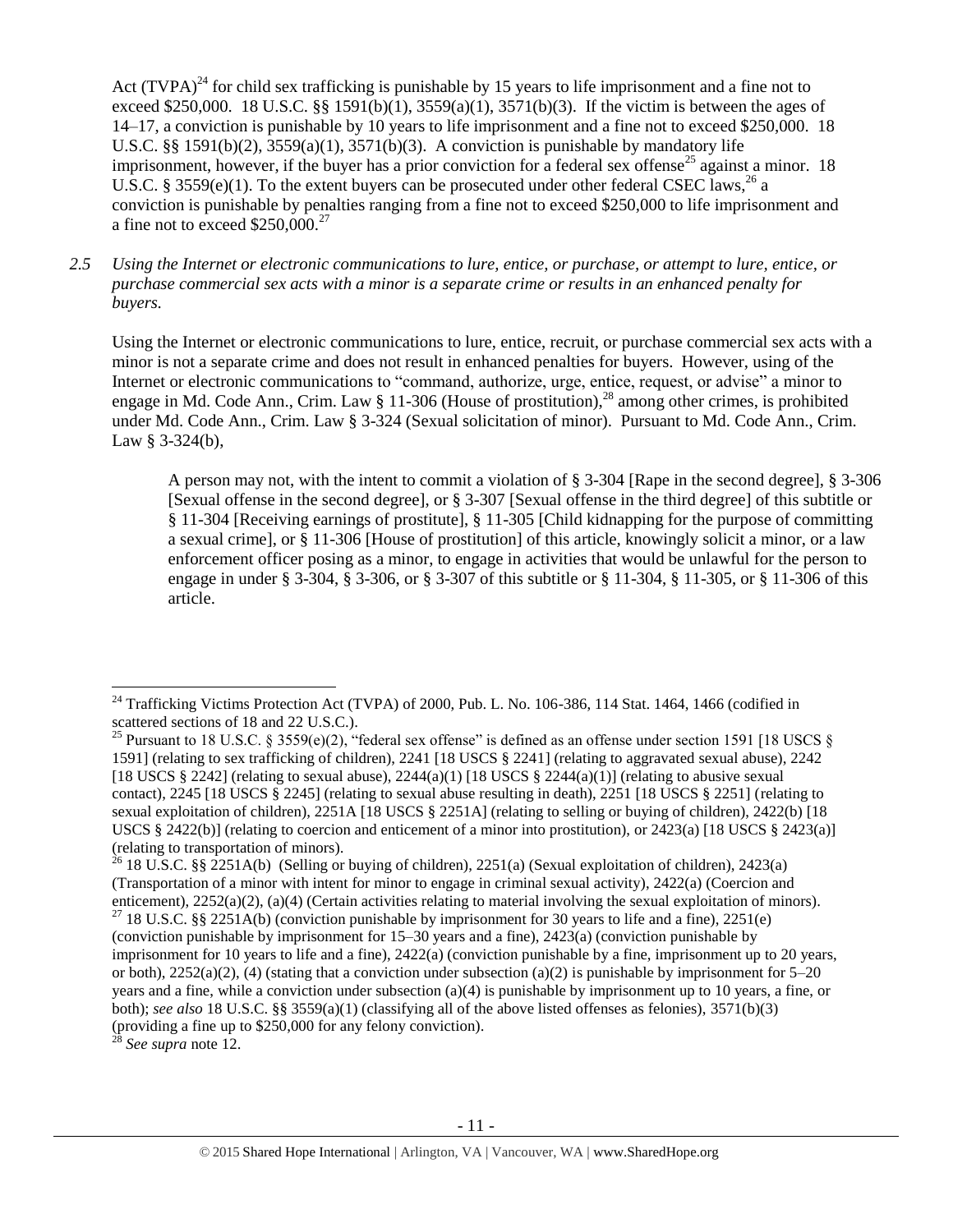Act (TVPA)[24] for child sex trafficking is punishable by 15 years to life imprisonment and a fine not to exceed $250,000. 18 U.S.C. §§ 1591(b)(1), 3559(a)(1), 3571(b)(3). If the victim is between the ages of 14–17, a conviction is punishable by 10 years to life imprisonment and a fine not to exceed $250,000. 18 U.S.C. §§ 1591(b)(2), 3559(a)(1), 3571(b)(3). A conviction is punishable by mandatory life imprisonment, however, if the buyer has a prior conviction for a federal sex offense[25] against a minor. 18 U.S.C. § 3559(e)(1). To the extent buyers can be prosecuted under other federal CSEC laws,[26] a conviction is punishable by penalties ranging from a fine not to exceed $250,000 to life imprisonment and a fine not to exceed $250,000.[27]

*2.5 Using the Internet or electronic communications to lure, entice, or purchase, or attempt to lure, entice, or purchase commercial sex acts with a minor is a separate crime or results in an enhanced penalty for buyers.*

Using the Internet or electronic communications to lure, entice, recruit, or purchase commercial sex acts with a minor is not a separate crime and does not result in enhanced penalties for buyers. However, using of the Internet or electronic communications to "command, authorize, urge, entice, request, or advise" a minor to engage in Md. Code Ann., Crim. Law § 11-306 (House of prostitution),[28] among other crimes, is prohibited under Md. Code Ann., Crim. Law § 3-324 (Sexual solicitation of minor). Pursuant to Md. Code Ann., Crim. Law § 3-324(b),

> A person may not, with the intent to commit a violation of § 3-304 [Rape in the second degree], § 3-306 [Sexual offense in the second degree], or § 3-307 [Sexual offense in the third degree] of this subtitle or § 11-304 [Receiving earnings of prostitute], § 11-305 [Child kidnapping for the purpose of committing a sexual crime], or § 11-306 [House of prostitution] of this article, knowingly solicit a minor, or a law enforcement officer posing as a minor, to engage in activities that would be unlawful for the person to engage in under § 3-304, § 3-306, or § 3-307 of this subtitle or § 11-304, § 11-305, or § 11-306 of this article.

---

[24] Trafficking Victims Protection Act (TVPA) of 2000, Pub. L. No. 106-386, 114 Stat. 1464, 1466 (codified in scattered sections of 18 and 22 U.S.C.).

[25] Pursuant to 18 U.S.C. § 3559(e)(2), "federal sex offense" is defined as an offense under section 1591 [18 USCS § 1591] (relating to sex trafficking of children), 2241 [18 USCS § 2241] (relating to aggravated sexual abuse), 2242 [18 USCS § 2242] (relating to sexual abuse), 2244(a)(1) [18 USCS § 2244(a)(1)] (relating to abusive sexual contact), 2245 [18 USCS § 2245] (relating to sexual abuse resulting in death), 2251 [18 USCS § 2251] (relating to sexual exploitation of children), 2251A [18 USCS § 2251A] (relating to selling or buying of children), 2422(b) [18 USCS § 2422(b)] (relating to coercion and enticement of a minor into prostitution), or 2423(a) [18 USCS § 2423(a)] (relating to transportation of minors).

[26] 18 U.S.C. §§ 2251A(b) (Selling or buying of children), 2251(a) (Sexual exploitation of children), 2423(a) (Transportation of a minor with intent for minor to engage in criminal sexual activity), 2422(a) (Coercion and enticement), 2252(a)(2), (a)(4) (Certain activities relating to material involving the sexual exploitation of minors).

[27] 18 U.S.C. §§ 2251A(b) (conviction punishable by imprisonment for 30 years to life and a fine), 2251(e) (conviction punishable by imprisonment for 15–30 years and a fine), 2423(a) (conviction punishable by imprisonment for 10 years to life and a fine), 2422(a) (conviction punishable by a fine, imprisonment up to 20 years, or both), 2252(a)(2), (4) (stating that a conviction under subsection (a)(2) is punishable by imprisonment for 5–20 years and a fine, while a conviction under subsection (a)(4) is punishable by imprisonment up to 10 years, a fine, or both); *see also* 18 U.S.C. §§ 3559(a)(1) (classifying all of the above listed offenses as felonies), 3571(b)(3) (providing a fine up to $250,000 for any felony conviction).

[28] *See supra* note 12.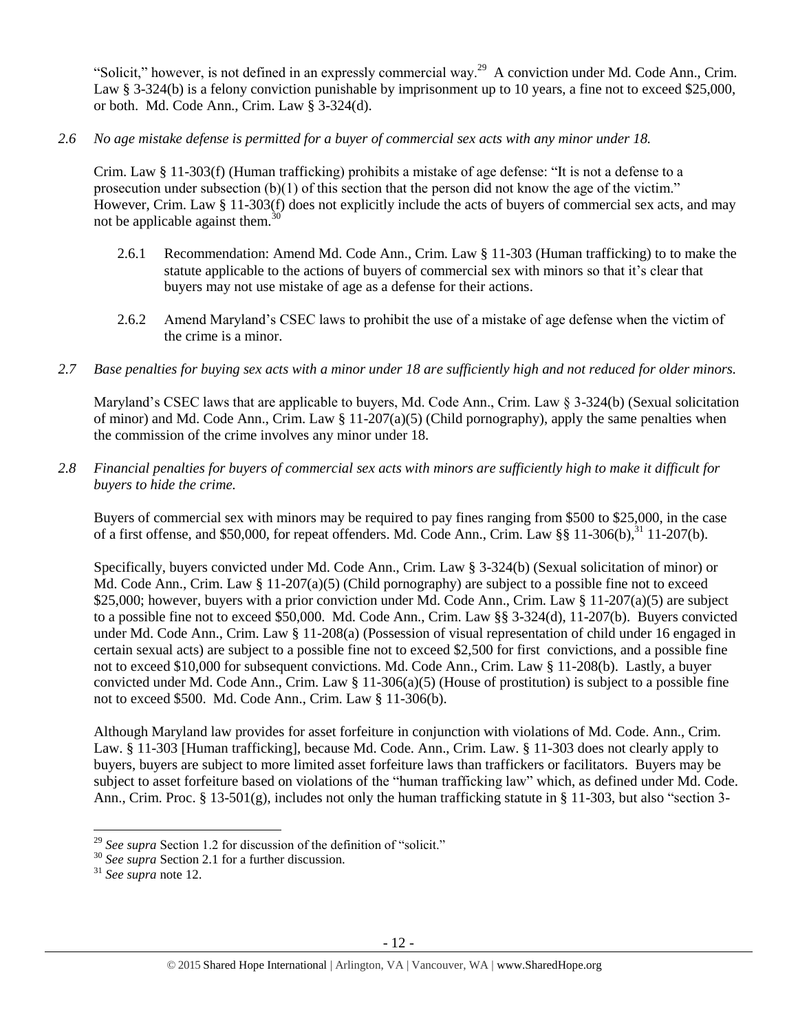"Solicit," however, is not defined in an expressly commercial way.[29] A conviction under Md. Code Ann., Crim. Law § 3-324(b) is a felony conviction punishable by imprisonment up to 10 years, a fine not to exceed $25,000, or both. Md. Code Ann., Crim. Law § 3-324(d).

*2.6 No age mistake defense is permitted for a buyer of commercial sex acts with any minor under 18.*

Crim. Law § 11-303(f) (Human trafficking) prohibits a mistake of age defense: "It is not a defense to a prosecution under subsection (b)(1) of this section that the person did not know the age of the victim." However, Crim. Law § 11-303(f) does not explicitly include the acts of buyers of commercial sex acts, and may not be applicable against them.[30]

2.6.1 Recommendation: Amend Md. Code Ann., Crim. Law § 11-303 (Human trafficking) to to make the statute applicable to the actions of buyers of commercial sex with minors so that it's clear that buyers may not use mistake of age as a defense for their actions.

2.6.2 Amend Maryland's CSEC laws to prohibit the use of a mistake of age defense when the victim of the crime is a minor.

*2.7 Base penalties for buying sex acts with a minor under 18 are sufficiently high and not reduced for older minors.*

Maryland's CSEC laws that are applicable to buyers, Md. Code Ann., Crim. Law § 3-324(b) (Sexual solicitation of minor) and Md. Code Ann., Crim. Law § 11-207(a)(5) (Child pornography), apply the same penalties when the commission of the crime involves any minor under 18.

*2.8 Financial penalties for buyers of commercial sex acts with minors are sufficiently high to make it difficult for buyers to hide the crime.*

Buyers of commercial sex with minors may be required to pay fines ranging from $500 to $25,000, in the case of a first offense, and $50,000, for repeat offenders. Md. Code Ann., Crim. Law §§ 11-306(b),[31] 11-207(b).

Specifically, buyers convicted under Md. Code Ann., Crim. Law § 3-324(b) (Sexual solicitation of minor) or Md. Code Ann., Crim. Law § 11-207(a)(5) (Child pornography) are subject to a possible fine not to exceed $25,000; however, buyers with a prior conviction under Md. Code Ann., Crim. Law § 11-207(a)(5) are subject to a possible fine not to exceed $50,000. Md. Code Ann., Crim. Law §§ 3-324(d), 11-207(b). Buyers convicted under Md. Code Ann., Crim. Law § 11-208(a) (Possession of visual representation of child under 16 engaged in certain sexual acts) are subject to a possible fine not to exceed $2,500 for first convictions, and a possible fine not to exceed $10,000 for subsequent convictions. Md. Code Ann., Crim. Law § 11-208(b). Lastly, a buyer convicted under Md. Code Ann., Crim. Law § 11-306(a)(5) (House of prostitution) is subject to a possible fine not to exceed $500. Md. Code Ann., Crim. Law § 11-306(b).

Although Maryland law provides for asset forfeiture in conjunction with violations of Md. Code. Ann., Crim. Law. § 11-303 [Human trafficking], because Md. Code. Ann., Crim. Law. § 11-303 does not clearly apply to buyers, buyers are subject to more limited asset forfeiture laws than traffickers or facilitators. Buyers may be subject to asset forfeiture based on violations of the "human trafficking law" which, as defined under Md. Code. Ann., Crim. Proc. § 13-501(g), includes not only the human trafficking statute in § 11-303, but also "section 3-

[29] *See supra* Section 1.2 for discussion of the definition of "solicit."

[30] *See supra* Section 2.1 for a further discussion.

[31] *See supra* note 12.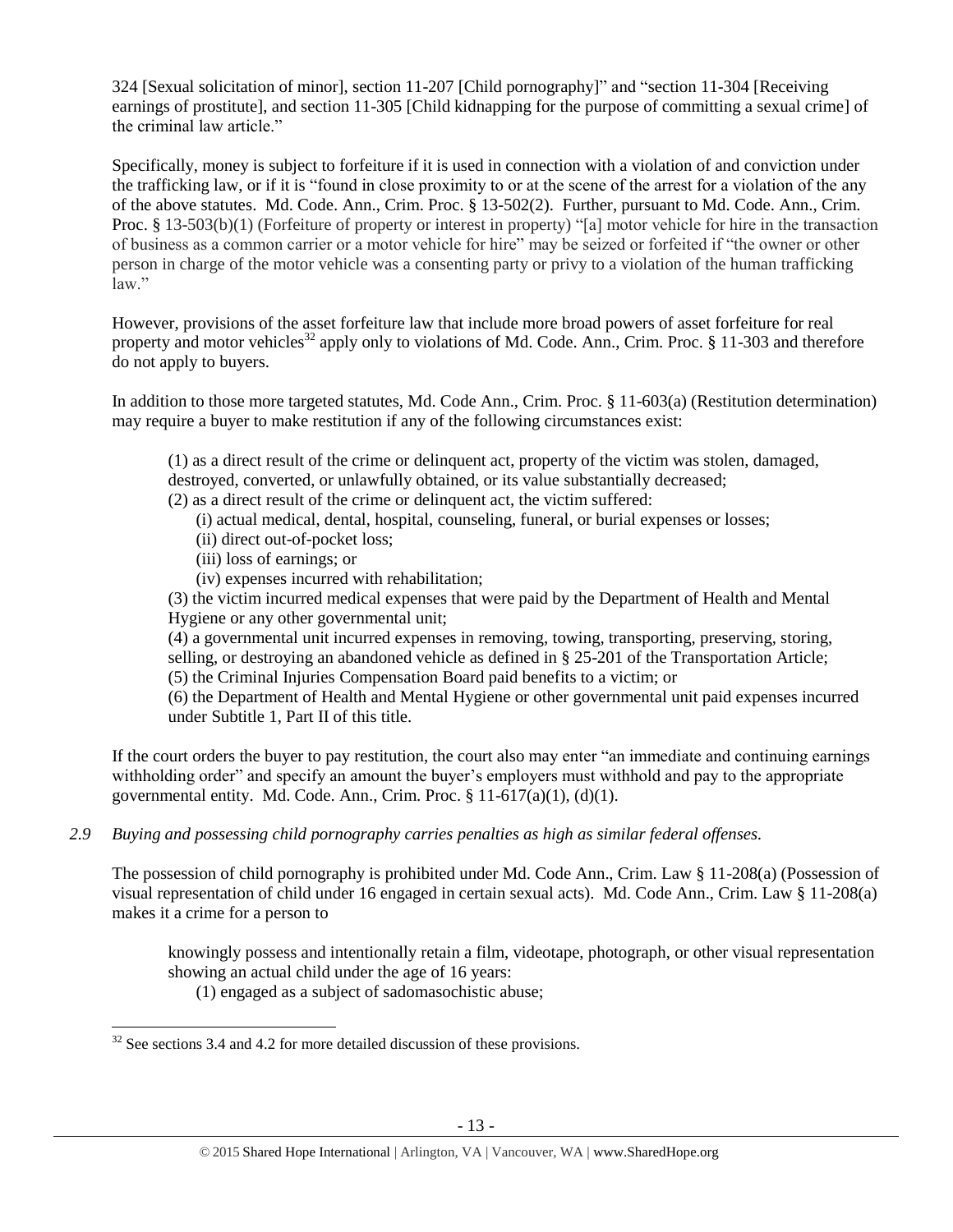324 [Sexual solicitation of minor], section 11-207 [Child pornography]" and "section 11-304 [Receiving earnings of prostitute], and section 11-305 [Child kidnapping for the purpose of committing a sexual crime] of the criminal law article."

Specifically, money is subject to forfeiture if it is used in connection with a violation of and conviction under the trafficking law, or if it is "found in close proximity to or at the scene of the arrest for a violation of the any of the above statutes. Md. Code. Ann., Crim. Proc. § 13-502(2). Further, pursuant to Md. Code. Ann., Crim. Proc. § 13-503(b)(1) (Forfeiture of property or interest in property) "[a] motor vehicle for hire in the transaction of business as a common carrier or a motor vehicle for hire" may be seized or forfeited if "the owner or other person in charge of the motor vehicle was a consenting party or privy to a violation of the human trafficking law."

However, provisions of the asset forfeiture law that include more broad powers of asset forfeiture for real property and motor vehicles[32] apply only to violations of Md. Code. Ann., Crim. Proc. § 11-303 and therefore do not apply to buyers.

In addition to those more targeted statutes, Md. Code Ann., Crim. Proc. § 11-603(a) (Restitution determination) may require a buyer to make restitution if any of the following circumstances exist:

> (1) as a direct result of the crime or delinquent act, property of the victim was stolen, damaged, destroyed, converted, or unlawfully obtained, or its value substantially decreased;
> (2) as a direct result of the crime or delinquent act, the victim suffered:
>     (i) actual medical, dental, hospital, counseling, funeral, or burial expenses or losses;
>     (ii) direct out-of-pocket loss;
>     (iii) loss of earnings; or
>     (iv) expenses incurred with rehabilitation;
> (3) the victim incurred medical expenses that were paid by the Department of Health and Mental Hygiene or any other governmental unit;
> (4) a governmental unit incurred expenses in removing, towing, transporting, preserving, storing, selling, or destroying an abandoned vehicle as defined in § 25-201 of the Transportation Article;
> (5) the Criminal Injuries Compensation Board paid benefits to a victim; or
> (6) the Department of Health and Mental Hygiene or other governmental unit paid expenses incurred under Subtitle 1, Part II of this title.

If the court orders the buyer to pay restitution, the court also may enter "an immediate and continuing earnings withholding order" and specify an amount the buyer's employers must withhold and pay to the appropriate governmental entity. Md. Code. Ann., Crim. Proc. § 11-617(a)(1), (d)(1).

*2.9 Buying and possessing child pornography carries penalties as high as similar federal offenses.*

The possession of child pornography is prohibited under Md. Code Ann., Crim. Law § 11-208(a) (Possession of visual representation of child under 16 engaged in certain sexual acts). Md. Code Ann., Crim. Law § 11-208(a) makes it a crime for a person to

> knowingly possess and intentionally retain a film, videotape, photograph, or other visual representation showing an actual child under the age of 16 years:
>     (1) engaged as a subject of sadomasochistic abuse;

[32] See sections 3.4 and 4.2 for more detailed discussion of these provisions.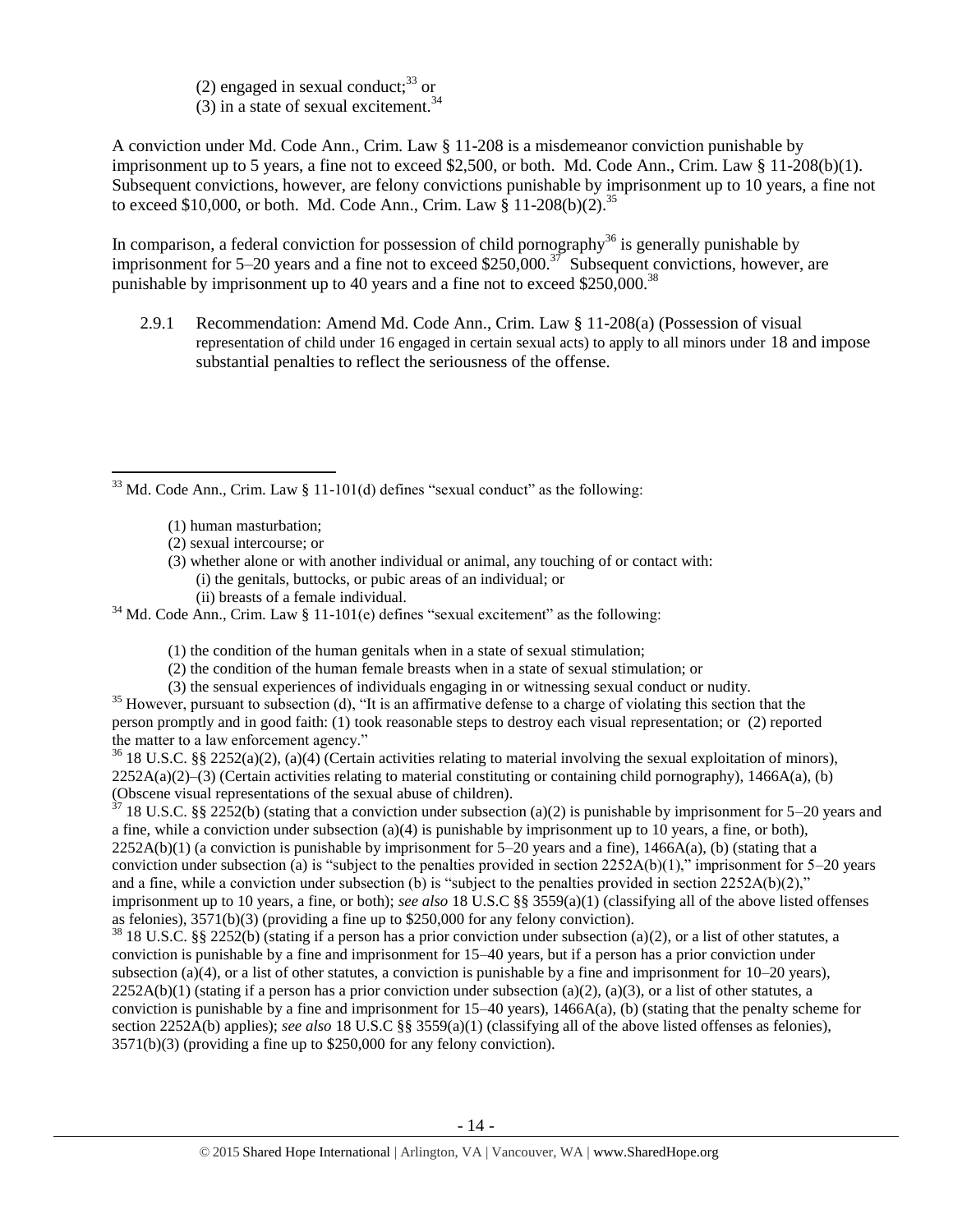(2) engaged in sexual conduct;[33] or
(3) in a state of sexual excitement.[34]

A conviction under Md. Code Ann., Crim. Law § 11-208 is a misdemeanor conviction punishable by imprisonment up to 5 years, a fine not to exceed $2,500, or both. Md. Code Ann., Crim. Law § 11-208(b)(1). Subsequent convictions, however, are felony convictions punishable by imprisonment up to 10 years, a fine not to exceed $10,000, or both. Md. Code Ann., Crim. Law § 11-208(b)(2).[35]

In comparison, a federal conviction for possession of child pornography[36] is generally punishable by imprisonment for 5–20 years and a fine not to exceed $250,000.[37] Subsequent convictions, however, are punishable by imprisonment up to 40 years and a fine not to exceed $250,000.[38]

2.9.1 Recommendation: Amend Md. Code Ann., Crim. Law § 11-208(a) (Possession of visual representation of child under 16 engaged in certain sexual acts) to apply to all minors under 18 and impose substantial penalties to reflect the seriousness of the offense.

---

[33] Md. Code Ann., Crim. Law § 11-101(d) defines "sexual conduct" as the following:

(1) human masturbation;
(2) sexual intercourse; or
(3) whether alone or with another individual or animal, any touching of or contact with:
 (i) the genitals, buttocks, or pubic areas of an individual; or
 (ii) breasts of a female individual.

[34] Md. Code Ann., Crim. Law § 11-101(e) defines "sexual excitement" as the following:

(1) the condition of the human genitals when in a state of sexual stimulation;
(2) the condition of the human female breasts when in a state of sexual stimulation; or
(3) the sensual experiences of individuals engaging in or witnessing sexual conduct or nudity.

[35] However, pursuant to subsection (d), "It is an affirmative defense to a charge of violating this section that the person promptly and in good faith: (1) took reasonable steps to destroy each visual representation; or (2) reported the matter to a law enforcement agency."

[36] 18 U.S.C. §§ 2252(a)(2), (a)(4) (Certain activities relating to material involving the sexual exploitation of minors), 2252A(a)(2)–(3) (Certain activities relating to material constituting or containing child pornography), 1466A(a), (b) (Obscene visual representations of the sexual abuse of children).

[37] 18 U.S.C. §§ 2252(b) (stating that a conviction under subsection (a)(2) is punishable by imprisonment for 5–20 years and a fine, while a conviction under subsection (a)(4) is punishable by imprisonment up to 10 years, a fine, or both), 2252A(b)(1) (a conviction is punishable by imprisonment for 5–20 years and a fine), 1466A(a), (b) (stating that a conviction under subsection (a) is "subject to the penalties provided in section 2252A(b)(1)," imprisonment for 5–20 years and a fine, while a conviction under subsection (b) is "subject to the penalties provided in section 2252A(b)(2)," imprisonment up to 10 years, a fine, or both); *see also* 18 U.S.C §§ 3559(a)(1) (classifying all of the above listed offenses as felonies), 3571(b)(3) (providing a fine up to $250,000 for any felony conviction).

[38] 18 U.S.C. §§ 2252(b) (stating if a person has a prior conviction under subsection (a)(2), or a list of other statutes, a conviction is punishable by a fine and imprisonment for 15–40 years, but if a person has a prior conviction under subsection (a)(4), or a list of other statutes, a conviction is punishable by a fine and imprisonment for 10–20 years), 2252A(b)(1) (stating if a person has a prior conviction under subsection (a)(2), (a)(3), or a list of other statutes, a conviction is punishable by a fine and imprisonment for 15–40 years), 1466A(a), (b) (stating that the penalty scheme for section 2252A(b) applies); *see also* 18 U.S.C §§ 3559(a)(1) (classifying all of the above listed offenses as felonies), 3571(b)(3) (providing a fine up to $250,000 for any felony conviction).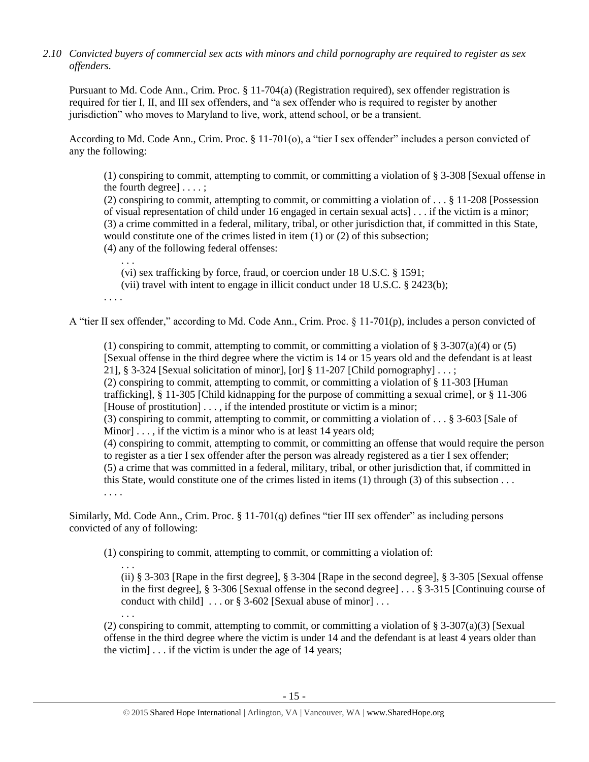*2.10 Convicted buyers of commercial sex acts with minors and child pornography are required to register as sex offenders.*

Pursuant to Md. Code Ann., Crim. Proc. § 11-704(a) (Registration required), sex offender registration is required for tier I, II, and III sex offenders, and "a sex offender who is required to register by another jurisdiction" who moves to Maryland to live, work, attend school, or be a transient.

According to Md. Code Ann., Crim. Proc. § 11-701(o), a "tier I sex offender" includes a person convicted of any the following:

> (1) conspiring to commit, attempting to commit, or committing a violation of § 3-308 [Sexual offense in the fourth degree] . . . . ;
> (2) conspiring to commit, attempting to commit, or committing a violation of . . . § 11-208 [Possession of visual representation of child under 16 engaged in certain sexual acts] . . . if the victim is a minor;
> (3) a crime committed in a federal, military, tribal, or other jurisdiction that, if committed in this State, would constitute one of the crimes listed in item (1) or (2) of this subsection;
> (4) any of the following federal offenses:
> > . . .
> > (vi) sex trafficking by force, fraud, or coercion under 18 U.S.C. § 1591;
> > (vii) travel with intent to engage in illicit conduct under 18 U.S.C. § 2423(b);
>
> . . . .

A "tier II sex offender," according to Md. Code Ann., Crim. Proc. § 11-701(p), includes a person convicted of

> (1) conspiring to commit, attempting to commit, or committing a violation of § 3-307(a)(4) or (5) [Sexual offense in the third degree where the victim is 14 or 15 years old and the defendant is at least 21], § 3-324 [Sexual solicitation of minor], [or] § 11-207 [Child pornography] . . . ;
> (2) conspiring to commit, attempting to commit, or committing a violation of § 11-303 [Human trafficking], § 11-305 [Child kidnapping for the purpose of committing a sexual crime], or § 11-306 [House of prostitution] . . . , if the intended prostitute or victim is a minor;
> (3) conspiring to commit, attempting to commit, or committing a violation of . . . § 3-603 [Sale of Minor] . . . , if the victim is a minor who is at least 14 years old;
> (4) conspiring to commit, attempting to commit, or committing an offense that would require the person to register as a tier I sex offender after the person was already registered as a tier I sex offender;
> (5) a crime that was committed in a federal, military, tribal, or other jurisdiction that, if committed in this State, would constitute one of the crimes listed in items (1) through (3) of this subsection . . .
> . . . .

Similarly, Md. Code Ann., Crim. Proc. § 11-701(q) defines "tier III sex offender" as including persons convicted of any of following:

> (1) conspiring to commit, attempting to commit, or committing a violation of:
> > . . .
> > (ii) § 3-303 [Rape in the first degree], § 3-304 [Rape in the second degree], § 3-305 [Sexual offense in the first degree], § 3-306 [Sexual offense in the second degree] . . . § 3-315 [Continuing course of conduct with child] . . . or § 3-602 [Sexual abuse of minor] . . .
> > . . .
>
> (2) conspiring to commit, attempting to commit, or committing a violation of § 3-307(a)(3) [Sexual offense in the third degree where the victim is under 14 and the defendant is at least 4 years older than the victim] . . . if the victim is under the age of 14 years;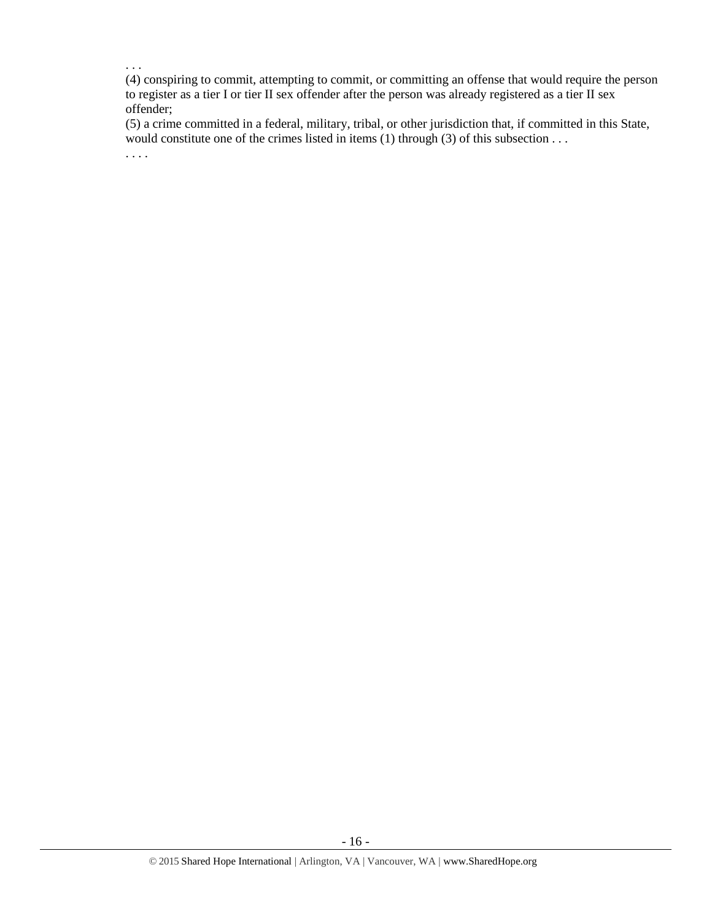. . .

(4) conspiring to commit, attempting to commit, or committing an offense that would require the person to register as a tier I or tier II sex offender after the person was already registered as a tier II sex offender;

(5) a crime committed in a federal, military, tribal, or other jurisdiction that, if committed in this State, would constitute one of the crimes listed in items (1) through (3) of this subsection . . .

. . . .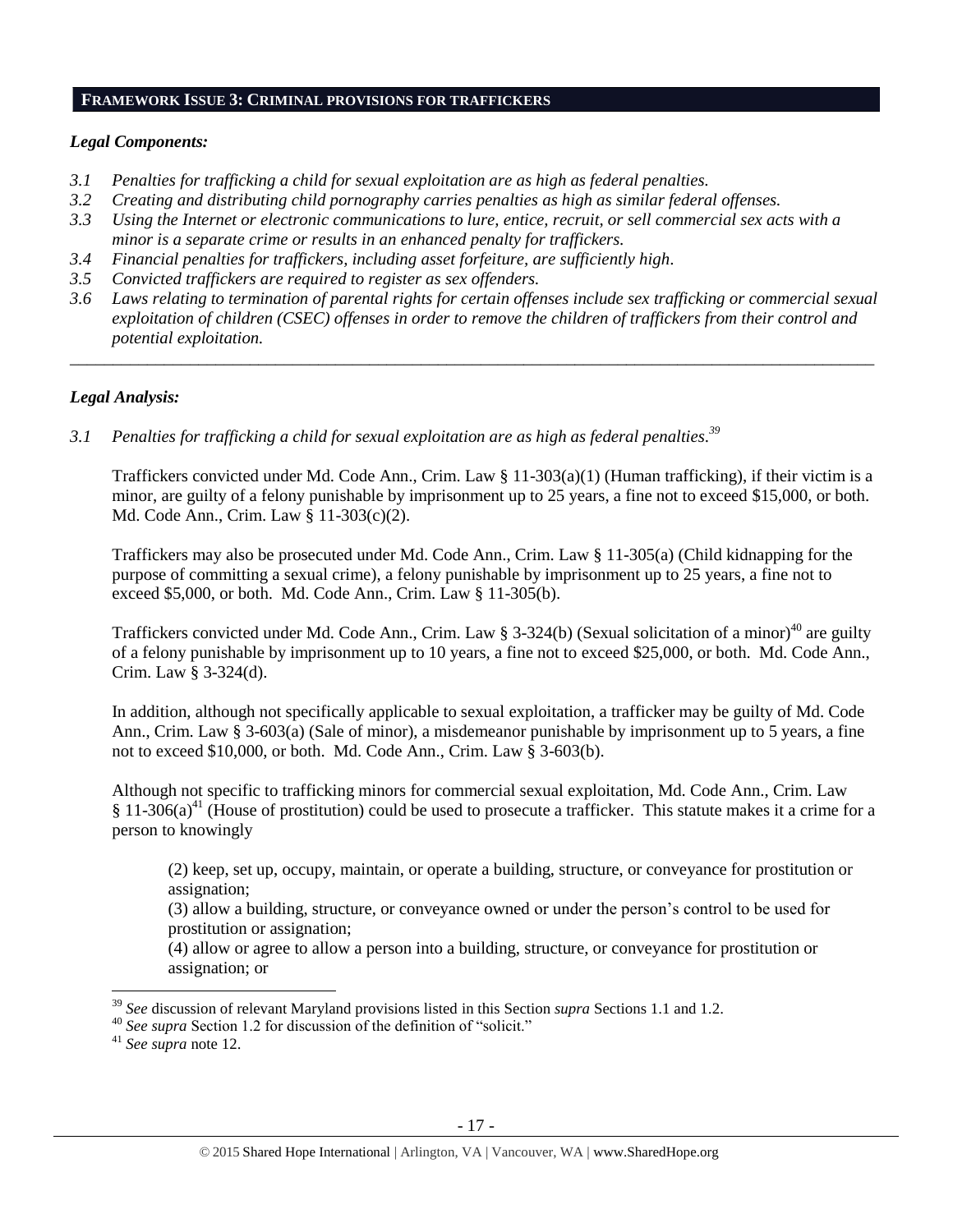## FRAMEWORK ISSUE 3: CRIMINAL PROVISIONS FOR TRAFFICKERS

### *Legal Components:*

*3.1 Penalties for trafficking a child for sexual exploitation are as high as federal penalties.*
*3.2 Creating and distributing child pornography carries penalties as high as similar federal offenses.*
*3.3 Using the Internet or electronic communications to lure, entice, recruit, or sell commercial sex acts with a minor is a separate crime or results in an enhanced penalty for traffickers.*
*3.4 Financial penalties for traffickers, including asset forfeiture, are sufficiently high.*
*3.5 Convicted traffickers are required to register as sex offenders.*
*3.6 Laws relating to termination of parental rights for certain offenses include sex trafficking or commercial sexual exploitation of children (CSEC) offenses in order to remove the children of traffickers from their control and potential exploitation.*

---

### *Legal Analysis:*

*3.1 Penalties for trafficking a child for sexual exploitation are as high as federal penalties.*[39]

Traffickers convicted under Md. Code Ann., Crim. Law § 11-303(a)(1) (Human trafficking), if their victim is a minor, are guilty of a felony punishable by imprisonment up to 25 years, a fine not to exceed $15,000, or both. Md. Code Ann., Crim. Law § 11-303(c)(2).

Traffickers may also be prosecuted under Md. Code Ann., Crim. Law § 11-305(a) (Child kidnapping for the purpose of committing a sexual crime), a felony punishable by imprisonment up to 25 years, a fine not to exceed $5,000, or both. Md. Code Ann., Crim. Law § 11-305(b).

Traffickers convicted under Md. Code Ann., Crim. Law § 3-324(b) (Sexual solicitation of a minor)[40] are guilty of a felony punishable by imprisonment up to 10 years, a fine not to exceed $25,000, or both. Md. Code Ann., Crim. Law § 3-324(d).

In addition, although not specifically applicable to sexual exploitation, a trafficker may be guilty of Md. Code Ann., Crim. Law § 3-603(a) (Sale of minor), a misdemeanor punishable by imprisonment up to 5 years, a fine not to exceed $10,000, or both. Md. Code Ann., Crim. Law § 3-603(b).

Although not specific to trafficking minors for commercial sexual exploitation, Md. Code Ann., Crim. Law § 11-306(a)[41] (House of prostitution) could be used to prosecute a trafficker. This statute makes it a crime for a person to knowingly

> (2) keep, set up, occupy, maintain, or operate a building, structure, or conveyance for prostitution or assignation;
> (3) allow a building, structure, or conveyance owned or under the person's control to be used for prostitution or assignation;
> (4) allow or agree to allow a person into a building, structure, or conveyance for prostitution or assignation; or

---

[39] *See* discussion of relevant Maryland provisions listed in this Section *supra* Sections 1.1 and 1.2.
[40] *See supra* Section 1.2 for discussion of the definition of "solicit."
[41] *See supra* note 12.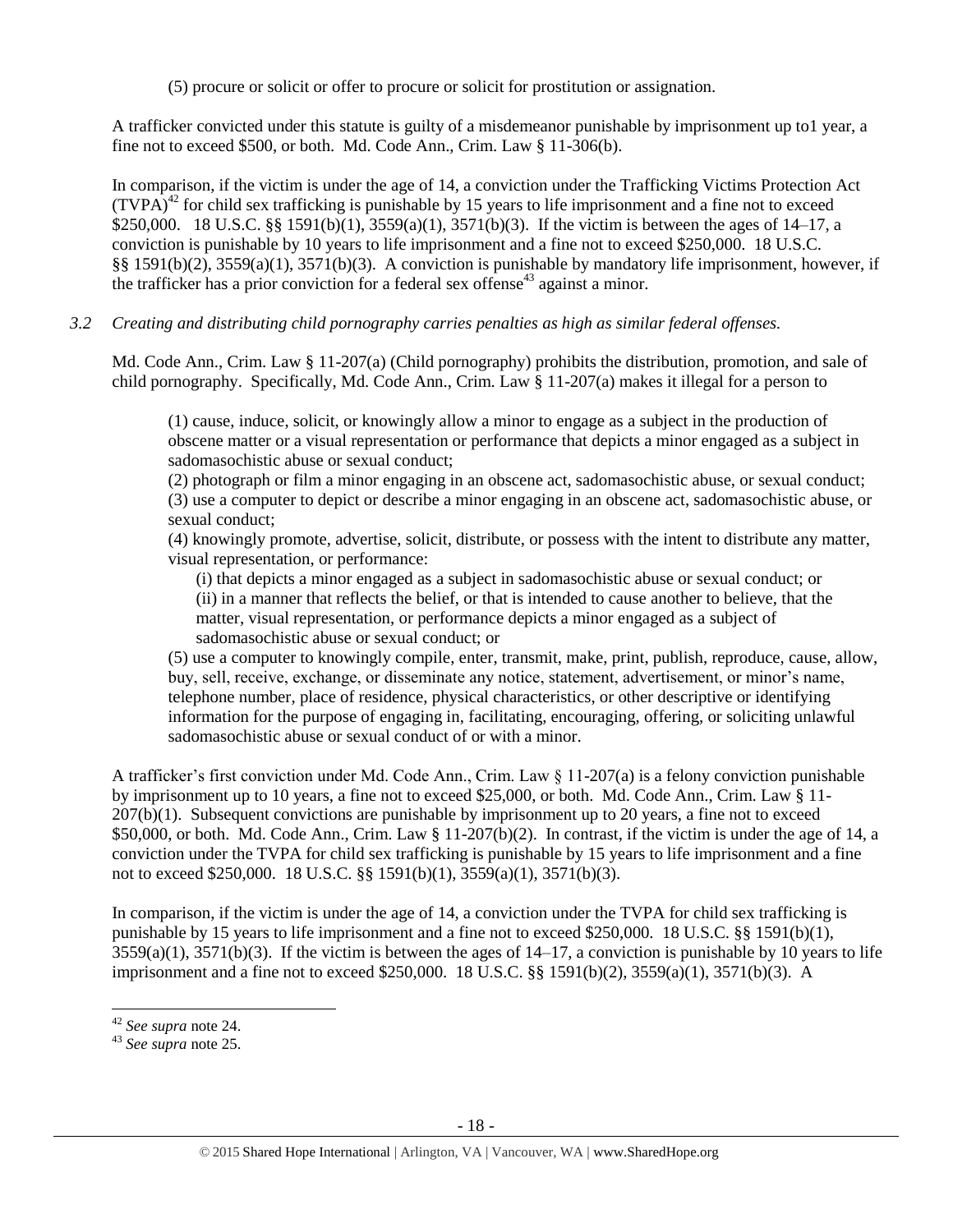(5) procure or solicit or offer to procure or solicit for prostitution or assignation.

A trafficker convicted under this statute is guilty of a misdemeanor punishable by imprisonment up to1 year, a fine not to exceed $500, or both. Md. Code Ann., Crim. Law § 11-306(b).

In comparison, if the victim is under the age of 14, a conviction under the Trafficking Victims Protection Act (TVPA)[42] for child sex trafficking is punishable by 15 years to life imprisonment and a fine not to exceed $250,000. 18 U.S.C. §§ 1591(b)(1), 3559(a)(1), 3571(b)(3). If the victim is between the ages of 14–17, a conviction is punishable by 10 years to life imprisonment and a fine not to exceed $250,000. 18 U.S.C. §§ 1591(b)(2), 3559(a)(1), 3571(b)(3). A conviction is punishable by mandatory life imprisonment, however, if the trafficker has a prior conviction for a federal sex offense[43] against a minor.

*3.2 Creating and distributing child pornography carries penalties as high as similar federal offenses.*

Md. Code Ann., Crim. Law § 11-207(a) (Child pornography) prohibits the distribution, promotion, and sale of child pornography. Specifically, Md. Code Ann., Crim. Law § 11-207(a) makes it illegal for a person to

> (1) cause, induce, solicit, or knowingly allow a minor to engage as a subject in the production of obscene matter or a visual representation or performance that depicts a minor engaged as a subject in sadomasochistic abuse or sexual conduct;
> (2) photograph or film a minor engaging in an obscene act, sadomasochistic abuse, or sexual conduct;
> (3) use a computer to depict or describe a minor engaging in an obscene act, sadomasochistic abuse, or sexual conduct;
> (4) knowingly promote, advertise, solicit, distribute, or possess with the intent to distribute any matter, visual representation, or performance:
> (i) that depicts a minor engaged as a subject in sadomasochistic abuse or sexual conduct; or
> (ii) in a manner that reflects the belief, or that is intended to cause another to believe, that the matter, visual representation, or performance depicts a minor engaged as a subject of sadomasochistic abuse or sexual conduct; or
> (5) use a computer to knowingly compile, enter, transmit, make, print, publish, reproduce, cause, allow, buy, sell, receive, exchange, or disseminate any notice, statement, advertisement, or minor's name, telephone number, place of residence, physical characteristics, or other descriptive or identifying information for the purpose of engaging in, facilitating, encouraging, offering, or soliciting unlawful sadomasochistic abuse or sexual conduct of or with a minor.

A trafficker's first conviction under Md. Code Ann., Crim. Law § 11-207(a) is a felony conviction punishable by imprisonment up to 10 years, a fine not to exceed $25,000, or both. Md. Code Ann., Crim. Law § 11-207(b)(1). Subsequent convictions are punishable by imprisonment up to 20 years, a fine not to exceed $50,000, or both. Md. Code Ann., Crim. Law § 11-207(b)(2). In contrast, if the victim is under the age of 14, a conviction under the TVPA for child sex trafficking is punishable by 15 years to life imprisonment and a fine not to exceed $250,000. 18 U.S.C. §§ 1591(b)(1), 3559(a)(1), 3571(b)(3).

In comparison, if the victim is under the age of 14, a conviction under the TVPA for child sex trafficking is punishable by 15 years to life imprisonment and a fine not to exceed $250,000. 18 U.S.C. §§ 1591(b)(1), 3559(a)(1), 3571(b)(3). If the victim is between the ages of 14–17, a conviction is punishable by 10 years to life imprisonment and a fine not to exceed $250,000. 18 U.S.C. §§ 1591(b)(2), 3559(a)(1), 3571(b)(3). A

[42] *See supra* note 24.

[43] *See supra* note 25.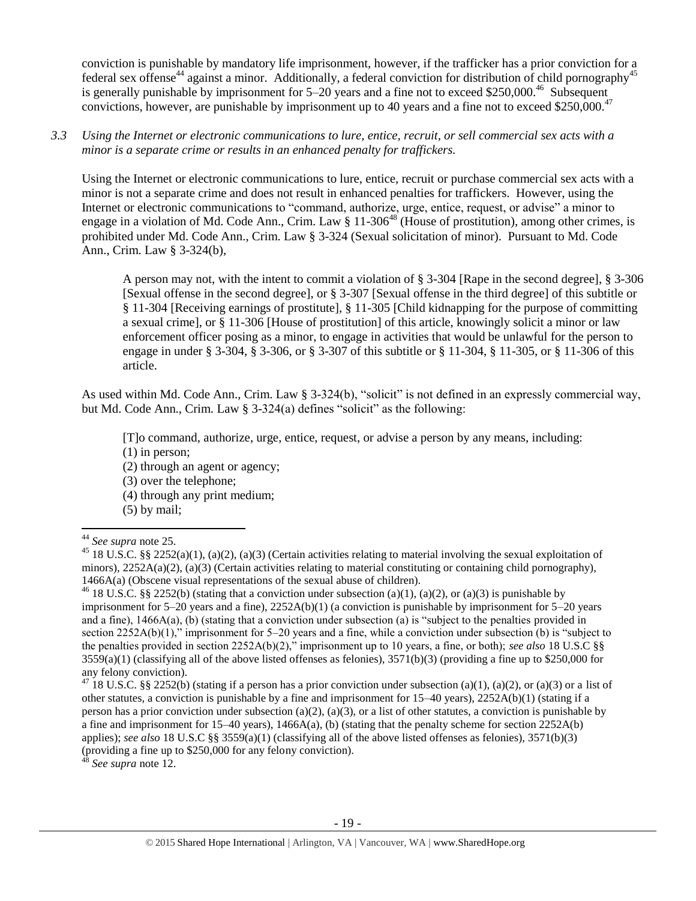conviction is punishable by mandatory life imprisonment, however, if the trafficker has a prior conviction for a federal sex offense[44] against a minor. Additionally, a federal conviction for distribution of child pornography[45] is generally punishable by imprisonment for 5–20 years and a fine not to exceed $250,000.[46] Subsequent convictions, however, are punishable by imprisonment up to 40 years and a fine not to exceed $250,000.[47]

*3.3 Using the Internet or electronic communications to lure, entice, recruit, or sell commercial sex acts with a minor is a separate crime or results in an enhanced penalty for traffickers.*

Using the Internet or electronic communications to lure, entice, recruit or purchase commercial sex acts with a minor is not a separate crime and does not result in enhanced penalties for traffickers. However, using the Internet or electronic communications to "command, authorize, urge, entice, request, or advise" a minor to engage in a violation of Md. Code Ann., Crim. Law § 11-306[48] (House of prostitution), among other crimes, is prohibited under Md. Code Ann., Crim. Law § 3-324 (Sexual solicitation of minor). Pursuant to Md. Code Ann., Crim. Law § 3-324(b),

> A person may not, with the intent to commit a violation of § 3-304 [Rape in the second degree], § 3-306 [Sexual offense in the second degree], or § 3-307 [Sexual offense in the third degree] of this subtitle or § 11-304 [Receiving earnings of prostitute], § 11-305 [Child kidnapping for the purpose of committing a sexual crime], or § 11-306 [House of prostitution] of this article, knowingly solicit a minor or law enforcement officer posing as a minor, to engage in activities that would be unlawful for the person to engage in under § 3-304, § 3-306, or § 3-307 of this subtitle or § 11-304, § 11-305, or § 11-306 of this article.

As used within Md. Code Ann., Crim. Law § 3-324(b), "solicit" is not defined in an expressly commercial way, but Md. Code Ann., Crim. Law § 3-324(a) defines "solicit" as the following:

> [T]o command, authorize, urge, entice, request, or advise a person by any means, including:
> (1) in person;
> (2) through an agent or agency;
> (3) over the telephone;
> (4) through any print medium;
> (5) by mail;

---

[44] *See supra* note 25.

[45] 18 U.S.C. §§ 2252(a)(1), (a)(2), (a)(3) (Certain activities relating to material involving the sexual exploitation of minors), 2252A(a)(2), (a)(3) (Certain activities relating to material constituting or containing child pornography), 1466A(a) (Obscene visual representations of the sexual abuse of children).

[46] 18 U.S.C. §§ 2252(b) (stating that a conviction under subsection (a)(1), (a)(2), or (a)(3) is punishable by imprisonment for 5–20 years and a fine), 2252A(b)(1) (a conviction is punishable by imprisonment for 5–20 years and a fine), 1466A(a), (b) (stating that a conviction under subsection (a) is "subject to the penalties provided in section 2252A(b)(1)," imprisonment for 5–20 years and a fine, while a conviction under subsection (b) is "subject to the penalties provided in section 2252A(b)(2)," imprisonment up to 10 years, a fine, or both); *see also* 18 U.S.C §§ 3559(a)(1) (classifying all of the above listed offenses as felonies), 3571(b)(3) (providing a fine up to $250,000 for any felony conviction).

[47] 18 U.S.C. §§ 2252(b) (stating if a person has a prior conviction under subsection (a)(1), (a)(2), or (a)(3) or a list of other statutes, a conviction is punishable by a fine and imprisonment for 15–40 years), 2252A(b)(1) (stating if a person has a prior conviction under subsection (a)(2), (a)(3), or a list of other statutes, a conviction is punishable by a fine and imprisonment for 15–40 years), 1466A(a), (b) (stating that the penalty scheme for section 2252A(b) applies); *see also* 18 U.S.C §§ 3559(a)(1) (classifying all of the above listed offenses as felonies), 3571(b)(3) (providing a fine up to $250,000 for any felony conviction).

[48] *See supra* note 12.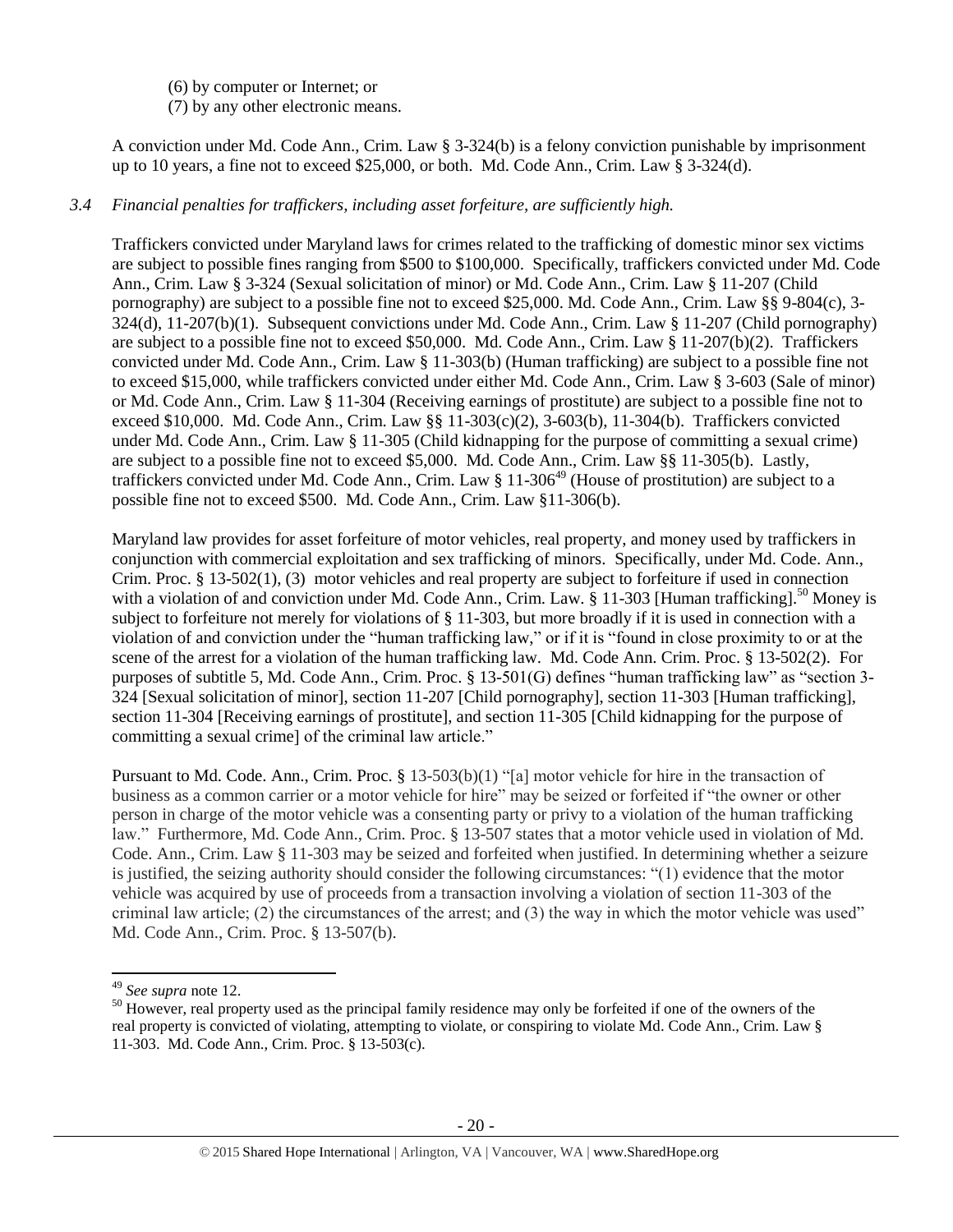(6) by computer or Internet; or
(7) by any other electronic means.

A conviction under Md. Code Ann., Crim. Law § 3-324(b) is a felony conviction punishable by imprisonment up to 10 years, a fine not to exceed $25,000, or both. Md. Code Ann., Crim. Law § 3-324(d).

*3.4 Financial penalties for traffickers, including asset forfeiture, are sufficiently high.*

Traffickers convicted under Maryland laws for crimes related to the trafficking of domestic minor sex victims are subject to possible fines ranging from $500 to $100,000. Specifically, traffickers convicted under Md. Code Ann., Crim. Law § 3-324 (Sexual solicitation of minor) or Md. Code Ann., Crim. Law § 11-207 (Child pornography) are subject to a possible fine not to exceed $25,000. Md. Code Ann., Crim. Law §§ 9-804(c), 3-324(d), 11-207(b)(1). Subsequent convictions under Md. Code Ann., Crim. Law § 11-207 (Child pornography) are subject to a possible fine not to exceed $50,000. Md. Code Ann., Crim. Law § 11-207(b)(2). Traffickers convicted under Md. Code Ann., Crim. Law § 11-303(b) (Human trafficking) are subject to a possible fine not to exceed $15,000, while traffickers convicted under either Md. Code Ann., Crim. Law § 3-603 (Sale of minor) or Md. Code Ann., Crim. Law § 11-304 (Receiving earnings of prostitute) are subject to a possible fine not to exceed $10,000. Md. Code Ann., Crim. Law §§ 11-303(c)(2), 3-603(b), 11-304(b). Traffickers convicted under Md. Code Ann., Crim. Law § 11-305 (Child kidnapping for the purpose of committing a sexual crime) are subject to a possible fine not to exceed $5,000. Md. Code Ann., Crim. Law §§ 11-305(b). Lastly, traffickers convicted under Md. Code Ann., Crim. Law § 11-306[49] (House of prostitution) are subject to a possible fine not to exceed $500. Md. Code Ann., Crim. Law §11-306(b).

Maryland law provides for asset forfeiture of motor vehicles, real property, and money used by traffickers in conjunction with commercial exploitation and sex trafficking of minors. Specifically, under Md. Code. Ann., Crim. Proc. § 13-502(1), (3) motor vehicles and real property are subject to forfeiture if used in connection with a violation of and conviction under Md. Code Ann., Crim. Law. § 11-303 [Human trafficking].[50] Money is subject to forfeiture not merely for violations of § 11-303, but more broadly if it is used in connection with a violation of and conviction under the "human trafficking law," or if it is "found in close proximity to or at the scene of the arrest for a violation of the human trafficking law. Md. Code Ann. Crim. Proc. § 13-502(2). For purposes of subtitle 5, Md. Code Ann., Crim. Proc. § 13-501(G) defines "human trafficking law" as "section 3-324 [Sexual solicitation of minor], section 11-207 [Child pornography], section 11-303 [Human trafficking], section 11-304 [Receiving earnings of prostitute], and section 11-305 [Child kidnapping for the purpose of committing a sexual crime] of the criminal law article."

Pursuant to Md. Code. Ann., Crim. Proc. § 13-503(b)(1) "[a] motor vehicle for hire in the transaction of business as a common carrier or a motor vehicle for hire" may be seized or forfeited if "the owner or other person in charge of the motor vehicle was a consenting party or privy to a violation of the human trafficking law." Furthermore, Md. Code Ann., Crim. Proc. § 13-507 states that a motor vehicle used in violation of Md. Code. Ann., Crim. Law § 11-303 may be seized and forfeited when justified. In determining whether a seizure is justified, the seizing authority should consider the following circumstances: "(1) evidence that the motor vehicle was acquired by use of proceeds from a transaction involving a violation of section 11-303 of the criminal law article; (2) the circumstances of the arrest; and (3) the way in which the motor vehicle was used" Md. Code Ann., Crim. Proc. § 13-507(b).

---

[49] *See supra* note 12.

[50] However, real property used as the principal family residence may only be forfeited if one of the owners of the real property is convicted of violating, attempting to violate, or conspiring to violate Md. Code Ann., Crim. Law § 11-303. Md. Code Ann., Crim. Proc. § 13-503(c).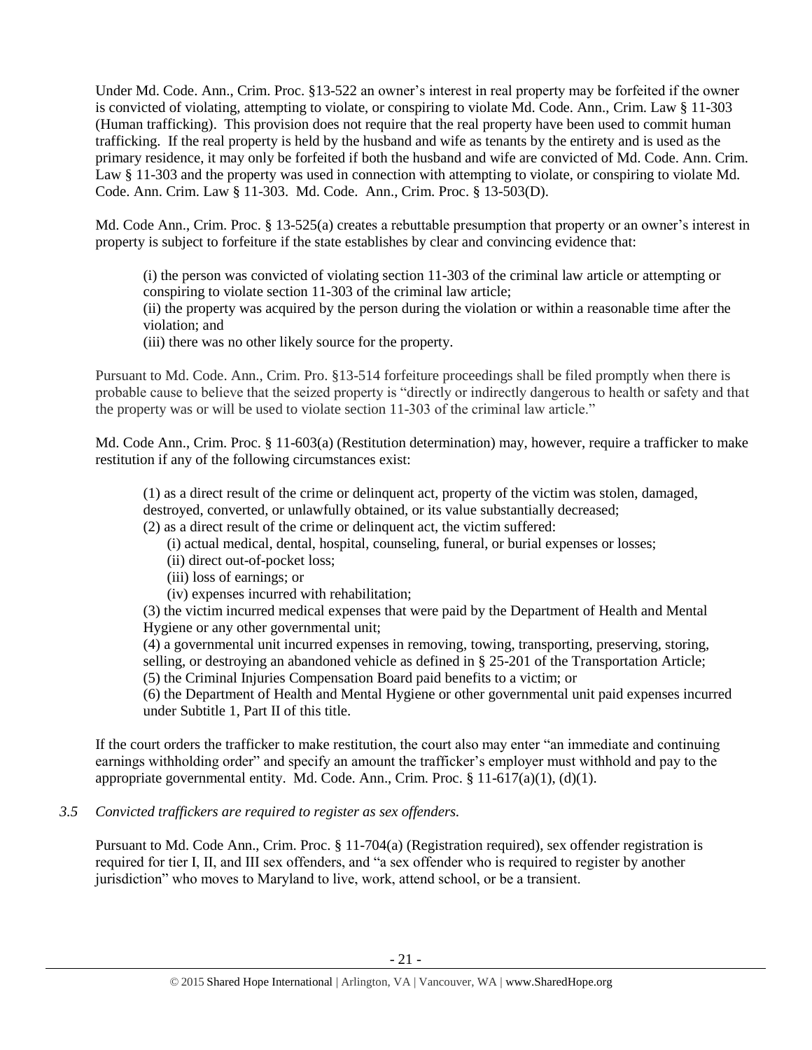Under Md. Code Ann., Crim. Proc. §13-522 an owner's interest in real property may be forfeited if the owner is convicted of violating, attempting to violate, or conspiring to violate Md. Code Ann., Crim. Law § 11-303 (Human trafficking). This provision does not require that the real property have been used to commit human trafficking. If the real property is held by the husband and wife as tenants by the entirety and is used as the primary residence, it may only be forfeited if both the husband and wife are convicted of Md. Code Ann. Crim. Law § 11-303 and the property was used in connection with attempting to violate, or conspiring to violate Md. Code. Ann. Crim. Law § 11-303. Md. Code. Ann., Crim. Proc. § 13-503(D).

Md. Code Ann., Crim. Proc. § 13-525(a) creates a rebuttable presumption that property or an owner's interest in property is subject to forfeiture if the state establishes by clear and convincing evidence that:

> (i) the person was convicted of violating section 11-303 of the criminal law article or attempting or conspiring to violate section 11-303 of the criminal law article;
> (ii) the property was acquired by the person during the violation or within a reasonable time after the violation; and
> (iii) there was no other likely source for the property.

Pursuant to Md. Code. Ann., Crim. Pro. §13-514 forfeiture proceedings shall be filed promptly when there is probable cause to believe that the seized property is "directly or indirectly dangerous to health or safety and that the property was or will be used to violate section 11-303 of the criminal law article."

Md. Code Ann., Crim. Proc. § 11-603(a) (Restitution determination) may, however, require a trafficker to make restitution if any of the following circumstances exist:

> (1) as a direct result of the crime or delinquent act, property of the victim was stolen, damaged, destroyed, converted, or unlawfully obtained, or its value substantially decreased;
> (2) as a direct result of the crime or delinquent act, the victim suffered:
> > (i) actual medical, dental, hospital, counseling, funeral, or burial expenses or losses;
> > (ii) direct out-of-pocket loss;
> > (iii) loss of earnings; or
> > (iv) expenses incurred with rehabilitation;
>
> (3) the victim incurred medical expenses that were paid by the Department of Health and Mental Hygiene or any other governmental unit;
> (4) a governmental unit incurred expenses in removing, towing, transporting, preserving, storing, selling, or destroying an abandoned vehicle as defined in § 25-201 of the Transportation Article;
> (5) the Criminal Injuries Compensation Board paid benefits to a victim; or
> (6) the Department of Health and Mental Hygiene or other governmental unit paid expenses incurred under Subtitle 1, Part II of this title.

If the court orders the trafficker to make restitution, the court also may enter "an immediate and continuing earnings withholding order" and specify an amount the trafficker's employer must withhold and pay to the appropriate governmental entity. Md. Code. Ann., Crim. Proc. § 11-617(a)(1), (d)(1).

*3.5 Convicted traffickers are required to register as sex offenders.*

Pursuant to Md. Code Ann., Crim. Proc. § 11-704(a) (Registration required), sex offender registration is required for tier I, II, and III sex offenders, and "a sex offender who is required to register by another jurisdiction" who moves to Maryland to live, work, attend school, or be a transient.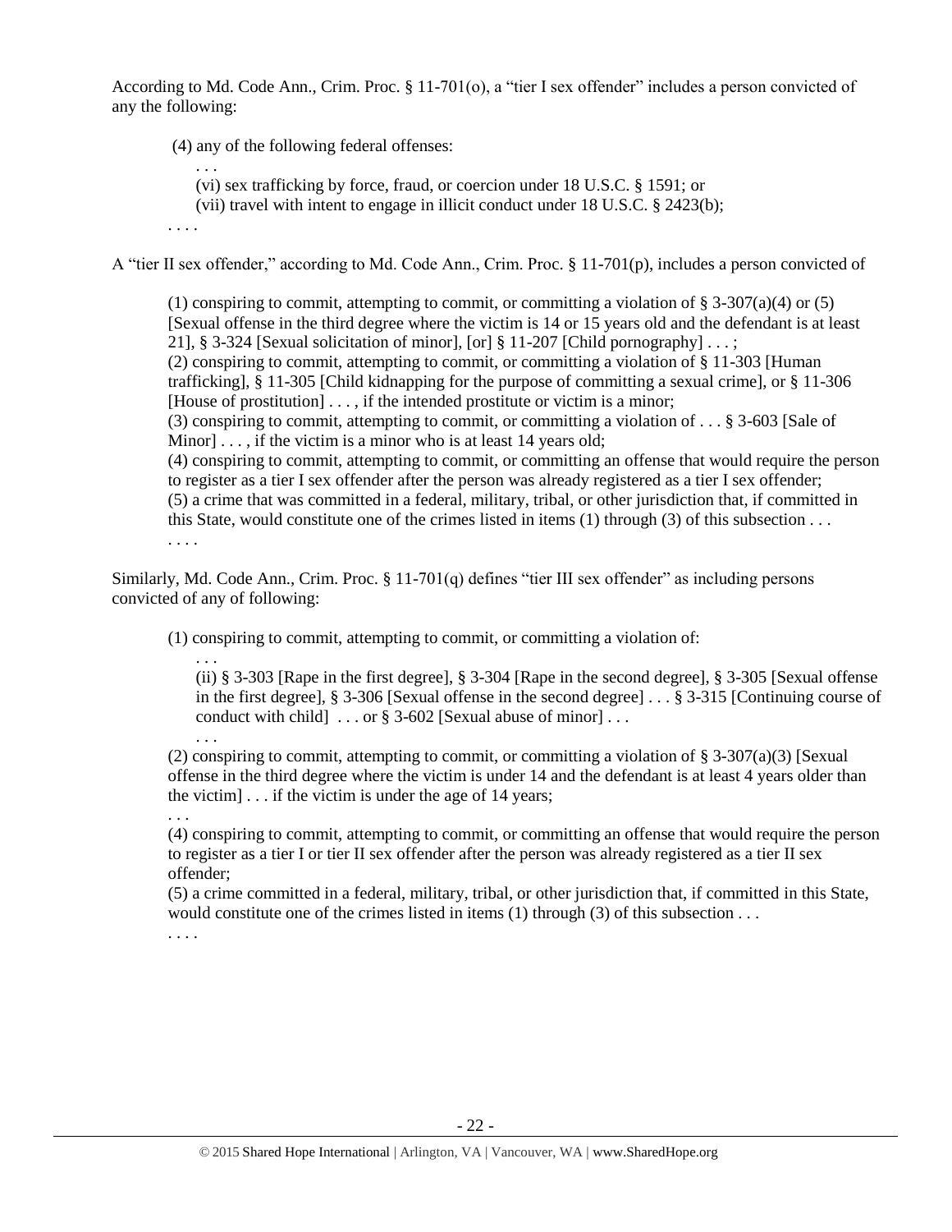According to Md. Code Ann., Crim. Proc. § 11-701(o), a "tier I sex offender" includes a person convicted of any the following:

> (4) any of the following federal offenses:
>
> > . . .
> >
> > (vi) sex trafficking by force, fraud, or coercion under 18 U.S.C. § 1591; or
> >
> > (vii) travel with intent to engage in illicit conduct under 18 U.S.C. § 2423(b);
>
> . . . .

A "tier II sex offender," according to Md. Code Ann., Crim. Proc. § 11-701(p), includes a person convicted of

> (1) conspiring to commit, attempting to commit, or committing a violation of § 3-307(a)(4) or (5) [Sexual offense in the third degree where the victim is 14 or 15 years old and the defendant is at least 21], § 3-324 [Sexual solicitation of minor], [or] § 11-207 [Child pornography] . . . ;
>
> (2) conspiring to commit, attempting to commit, or committing a violation of § 11-303 [Human trafficking], § 11-305 [Child kidnapping for the purpose of committing a sexual crime], or § 11-306 [House of prostitution] . . . , if the intended prostitute or victim is a minor;
>
> (3) conspiring to commit, attempting to commit, or committing a violation of . . . § 3-603 [Sale of Minor] . . . , if the victim is a minor who is at least 14 years old;
>
> (4) conspiring to commit, attempting to commit, or committing an offense that would require the person to register as a tier I sex offender after the person was already registered as a tier I sex offender;
>
> (5) a crime that was committed in a federal, military, tribal, or other jurisdiction that, if committed in this State, would constitute one of the crimes listed in items (1) through (3) of this subsection . . .
>
> . . . .

Similarly, Md. Code Ann., Crim. Proc. § 11-701(q) defines "tier III sex offender" as including persons convicted of any of following:

> (1) conspiring to commit, attempting to commit, or committing a violation of:
>
> > . . .
> >
> > (ii) § 3-303 [Rape in the first degree], § 3-304 [Rape in the second degree], § 3-305 [Sexual offense in the first degree], § 3-306 [Sexual offense in the second degree] . . . § 3-315 [Continuing course of conduct with child] . . . or § 3-602 [Sexual abuse of minor] . . .
> >
> > . . .
>
> (2) conspiring to commit, attempting to commit, or committing a violation of § 3-307(a)(3) [Sexual offense in the third degree where the victim is under 14 and the defendant is at least 4 years older than the victim] . . . if the victim is under the age of 14 years;
>
> . . .
>
> (4) conspiring to commit, attempting to commit, or committing an offense that would require the person to register as a tier I or tier II sex offender after the person was already registered as a tier II sex offender;
>
> (5) a crime committed in a federal, military, tribal, or other jurisdiction that, if committed in this State, would constitute one of the crimes listed in items (1) through (3) of this subsection . . .
>
> . . . .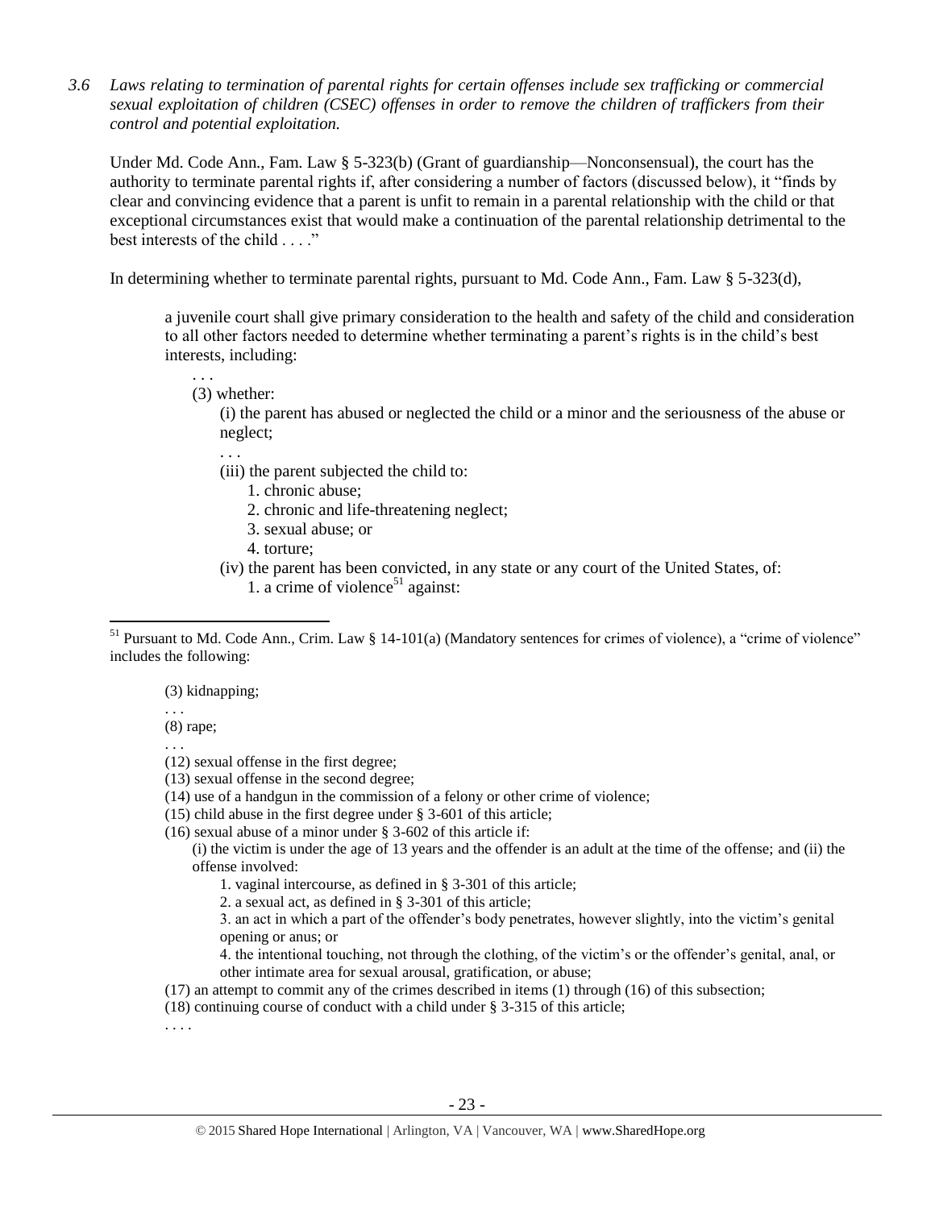*3.6 Laws relating to termination of parental rights for certain offenses include sex trafficking or commercial sexual exploitation of children (CSEC) offenses in order to remove the children of traffickers from their control and potential exploitation.*

Under Md. Code Ann., Fam. Law § 5-323(b) (Grant of guardianship—Nonconsensual), the court has the authority to terminate parental rights if, after considering a number of factors (discussed below), it "finds by clear and convincing evidence that a parent is unfit to remain in a parental relationship with the child or that exceptional circumstances exist that would make a continuation of the parental relationship detrimental to the best interests of the child . . . ."

In determining whether to terminate parental rights, pursuant to Md. Code Ann., Fam. Law § 5-323(d),

> a juvenile court shall give primary consideration to the health and safety of the child and consideration to all other factors needed to determine whether terminating a parent's rights is in the child's best interests, including:
>
> . . .
>
> (3) whether:
>
> (i) the parent has abused or neglected the child or a minor and the seriousness of the abuse or neglect;
>
> . . .
>
> (iii) the parent subjected the child to:
>
> 1. chronic abuse;
> 2. chronic and life-threatening neglect;
> 3. sexual abuse; or
> 4. torture;
>
> (iv) the parent has been convicted, in any state or any court of the United States, of:
>
> 1. a crime of violence[51] against:

---

[51] Pursuant to Md. Code Ann., Crim. Law § 14-101(a) (Mandatory sentences for crimes of violence), a "crime of violence" includes the following:

> (3) kidnapping;
>
> . . .
>
> (8) rape;
>
> . . .
>
> (12) sexual offense in the first degree;
>
> (13) sexual offense in the second degree;
>
> (14) use of a handgun in the commission of a felony or other crime of violence;
>
> (15) child abuse in the first degree under § 3-601 of this article;
>
> (16) sexual abuse of a minor under § 3-602 of this article if:
>
> (i) the victim is under the age of 13 years and the offender is an adult at the time of the offense; and (ii) the offense involved:
>
> 1. vaginal intercourse, as defined in § 3-301 of this article;
> 2. a sexual act, as defined in § 3-301 of this article;
> 3. an act in which a part of the offender's body penetrates, however slightly, into the victim's genital opening or anus; or
> 4. the intentional touching, not through the clothing, of the victim's or the offender's genital, anal, or other intimate area for sexual arousal, gratification, or abuse;
>
> (17) an attempt to commit any of the crimes described in items (1) through (16) of this subsection;
>
> (18) continuing course of conduct with a child under § 3-315 of this article;
>
> . . . .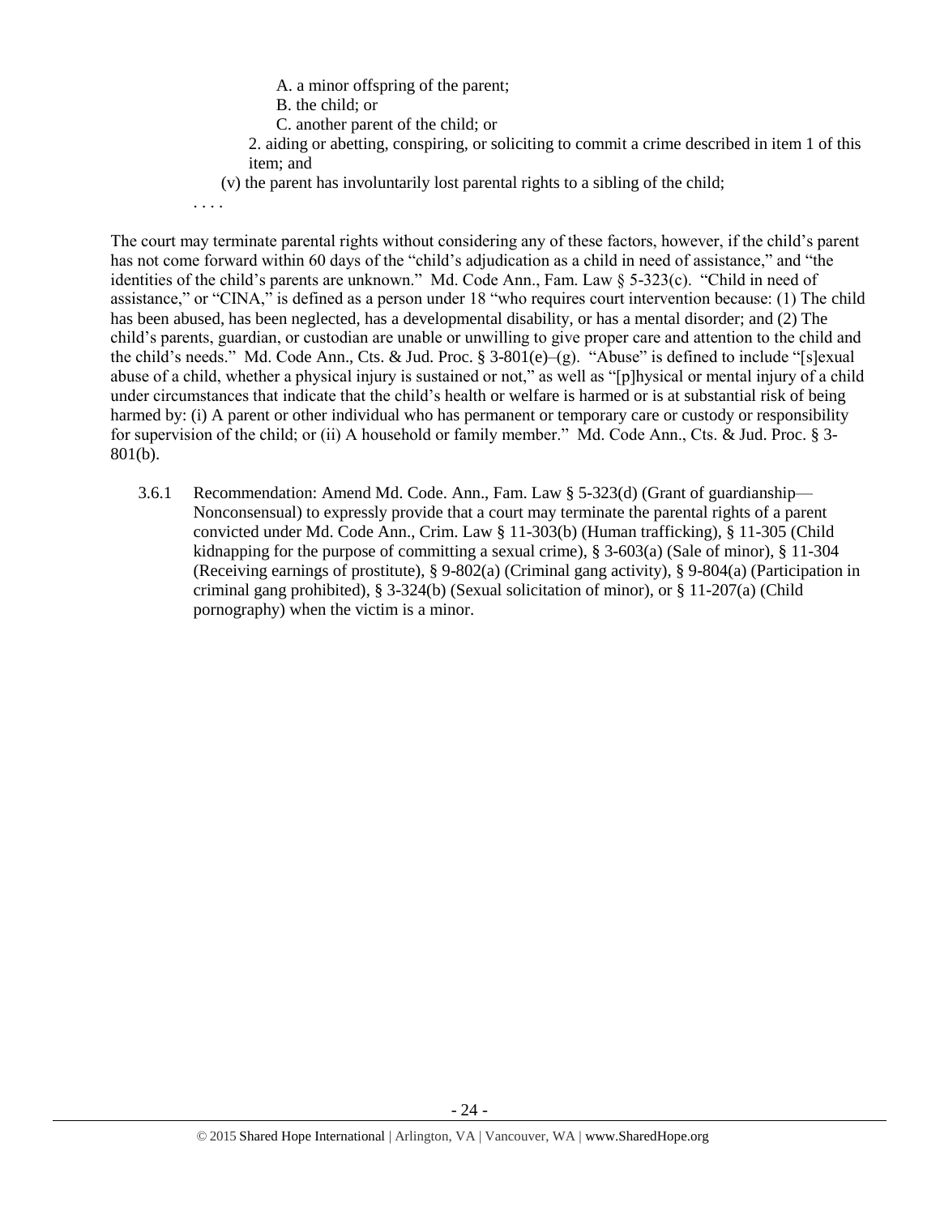A. a minor offspring of the parent;

B. the child; or

C. another parent of the child; or

2. aiding or abetting, conspiring, or soliciting to commit a crime described in item 1 of this item; and

(v) the parent has involuntarily lost parental rights to a sibling of the child;

. . . .

The court may terminate parental rights without considering any of these factors, however, if the child's parent has not come forward within 60 days of the "child's adjudication as a child in need of assistance," and "the identities of the child's parents are unknown." Md. Code Ann., Fam. Law § 5-323(c). "Child in need of assistance," or "CINA," is defined as a person under 18 "who requires court intervention because: (1) The child has been abused, has been neglected, has a developmental disability, or has a mental disorder; and (2) The child's parents, guardian, or custodian are unable or unwilling to give proper care and attention to the child and the child's needs." Md. Code Ann., Cts. & Jud. Proc. § 3-801(e)–(g). "Abuse" is defined to include "[s]exual abuse of a child, whether a physical injury is sustained or not," as well as "[p]hysical or mental injury of a child under circumstances that indicate that the child's health or welfare is harmed or is at substantial risk of being harmed by: (i) A parent or other individual who has permanent or temporary care or custody or responsibility for supervision of the child; or (ii) A household or family member." Md. Code Ann., Cts. & Jud. Proc. § 3-801(b).

3.6.1 Recommendation: Amend Md. Code. Ann., Fam. Law § 5-323(d) (Grant of guardianship—Nonconsensual) to expressly provide that a court may terminate the parental rights of a parent convicted under Md. Code Ann., Crim. Law § 11-303(b) (Human trafficking), § 11-305 (Child kidnapping for the purpose of committing a sexual crime), § 3-603(a) (Sale of minor), § 11-304 (Receiving earnings of prostitute), § 9-802(a) (Criminal gang activity), § 9-804(a) (Participation in criminal gang prohibited), § 3-324(b) (Sexual solicitation of minor), or § 11-207(a) (Child pornography) when the victim is a minor.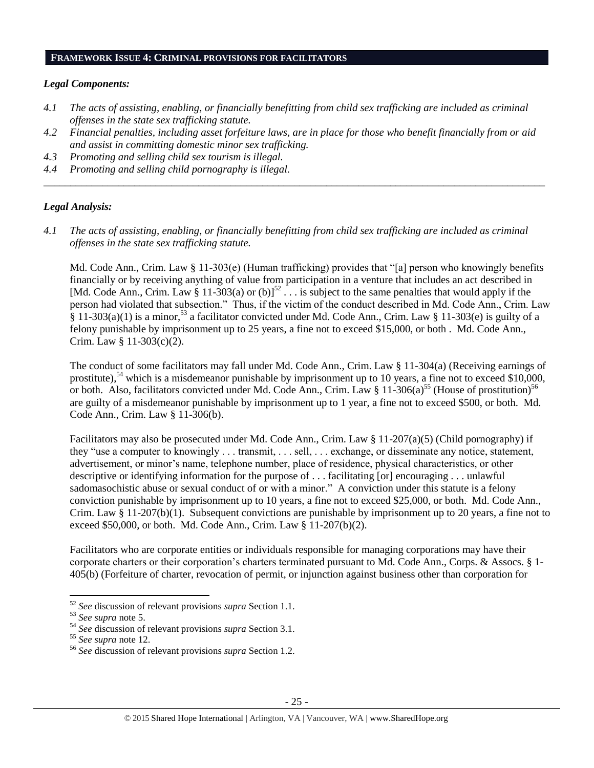## FRAMEWORK ISSUE 4: CRIMINAL PROVISIONS FOR FACILITATORS

### *Legal Components:*

*4.1 The acts of assisting, enabling, or financially benefitting from child sex trafficking are included as criminal offenses in the state sex trafficking statute.*

*4.2 Financial penalties, including asset forfeiture laws, are in place for those who benefit financially from or aid and assist in committing domestic minor sex trafficking.*

*4.3 Promoting and selling child sex tourism is illegal.*

*4.4 Promoting and selling child pornography is illegal.*

---

### *Legal Analysis:*

*4.1 The acts of assisting, enabling, or financially benefitting from child sex trafficking are included as criminal offenses in the state sex trafficking statute.*

Md. Code Ann., Crim. Law § 11-303(e) (Human trafficking) provides that "[a] person who knowingly benefits financially or by receiving anything of value from participation in a venture that includes an act described in [Md. Code Ann., Crim. Law § 11-303(a) or (b)][52] . . . is subject to the same penalties that would apply if the person had violated that subsection." Thus, if the victim of the conduct described in Md. Code Ann., Crim. Law § 11-303(a)(1) is a minor,[53] a facilitator convicted under Md. Code Ann., Crim. Law § 11-303(e) is guilty of a felony punishable by imprisonment up to 25 years, a fine not to exceed $15,000, or both . Md. Code Ann., Crim. Law § 11-303(c)(2).

The conduct of some facilitators may fall under Md. Code Ann., Crim. Law § 11-304(a) (Receiving earnings of prostitute),[54] which is a misdemeanor punishable by imprisonment up to 10 years, a fine not to exceed $10,000, or both. Also, facilitators convicted under Md. Code Ann., Crim. Law § 11-306(a)[55] (House of prostitution)[56] are guilty of a misdemeanor punishable by imprisonment up to 1 year, a fine not to exceed $500, or both. Md. Code Ann., Crim. Law § 11-306(b).

Facilitators may also be prosecuted under Md. Code Ann., Crim. Law § 11-207(a)(5) (Child pornography) if they "use a computer to knowingly . . . transmit, . . . sell, . . . exchange, or disseminate any notice, statement, advertisement, or minor's name, telephone number, place of residence, physical characteristics, or other descriptive or identifying information for the purpose of . . . facilitating [or] encouraging . . . unlawful sadomasochistic abuse or sexual conduct of or with a minor." A conviction under this statute is a felony conviction punishable by imprisonment up to 10 years, a fine not to exceed $25,000, or both. Md. Code Ann., Crim. Law § 11-207(b)(1). Subsequent convictions are punishable by imprisonment up to 20 years, a fine not to exceed $50,000, or both. Md. Code Ann., Crim. Law § 11-207(b)(2).

Facilitators who are corporate entities or individuals responsible for managing corporations may have their corporate charters or their corporation's charters terminated pursuant to Md. Code Ann., Corps. & Assocs. § 1-405(b) (Forfeiture of charter, revocation of permit, or injunction against business other than corporation for

---

[52] *See* discussion of relevant provisions *supra* Section 1.1.

[53] *See supra* note 5.

[54] *See* discussion of relevant provisions *supra* Section 3.1.

[55] *See supra* note 12.

[56] *See* discussion of relevant provisions *supra* Section 1.2.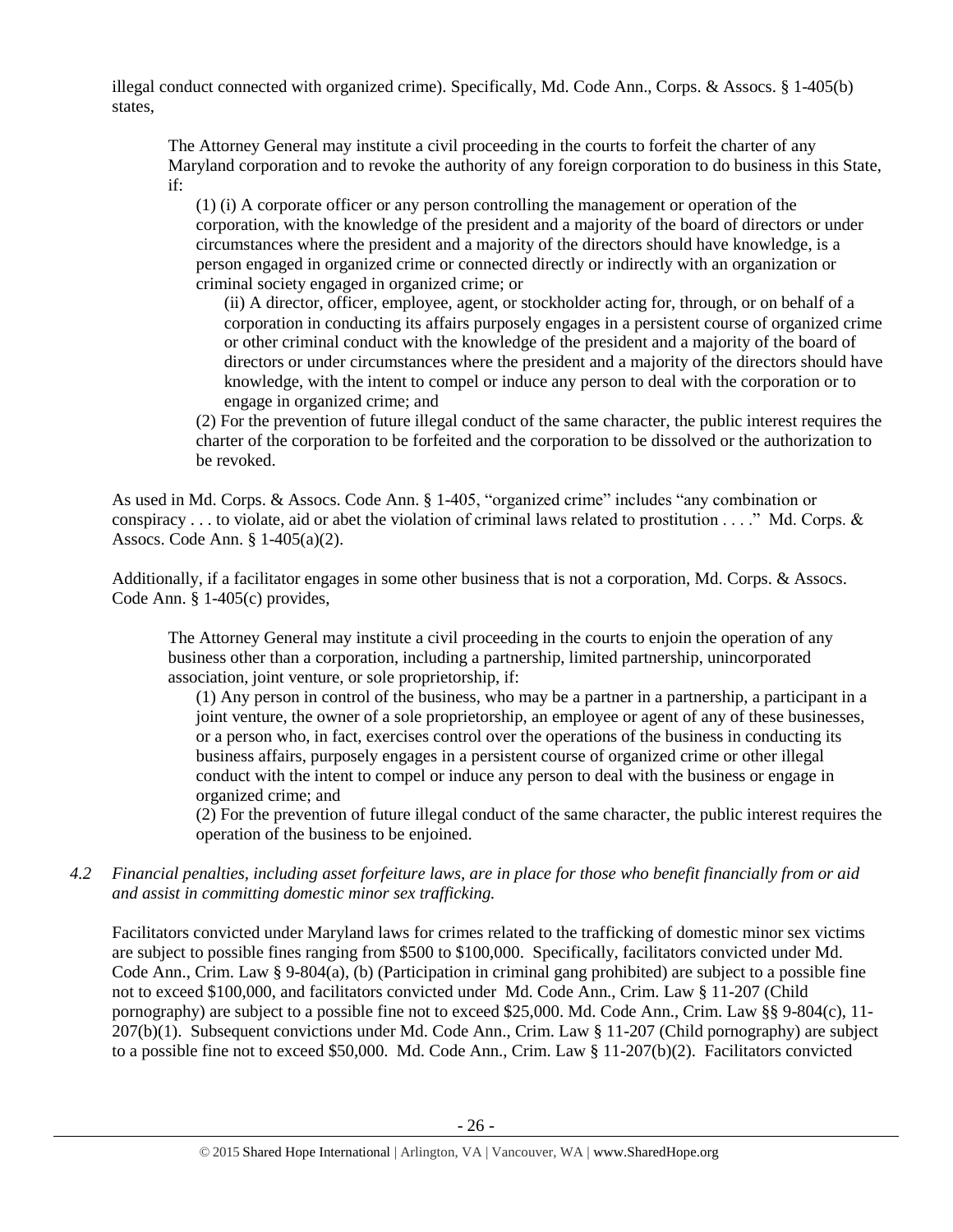illegal conduct connected with organized crime). Specifically, Md. Code Ann., Corps. & Assocs. § 1-405(b) states,

> The Attorney General may institute a civil proceeding in the courts to forfeit the charter of any Maryland corporation and to revoke the authority of any foreign corporation to do business in this State, if:
>
> (1) (i) A corporate officer or any person controlling the management or operation of the corporation, with the knowledge of the president and a majority of the board of directors or under circumstances where the president and a majority of the directors should have knowledge, is a person engaged in organized crime or connected directly or indirectly with an organization or criminal society engaged in organized crime; or
>
> (ii) A director, officer, employee, agent, or stockholder acting for, through, or on behalf of a corporation in conducting its affairs purposely engages in a persistent course of organized crime or other criminal conduct with the knowledge of the president and a majority of the board of directors or under circumstances where the president and a majority of the directors should have knowledge, with the intent to compel or induce any person to deal with the corporation or to engage in organized crime; and
>
> (2) For the prevention of future illegal conduct of the same character, the public interest requires the charter of the corporation to be forfeited and the corporation to be dissolved or the authorization to be revoked.

As used in Md. Corps. & Assocs. Code Ann. § 1-405, "organized crime" includes "any combination or conspiracy . . . to violate, aid or abet the violation of criminal laws related to prostitution . . . ." Md. Corps. & Assocs. Code Ann. § 1-405(a)(2).

Additionally, if a facilitator engages in some other business that is not a corporation, Md. Corps. & Assocs. Code Ann. § 1-405(c) provides,

> The Attorney General may institute a civil proceeding in the courts to enjoin the operation of any business other than a corporation, including a partnership, limited partnership, unincorporated association, joint venture, or sole proprietorship, if:
>
> (1) Any person in control of the business, who may be a partner in a partnership, a participant in a joint venture, the owner of a sole proprietorship, an employee or agent of any of these businesses, or a person who, in fact, exercises control over the operations of the business in conducting its business affairs, purposely engages in a persistent course of organized crime or other illegal conduct with the intent to compel or induce any person to deal with the business or engage in organized crime; and
>
> (2) For the prevention of future illegal conduct of the same character, the public interest requires the operation of the business to be enjoined.

*4.2 Financial penalties, including asset forfeiture laws, are in place for those who benefit financially from or aid and assist in committing domestic minor sex trafficking.*

Facilitators convicted under Maryland laws for crimes related to the trafficking of domestic minor sex victims are subject to possible fines ranging from $500 to $100,000. Specifically, facilitators convicted under Md. Code Ann., Crim. Law § 9-804(a), (b) (Participation in criminal gang prohibited) are subject to a possible fine not to exceed $100,000, and facilitators convicted under Md. Code Ann., Crim. Law § 11-207 (Child pornography) are subject to a possible fine not to exceed $25,000. Md. Code Ann., Crim. Law §§ 9-804(c), 11-207(b)(1). Subsequent convictions under Md. Code Ann., Crim. Law § 11-207 (Child pornography) are subject to a possible fine not to exceed $50,000. Md. Code Ann., Crim. Law § 11-207(b)(2). Facilitators convicted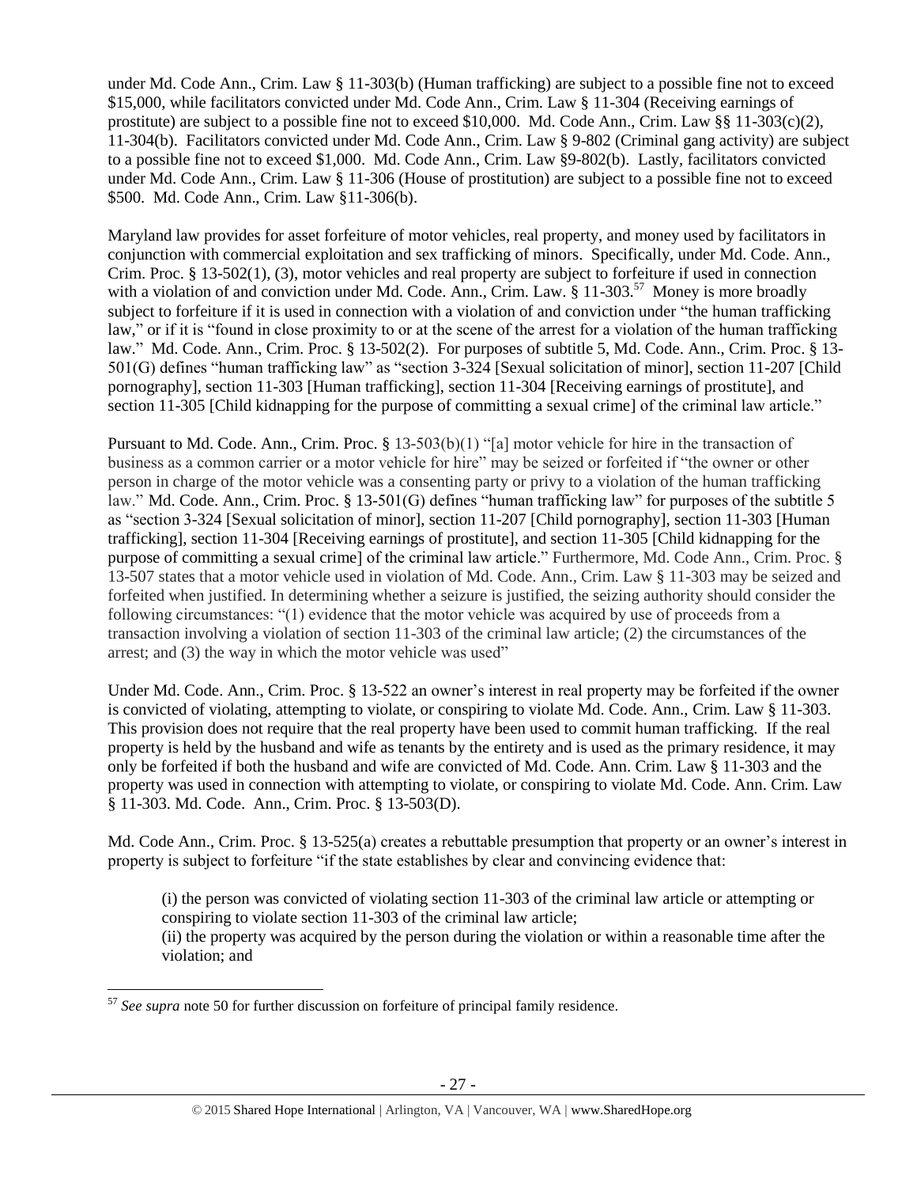under Md. Code Ann., Crim. Law § 11-303(b) (Human trafficking) are subject to a possible fine not to exceed $15,000, while facilitators convicted under Md. Code Ann., Crim. Law § 11-304 (Receiving earnings of prostitute) are subject to a possible fine not to exceed $10,000. Md. Code Ann., Crim. Law §§ 11-303(c)(2), 11-304(b). Facilitators convicted under Md. Code Ann., Crim. Law § 9-802 (Criminal gang activity) are subject to a possible fine not to exceed $1,000. Md. Code Ann., Crim. Law §9-802(b). Lastly, facilitators convicted under Md. Code Ann., Crim. Law § 11-306 (House of prostitution) are subject to a possible fine not to exceed $500. Md. Code Ann., Crim. Law §11-306(b).

Maryland law provides for asset forfeiture of motor vehicles, real property, and money used by facilitators in conjunction with commercial exploitation and sex trafficking of minors. Specifically, under Md. Code. Ann., Crim. Proc. § 13-502(1), (3), motor vehicles and real property are subject to forfeiture if used in connection with a violation of and conviction under Md. Code. Ann., Crim. Law. § 11-303.[57] Money is more broadly subject to forfeiture if it is used in connection with a violation of and conviction under "the human trafficking law," or if it is "found in close proximity to or at the scene of the arrest for a violation of the human trafficking law." Md. Code. Ann., Crim. Proc. § 13-502(2). For purposes of subtitle 5, Md. Code. Ann., Crim. Proc. § 13-501(G) defines "human trafficking law" as "section 3-324 [Sexual solicitation of minor], section 11-207 [Child pornography], section 11-303 [Human trafficking], section 11-304 [Receiving earnings of prostitute], and section 11-305 [Child kidnapping for the purpose of committing a sexual crime] of the criminal law article."

Pursuant to Md. Code. Ann., Crim. Proc. § 13-503(b)(1) "[a] motor vehicle for hire in the transaction of business as a common carrier or a motor vehicle for hire" may be seized or forfeited if "the owner or other person in charge of the motor vehicle was a consenting party or privy to a violation of the human trafficking law." Md. Code. Ann., Crim. Proc. § 13-501(G) defines "human trafficking law" for purposes of the subtitle 5 as "section 3-324 [Sexual solicitation of minor], section 11-207 [Child pornography], section 11-303 [Human trafficking], section 11-304 [Receiving earnings of prostitute], and section 11-305 [Child kidnapping for the purpose of committing a sexual crime] of the criminal law article." Furthermore, Md. Code Ann., Crim. Proc. § 13-507 states that a motor vehicle used in violation of Md. Code. Ann., Crim. Law § 11-303 may be seized and forfeited when justified. In determining whether a seizure is justified, the seizing authority should consider the following circumstances: "(1) evidence that the motor vehicle was acquired by use of proceeds from a transaction involving a violation of section 11-303 of the criminal law article; (2) the circumstances of the arrest; and (3) the way in which the motor vehicle was used"

Under Md. Code Ann., Crim. Proc. § 13-522 an owner's interest in real property may be forfeited if the owner is convicted of violating, attempting to violate, or conspiring to violate Md. Code. Ann., Crim. Law § 11-303. This provision does not require that the real property have been used to commit human trafficking. If the real property is held by the husband and wife as tenants by the entirety and is used as the primary residence, it may only be forfeited if both the husband and wife are convicted of Md. Code. Ann. Crim. Law § 11-303 and the property was used in connection with attempting to violate, or conspiring to violate Md. Code. Ann. Crim. Law § 11-303. Md. Code. Ann., Crim. Proc. § 13-503(D).

Md. Code Ann., Crim. Proc. § 13-525(a) creates a rebuttable presumption that property or an owner's interest in property is subject to forfeiture "if the state establishes by clear and convincing evidence that:

> (i) the person was convicted of violating section 11-303 of the criminal law article or attempting or conspiring to violate section 11-303 of the criminal law article;
> (ii) the property was acquired by the person during the violation or within a reasonable time after the violation; and

---

[57] *See supra* note 50 for further discussion on forfeiture of principal family residence.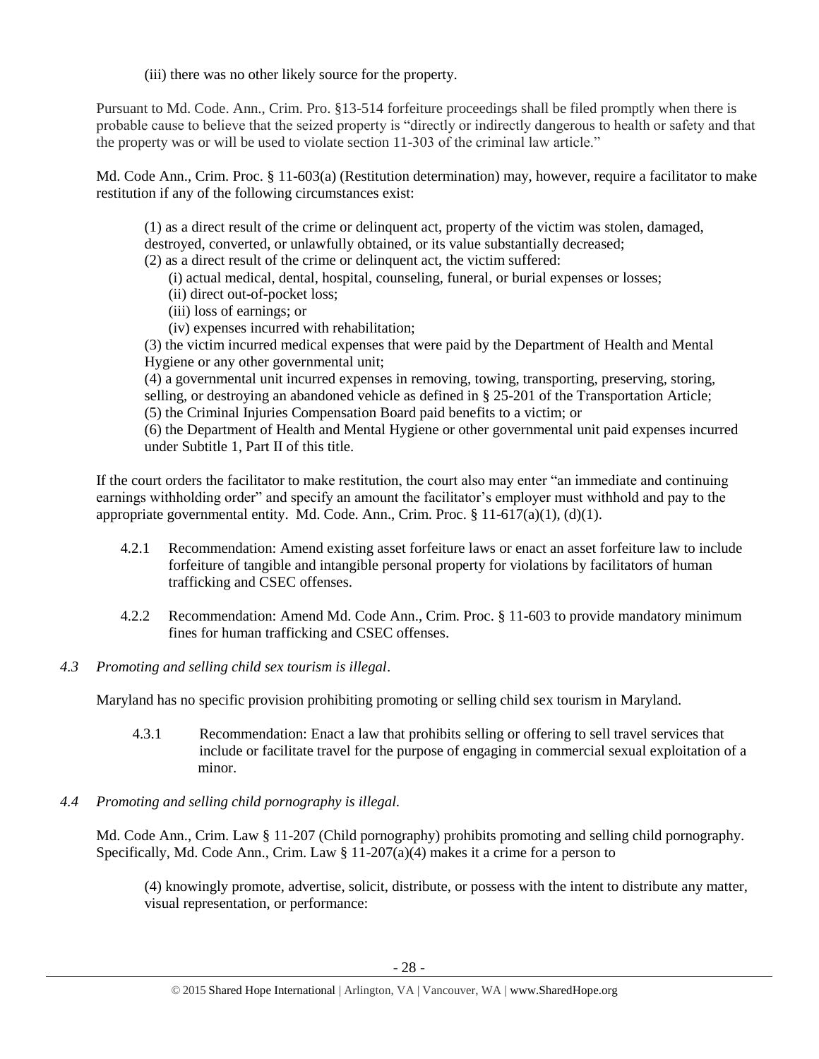(iii) there was no other likely source for the property.

Pursuant to Md. Code. Ann., Crim. Pro. §13-514 forfeiture proceedings shall be filed promptly when there is probable cause to believe that the seized property is "directly or indirectly dangerous to health or safety and that the property was or will be used to violate section 11-303 of the criminal law article."

Md. Code Ann., Crim. Proc. § 11-603(a) (Restitution determination) may, however, require a facilitator to make restitution if any of the following circumstances exist:

> (1) as a direct result of the crime or delinquent act, property of the victim was stolen, damaged, destroyed, converted, or unlawfully obtained, or its value substantially decreased;
> (2) as a direct result of the crime or delinquent act, the victim suffered:
> (i) actual medical, dental, hospital, counseling, funeral, or burial expenses or losses;
> (ii) direct out-of-pocket loss;
> (iii) loss of earnings; or
> (iv) expenses incurred with rehabilitation;
> (3) the victim incurred medical expenses that were paid by the Department of Health and Mental Hygiene or any other governmental unit;
> (4) a governmental unit incurred expenses in removing, towing, transporting, preserving, storing, selling, or destroying an abandoned vehicle as defined in § 25-201 of the Transportation Article;
> (5) the Criminal Injuries Compensation Board paid benefits to a victim; or
> (6) the Department of Health and Mental Hygiene or other governmental unit paid expenses incurred under Subtitle 1, Part II of this title.

If the court orders the facilitator to make restitution, the court also may enter "an immediate and continuing earnings withholding order" and specify an amount the facilitator's employer must withhold and pay to the appropriate governmental entity. Md. Code. Ann., Crim. Proc. § 11-617(a)(1), (d)(1).

4.2.1 Recommendation: Amend existing asset forfeiture laws or enact an asset forfeiture law to include forfeiture of tangible and intangible personal property for violations by facilitators of human trafficking and CSEC offenses.

4.2.2 Recommendation: Amend Md. Code Ann., Crim. Proc. § 11-603 to provide mandatory minimum fines for human trafficking and CSEC offenses.

*4.3 Promoting and selling child sex tourism is illegal.*

Maryland has no specific provision prohibiting promoting or selling child sex tourism in Maryland.

4.3.1 Recommendation: Enact a law that prohibits selling or offering to sell travel services that include or facilitate travel for the purpose of engaging in commercial sexual exploitation of a minor.

*4.4 Promoting and selling child pornography is illegal.*

Md. Code Ann., Crim. Law § 11-207 (Child pornography) prohibits promoting and selling child pornography. Specifically, Md. Code Ann., Crim. Law § 11-207(a)(4) makes it a crime for a person to

> (4) knowingly promote, advertise, solicit, distribute, or possess with the intent to distribute any matter, visual representation, or performance: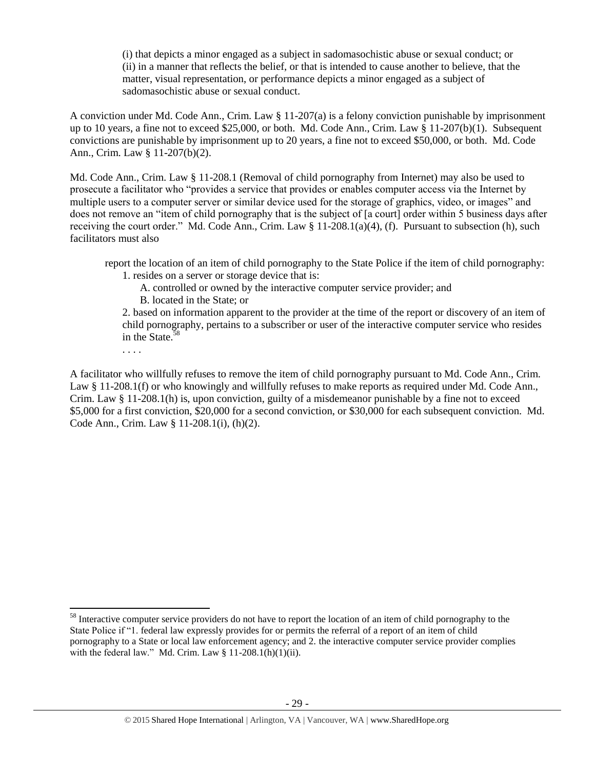(i) that depicts a minor engaged as a subject in sadomasochistic abuse or sexual conduct; or
(ii) in a manner that reflects the belief, or that is intended to cause another to believe, that the matter, visual representation, or performance depicts a minor engaged as a subject of sadomasochistic abuse or sexual conduct.

A conviction under Md. Code Ann., Crim. Law § 11-207(a) is a felony conviction punishable by imprisonment up to 10 years, a fine not to exceed $25,000, or both. Md. Code Ann., Crim. Law § 11-207(b)(1). Subsequent convictions are punishable by imprisonment up to 20 years, a fine not to exceed $50,000, or both. Md. Code Ann., Crim. Law § 11-207(b)(2).

Md. Code Ann., Crim. Law § 11-208.1 (Removal of child pornography from Internet) may also be used to prosecute a facilitator who "provides a service that provides or enables computer access via the Internet by multiple users to a computer server or similar device used for the storage of graphics, video, or images" and does not remove an "item of child pornography that is the subject of [a court] order within 5 business days after receiving the court order." Md. Code Ann., Crim. Law § 11-208.1(a)(4), (f). Pursuant to subsection (h), such facilitators must also

> report the location of an item of child pornography to the State Police if the item of child pornography:
> 1. resides on a server or storage device that is:
>     A. controlled or owned by the interactive computer service provider; and
>     B. located in the State; or
>
> 2. based on information apparent to the provider at the time of the report or discovery of an item of child pornography, pertains to a subscriber or user of the interactive computer service who resides in the State.[58]
>
> . . . .

A facilitator who willfully refuses to remove the item of child pornography pursuant to Md. Code Ann., Crim. Law § 11-208.1(f) or who knowingly and willfully refuses to make reports as required under Md. Code Ann., Crim. Law § 11-208.1(h) is, upon conviction, guilty of a misdemeanor punishable by a fine not to exceed $5,000 for a first conviction, $20,000 for a second conviction, or $30,000 for each subsequent conviction. Md. Code Ann., Crim. Law § 11-208.1(i), (h)(2).

---

[58] Interactive computer service providers do not have to report the location of an item of child pornography to the State Police if "1. federal law expressly provides for or permits the referral of a report of an item of child pornography to a State or local law enforcement agency; and 2. the interactive computer service provider complies with the federal law." Md. Crim. Law § 11-208.1(h)(1)(ii).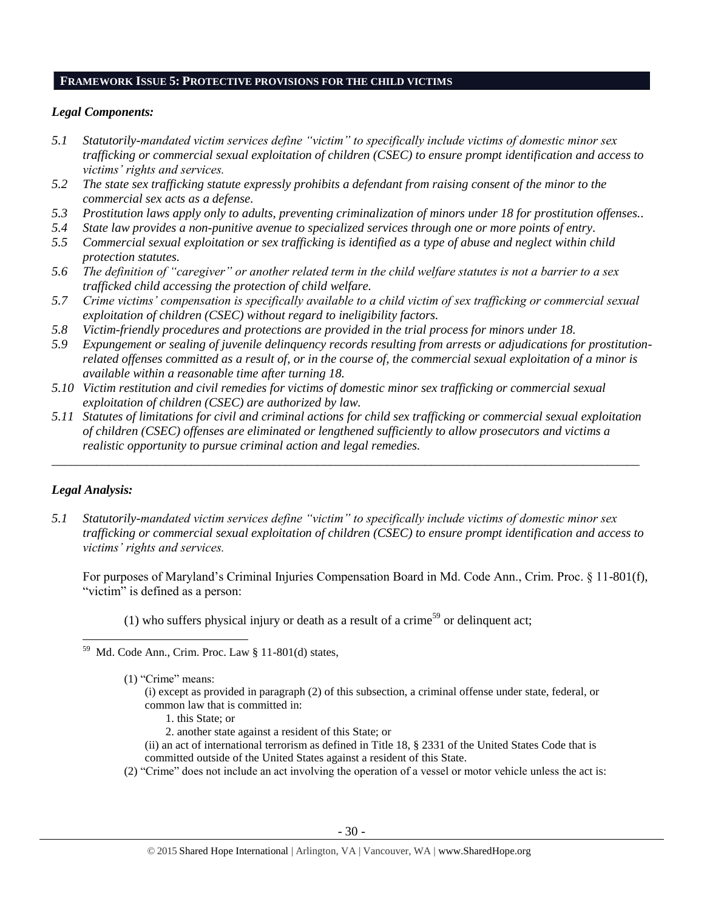## FRAMEWORK ISSUE 5: PROTECTIVE PROVISIONS FOR THE CHILD VICTIMS

### *Legal Components:*

*5.1 Statutorily-mandated victim services define "victim" to specifically include victims of domestic minor sex trafficking or commercial sexual exploitation of children (CSEC) to ensure prompt identification and access to victims' rights and services.*

*5.2 The state sex trafficking statute expressly prohibits a defendant from raising consent of the minor to the commercial sex acts as a defense.*

*5.3 Prostitution laws apply only to adults, preventing criminalization of minors under 18 for prostitution offenses..*

*5.4 State law provides a non-punitive avenue to specialized services through one or more points of entry.*

*5.5 Commercial sexual exploitation or sex trafficking is identified as a type of abuse and neglect within child protection statutes.*

*5.6 The definition of "caregiver" or another related term in the child welfare statutes is not a barrier to a sex trafficked child accessing the protection of child welfare.*

*5.7 Crime victims' compensation is specifically available to a child victim of sex trafficking or commercial sexual exploitation of children (CSEC) without regard to ineligibility factors.*

*5.8 Victim-friendly procedures and protections are provided in the trial process for minors under 18.*

*5.9 Expungement or sealing of juvenile delinquency records resulting from arrests or adjudications for prostitution-related offenses committed as a result of, or in the course of, the commercial sexual exploitation of a minor is available within a reasonable time after turning 18.*

*5.10 Victim restitution and civil remedies for victims of domestic minor sex trafficking or commercial sexual exploitation of children (CSEC) are authorized by law.*

*5.11 Statutes of limitations for civil and criminal actions for child sex trafficking or commercial sexual exploitation of children (CSEC) offenses are eliminated or lengthened sufficiently to allow prosecutors and victims a realistic opportunity to pursue criminal action and legal remedies.*

---

### *Legal Analysis:*

*5.1 Statutorily-mandated victim services define "victim" to specifically include victims of domestic minor sex trafficking or commercial sexual exploitation of children (CSEC) to ensure prompt identification and access to victims' rights and services.*

For purposes of Maryland's Criminal Injuries Compensation Board in Md. Code Ann., Crim. Proc. § 11-801(f), "victim" is defined as a person:

(1) who suffers physical injury or death as a result of a crime[59] or delinquent act;

---

[59] Md. Code Ann., Crim. Proc. Law § 11-801(d) states,

(1) "Crime" means:
 (i) except as provided in paragraph (2) of this subsection, a criminal offense under state, federal, or common law that is committed in:
  1. this State; or
  2. another state against a resident of this State; or
 (ii) an act of international terrorism as defined in Title 18, § 2331 of the United States Code that is committed outside of the United States against a resident of this State.
(2) "Crime" does not include an act involving the operation of a vessel or motor vehicle unless the act is: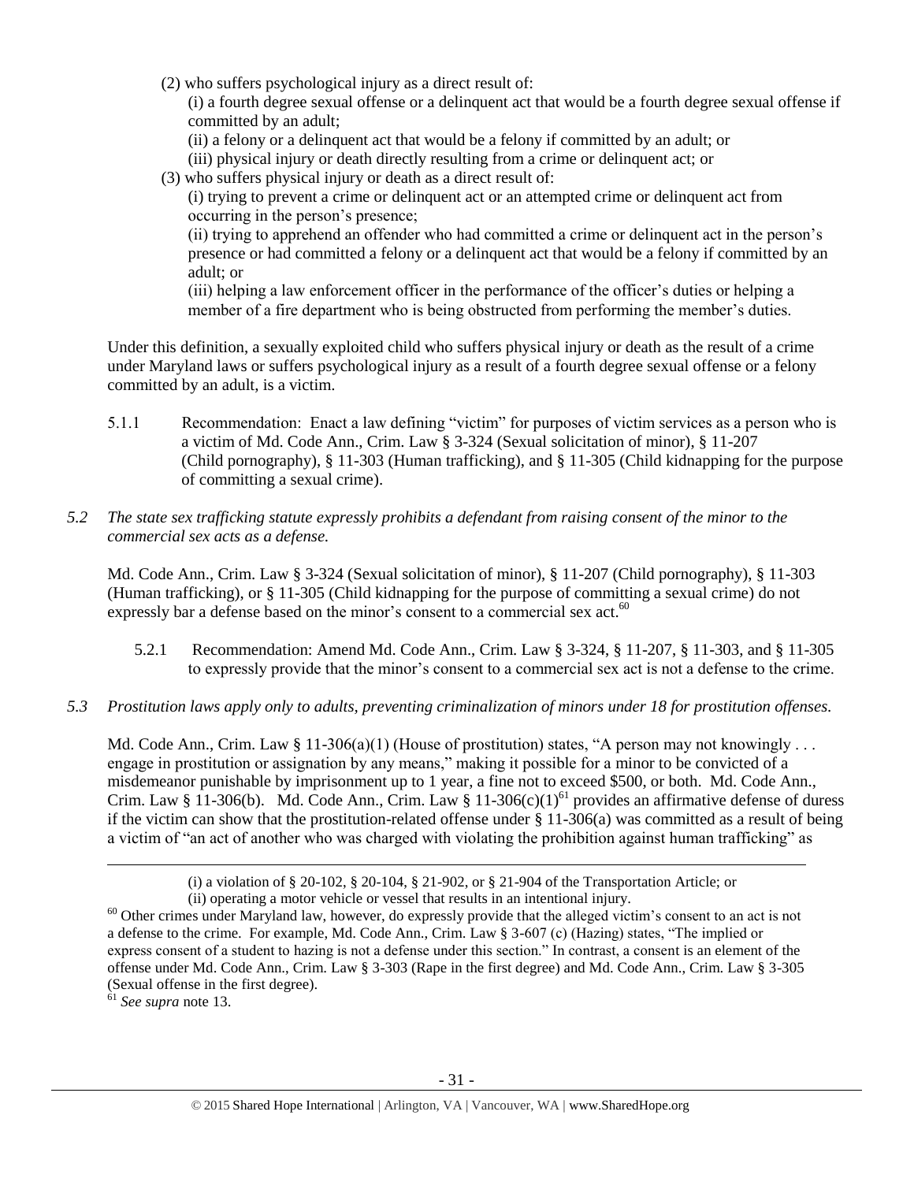(2) who suffers psychological injury as a direct result of:

(i) a fourth degree sexual offense or a delinquent act that would be a fourth degree sexual offense if committed by an adult;

(ii) a felony or a delinquent act that would be a felony if committed by an adult; or

(iii) physical injury or death directly resulting from a crime or delinquent act; or

(3) who suffers physical injury or death as a direct result of:

(i) trying to prevent a crime or delinquent act or an attempted crime or delinquent act from occurring in the person's presence;

(ii) trying to apprehend an offender who had committed a crime or delinquent act in the person's presence or had committed a felony or a delinquent act that would be a felony if committed by an adult; or

(iii) helping a law enforcement officer in the performance of the officer's duties or helping a member of a fire department who is being obstructed from performing the member's duties.

Under this definition, a sexually exploited child who suffers physical injury or death as the result of a crime under Maryland laws or suffers psychological injury as a result of a fourth degree sexual offense or a felony committed by an adult, is a victim.

5.1.1 Recommendation: Enact a law defining "victim" for purposes of victim services as a person who is a victim of Md. Code Ann., Crim. Law § 3-324 (Sexual solicitation of minor), § 11-207 (Child pornography), § 11-303 (Human trafficking), and § 11-305 (Child kidnapping for the purpose of committing a sexual crime).

*5.2 The state sex trafficking statute expressly prohibits a defendant from raising consent of the minor to the commercial sex acts as a defense.*

Md. Code Ann., Crim. Law § 3-324 (Sexual solicitation of minor), § 11-207 (Child pornography), § 11-303 (Human trafficking), or § 11-305 (Child kidnapping for the purpose of committing a sexual crime) do not expressly bar a defense based on the minor's consent to a commercial sex act.[60]

5.2.1 Recommendation: Amend Md. Code Ann., Crim. Law § 3-324, § 11-207, § 11-303, and § 11-305 to expressly provide that the minor's consent to a commercial sex act is not a defense to the crime.

*5.3 Prostitution laws apply only to adults, preventing criminalization of minors under 18 for prostitution offenses.*

Md. Code Ann., Crim. Law § 11-306(a)(1) (House of prostitution) states, "A person may not knowingly . . . engage in prostitution or assignation by any means," making it possible for a minor to be convicted of a misdemeanor punishable by imprisonment up to 1 year, a fine not to exceed $500, or both. Md. Code Ann., Crim. Law § 11-306(b). Md. Code Ann., Crim. Law § 11-306(c)(1)[61] provides an affirmative defense of duress if the victim can show that the prostitution-related offense under § 11-306(a) was committed as a result of being a victim of "an act of another who was charged with violating the prohibition against human trafficking" as

---

(i) a violation of § 20-102, § 20-104, § 21-902, or § 21-904 of the Transportation Article; or

(ii) operating a motor vehicle or vessel that results in an intentional injury.

[60] Other crimes under Maryland law, however, do expressly provide that the alleged victim's consent to an act is not a defense to the crime. For example, Md. Code Ann., Crim. Law § 3-607 (c) (Hazing) states, "The implied or express consent of a student to hazing is not a defense under this section." In contrast, a consent is an element of the offense under Md. Code Ann., Crim. Law § 3-303 (Rape in the first degree) and Md. Code Ann., Crim. Law § 3-305 (Sexual offense in the first degree).

[61] *See supra* note 13.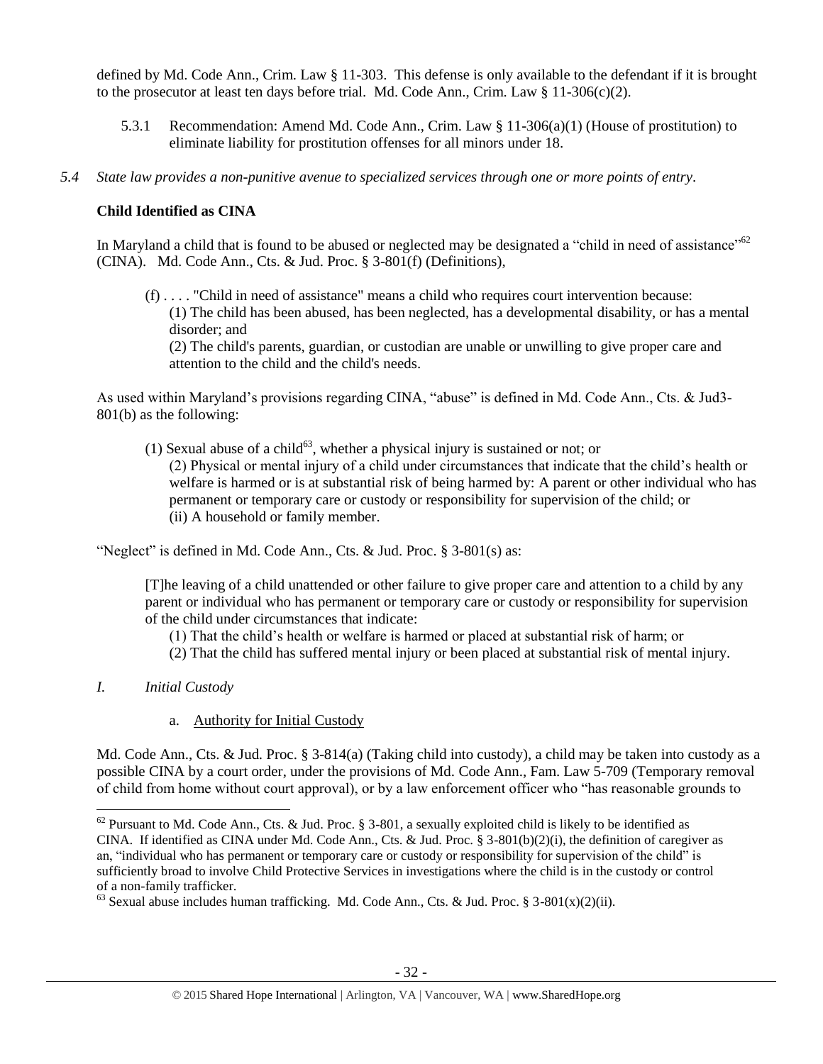defined by Md. Code Ann., Crim. Law § 11-303. This defense is only available to the defendant if it is brought to the prosecutor at least ten days before trial. Md. Code Ann., Crim. Law § 11-306(c)(2).

5.3.1 Recommendation: Amend Md. Code Ann., Crim. Law § 11-306(a)(1) (House of prostitution) to eliminate liability for prostitution offenses for all minors under 18.

*5.4 State law provides a non-punitive avenue to specialized services through one or more points of entry.*

**Child Identified as CINA**

In Maryland a child that is found to be abused or neglected may be designated a "child in need of assistance"[62] (CINA). Md. Code Ann., Cts. & Jud. Proc. § 3-801(f) (Definitions),

> (f) . . . . "Child in need of assistance" means a child who requires court intervention because:
> (1) The child has been abused, has been neglected, has a developmental disability, or has a mental disorder; and
> (2) The child's parents, guardian, or custodian are unable or unwilling to give proper care and attention to the child and the child's needs.

As used within Maryland's provisions regarding CINA, "abuse" is defined in Md. Code Ann., Cts. & Jud3-801(b) as the following:

> (1) Sexual abuse of a child[63], whether a physical injury is sustained or not; or
> (2) Physical or mental injury of a child under circumstances that indicate that the child's health or welfare is harmed or is at substantial risk of being harmed by: A parent or other individual who has permanent or temporary care or custody or responsibility for supervision of the child; or
> (ii) A household or family member.

"Neglect" is defined in Md. Code Ann., Cts. & Jud. Proc. § 3-801(s) as:

> [T]he leaving of a child unattended or other failure to give proper care and attention to a child by any parent or individual who has permanent or temporary care or custody or responsibility for supervision of the child under circumstances that indicate:
> (1) That the child's health or welfare is harmed or placed at substantial risk of harm; or
> (2) That the child has suffered mental injury or been placed at substantial risk of mental injury.

*I. Initial Custody*

a. Authority for Initial Custody

Md. Code Ann., Cts. & Jud. Proc. § 3-814(a) (Taking child into custody), a child may be taken into custody as a possible CINA by a court order, under the provisions of Md. Code Ann., Fam. Law 5-709 (Temporary removal of child from home without court approval), or by a law enforcement officer who "has reasonable grounds to

---

[62] Pursuant to Md. Code Ann., Cts. & Jud. Proc. § 3-801, a sexually exploited child is likely to be identified as CINA. If identified as CINA under Md. Code Ann., Cts. & Jud. Proc. § 3-801(b)(2)(i), the definition of caregiver as an, "individual who has permanent or temporary care or custody or responsibility for supervision of the child" is sufficiently broad to involve Child Protective Services in investigations where the child is in the custody or control of a non-family trafficker.

[63] Sexual abuse includes human trafficking. Md. Code Ann., Cts. & Jud. Proc. § 3-801(x)(2)(ii).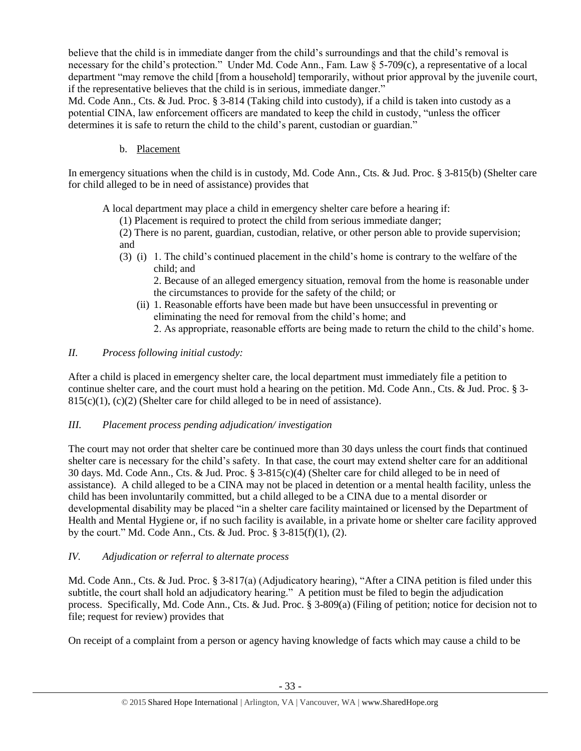believe that the child is in immediate danger from the child's surroundings and that the child's removal is necessary for the child's protection." Under Md. Code Ann., Fam. Law § 5-709(c), a representative of a local department "may remove the child [from a household] temporarily, without prior approval by the juvenile court, if the representative believes that the child is in serious, immediate danger."

Md. Code Ann., Cts. & Jud. Proc. § 3-814 (Taking child into custody), if a child is taken into custody as a potential CINA, law enforcement officers are mandated to keep the child in custody, "unless the officer determines it is safe to return the child to the child's parent, custodian or guardian."

b. Placement

In emergency situations when the child is in custody, Md. Code Ann., Cts. & Jud. Proc. § 3-815(b) (Shelter care for child alleged to be in need of assistance) provides that

> A local department may place a child in emergency shelter care before a hearing if:
>
> (1) Placement is required to protect the child from serious immediate danger;
>
> (2) There is no parent, guardian, custodian, relative, or other person able to provide supervision; and
>
> (3) (i) 1. The child's continued placement in the child's home is contrary to the welfare of the child; and
>
> 2. Because of an alleged emergency situation, removal from the home is reasonable under the circumstances to provide for the safety of the child; or
>
> (ii) 1. Reasonable efforts have been made but have been unsuccessful in preventing or eliminating the need for removal from the child's home; and
>
> 2. As appropriate, reasonable efforts are being made to return the child to the child's home.

*II. Process following initial custody:*

After a child is placed in emergency shelter care, the local department must immediately file a petition to continue shelter care, and the court must hold a hearing on the petition. Md. Code Ann., Cts. & Jud. Proc. § 3-815(c)(1), (c)(2) (Shelter care for child alleged to be in need of assistance).

*III. Placement process pending adjudication/ investigation*

The court may not order that shelter care be continued more than 30 days unless the court finds that continued shelter care is necessary for the child's safety. In that case, the court may extend shelter care for an additional 30 days. Md. Code Ann., Cts. & Jud. Proc. § 3-815(c)(4) (Shelter care for child alleged to be in need of assistance). A child alleged to be a CINA may not be placed in detention or a mental health facility, unless the child has been involuntarily committed, but a child alleged to be a CINA due to a mental disorder or developmental disability may be placed "in a shelter care facility maintained or licensed by the Department of Health and Mental Hygiene or, if no such facility is available, in a private home or shelter care facility approved by the court." Md. Code Ann., Cts. & Jud. Proc. § 3-815(f)(1), (2).

*IV. Adjudication or referral to alternate process*

Md. Code Ann., Cts. & Jud. Proc. § 3-817(a) (Adjudicatory hearing), "After a CINA petition is filed under this subtitle, the court shall hold an adjudicatory hearing." A petition must be filed to begin the adjudication process. Specifically, Md. Code Ann., Cts. & Jud. Proc. § 3-809(a) (Filing of petition; notice for decision not to file; request for review) provides that

On receipt of a complaint from a person or agency having knowledge of facts which may cause a child to be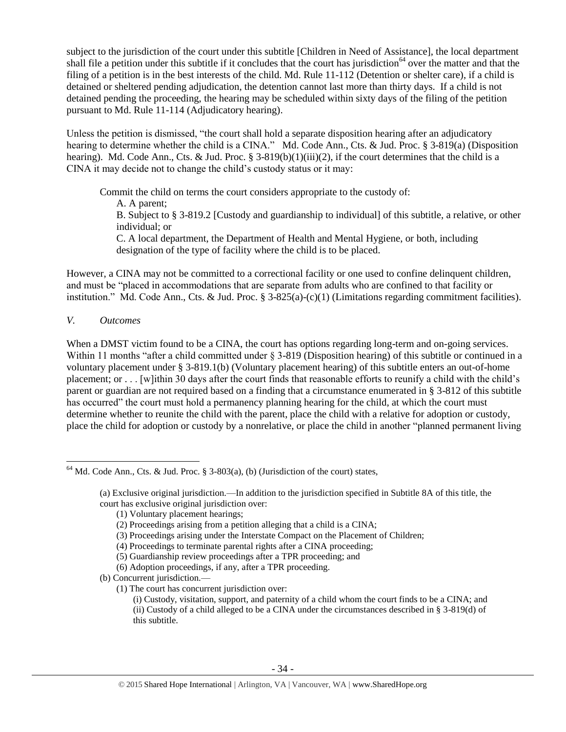subject to the jurisdiction of the court under this subtitle [Children in Need of Assistance], the local department shall file a petition under this subtitle if it concludes that the court has jurisdiction[64] over the matter and that the filing of a petition is in the best interests of the child. Md. Rule 11-112 (Detention or shelter care), if a child is detained or sheltered pending adjudication, the detention cannot last more than thirty days. If a child is not detained pending the proceeding, the hearing may be scheduled within sixty days of the filing of the petition pursuant to Md. Rule 11-114 (Adjudicatory hearing).

Unless the petition is dismissed, "the court shall hold a separate disposition hearing after an adjudicatory hearing to determine whether the child is a CINA." Md. Code Ann., Cts. & Jud. Proc. § 3-819(a) (Disposition hearing). Md. Code Ann., Cts. & Jud. Proc. § 3-819(b)(1)(iii)(2), if the court determines that the child is a CINA it may decide not to change the child's custody status or it may:

> Commit the child on terms the court considers appropriate to the custody of:
>
> A. A parent;
>
> B. Subject to § 3-819.2 [Custody and guardianship to individual] of this subtitle, a relative, or other individual; or
>
> C. A local department, the Department of Health and Mental Hygiene, or both, including designation of the type of facility where the child is to be placed.

However, a CINA may not be committed to a correctional facility or one used to confine delinquent children, and must be "placed in accommodations that are separate from adults who are confined to that facility or institution." Md. Code Ann., Cts. & Jud. Proc. § 3-825(a)-(c)(1) (Limitations regarding commitment facilities).

*V. Outcomes*

When a DMST victim found to be a CINA, the court has options regarding long-term and on-going services. Within 11 months "after a child committed under § 3-819 (Disposition hearing) of this subtitle or continued in a voluntary placement under § 3-819.1(b) (Voluntary placement hearing) of this subtitle enters an out-of-home placement; or . . . [w]ithin 30 days after the court finds that reasonable efforts to reunify a child with the child's parent or guardian are not required based on a finding that a circumstance enumerated in § 3-812 of this subtitle has occurred" the court must hold a permanency planning hearing for the child, at which the court must determine whether to reunite the child with the parent, place the child with a relative for adoption or custody, place the child for adoption or custody by a nonrelative, or place the child in another "planned permanent living

---

[64] Md. Code Ann., Cts. & Jud. Proc. § 3-803(a), (b) (Jurisdiction of the court) states,

> (a) Exclusive original jurisdiction.—In addition to the jurisdiction specified in Subtitle 8A of this title, the court has exclusive original jurisdiction over:
>
> (1) Voluntary placement hearings;
>
> (2) Proceedings arising from a petition alleging that a child is a CINA;
>
> (3) Proceedings arising under the Interstate Compact on the Placement of Children;
>
> (4) Proceedings to terminate parental rights after a CINA proceeding;
>
> (5) Guardianship review proceedings after a TPR proceeding; and
>
> (6) Adoption proceedings, if any, after a TPR proceeding.
>
> (b) Concurrent jurisdiction.—
>
> (1) The court has concurrent jurisdiction over:
>
> (i) Custody, visitation, support, and paternity of a child whom the court finds to be a CINA; and
>
> (ii) Custody of a child alleged to be a CINA under the circumstances described in § 3-819(d) of this subtitle.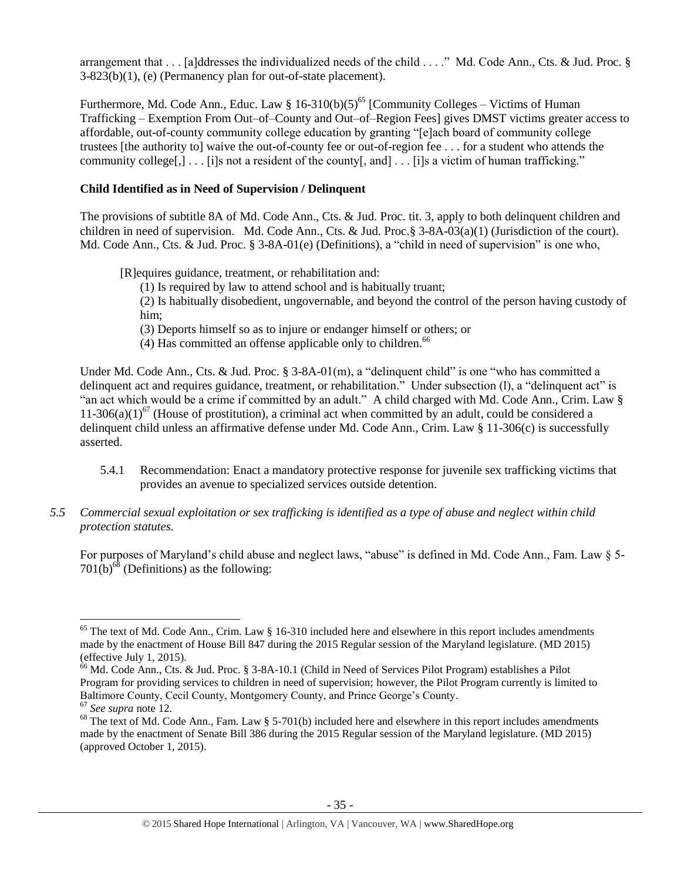arrangement that . . . [a]ddresses the individualized needs of the child . . . ." Md. Code Ann., Cts. & Jud. Proc. § 3-823(b)(1), (e) (Permanency plan for out-of-state placement).

Furthermore, Md. Code Ann., Educ. Law § 16-310(b)(5)[65] [Community Colleges – Victims of Human Trafficking – Exemption From Out–of–County and Out–of–Region Fees] gives DMST victims greater access to affordable, out-of-county community college education by granting "[e]ach board of community college trustees [the authority to] waive the out-of-county fee or out-of-region fee . . . for a student who attends the community college[,] . . . [i]s not a resident of the county[, and] . . . [i]s a victim of human trafficking."

**Child Identified as in Need of Supervision / Delinquent**

The provisions of subtitle 8A of Md. Code Ann., Cts. & Jud. Proc. tit. 3, apply to both delinquent children and children in need of supervision. Md. Code Ann., Cts. & Jud. Proc.§ 3-8A-03(a)(1) (Jurisdiction of the court). Md. Code Ann., Cts. & Jud. Proc. § 3-8A-01(e) (Definitions), a "child in need of supervision" is one who,

> [R]equires guidance, treatment, or rehabilitation and:
> (1) Is required by law to attend school and is habitually truant;
> (2) Is habitually disobedient, ungovernable, and beyond the control of the person having custody of him;
> (3) Deports himself so as to injure or endanger himself or others; or
> (4) Has committed an offense applicable only to children.[66]

Under Md. Code Ann., Cts. & Jud. Proc. § 3-8A-01(m), a "delinquent child" is one "who has committed a delinquent act and requires guidance, treatment, or rehabilitation." Under subsection (l), a "delinquent act" is "an act which would be a crime if committed by an adult." A child charged with Md. Code Ann., Crim. Law § 11-306(a)(1)[67] (House of prostitution), a criminal act when committed by an adult, could be considered a delinquent child unless an affirmative defense under Md. Code Ann., Crim. Law § 11-306(c) is successfully asserted.

5.4.1 Recommendation: Enact a mandatory protective response for juvenile sex trafficking victims that provides an avenue to specialized services outside detention.

*5.5 Commercial sexual exploitation or sex trafficking is identified as a type of abuse and neglect within child protection statutes.*

For purposes of Maryland's child abuse and neglect laws, "abuse" is defined in Md. Code Ann., Fam. Law § 5-701(b)[68] (Definitions) as the following:

---

[65] The text of Md. Code Ann., Crim. Law § 16-310 included here and elsewhere in this report includes amendments made by the enactment of House Bill 847 during the 2015 Regular session of the Maryland legislature. (MD 2015) (effective July 1, 2015).

[66] Md. Code Ann., Cts. & Jud. Proc. § 3-8A-10.1 (Child in Need of Services Pilot Program) establishes a Pilot Program for providing services to children in need of supervision; however, the Pilot Program currently is limited to Baltimore County, Cecil County, Montgomery County, and Prince George's County.

[67] *See supra* note 12.

[68] The text of Md. Code Ann., Fam. Law § 5-701(b) included here and elsewhere in this report includes amendments made by the enactment of Senate Bill 386 during the 2015 Regular session of the Maryland legislature. (MD 2015) (approved October 1, 2015).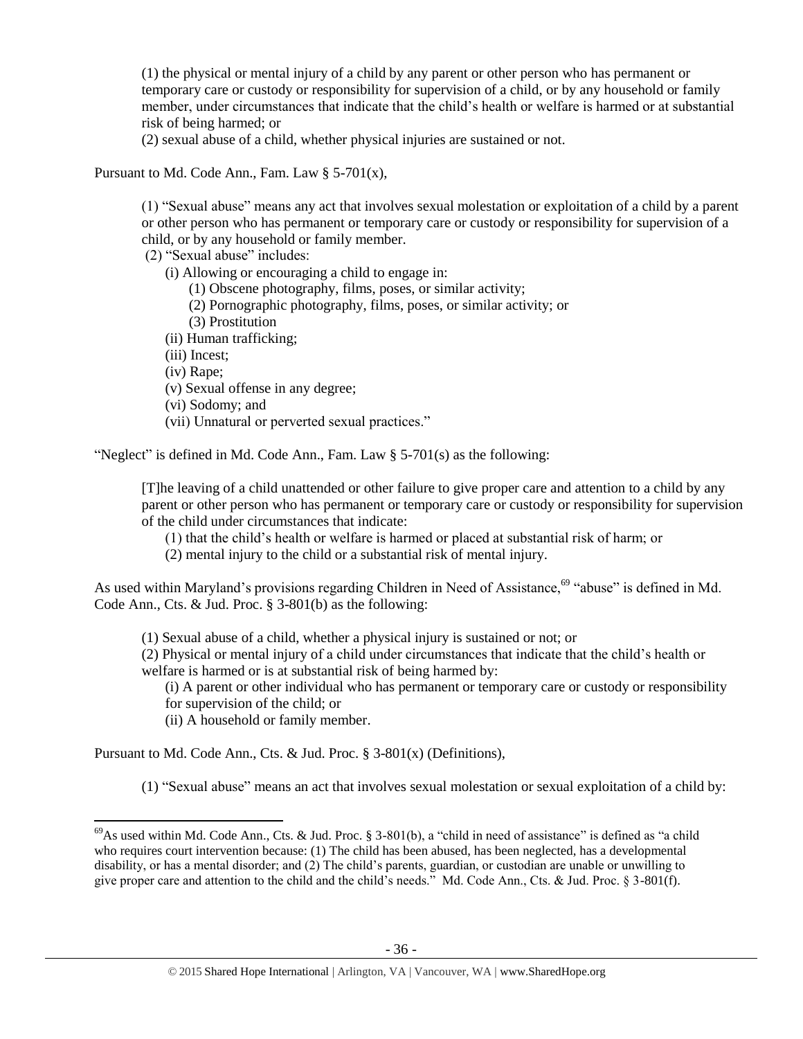(1) the physical or mental injury of a child by any parent or other person who has permanent or temporary care or custody or responsibility for supervision of a child, or by any household or family member, under circumstances that indicate that the child's health or welfare is harmed or at substantial risk of being harmed; or

(2) sexual abuse of a child, whether physical injuries are sustained or not.

Pursuant to Md. Code Ann., Fam. Law § 5-701(x),

> (1) "Sexual abuse" means any act that involves sexual molestation or exploitation of a child by a parent or other person who has permanent or temporary care or custody or responsibility for supervision of a child, or by any household or family member.
>
> (2) "Sexual abuse" includes:
>
> (i) Allowing or encouraging a child to engage in:
>
> (1) Obscene photography, films, poses, or similar activity;
>
> (2) Pornographic photography, films, poses, or similar activity; or
>
> (3) Prostitution
>
> (ii) Human trafficking;
>
> (iii) Incest;
>
> (iv) Rape;
>
> (v) Sexual offense in any degree;
>
> (vi) Sodomy; and
>
> (vii) Unnatural or perverted sexual practices."

"Neglect" is defined in Md. Code Ann., Fam. Law § 5-701(s) as the following:

> [T]he leaving of a child unattended or other failure to give proper care and attention to a child by any parent or other person who has permanent or temporary care or custody or responsibility for supervision of the child under circumstances that indicate:
>
> (1) that the child's health or welfare is harmed or placed at substantial risk of harm; or
>
> (2) mental injury to the child or a substantial risk of mental injury.

As used within Maryland's provisions regarding Children in Need of Assistance,[69] "abuse" is defined in Md. Code Ann., Cts. & Jud. Proc. § 3-801(b) as the following:

> (1) Sexual abuse of a child, whether a physical injury is sustained or not; or
>
> (2) Physical or mental injury of a child under circumstances that indicate that the child's health or welfare is harmed or is at substantial risk of being harmed by:
>
> (i) A parent or other individual who has permanent or temporary care or custody or responsibility for supervision of the child; or
>
> (ii) A household or family member.

Pursuant to Md. Code Ann., Cts. & Jud. Proc. § 3-801(x) (Definitions),

> (1) "Sexual abuse" means an act that involves sexual molestation or sexual exploitation of a child by:

---

[69] As used within Md. Code Ann., Cts. & Jud. Proc. § 3-801(b), a "child in need of assistance" is defined as "a child who requires court intervention because: (1) The child has been abused, has been neglected, has a developmental disability, or has a mental disorder; and (2) The child's parents, guardian, or custodian are unable or unwilling to give proper care and attention to the child and the child's needs." Md. Code Ann., Cts. & Jud. Proc. § 3-801(f).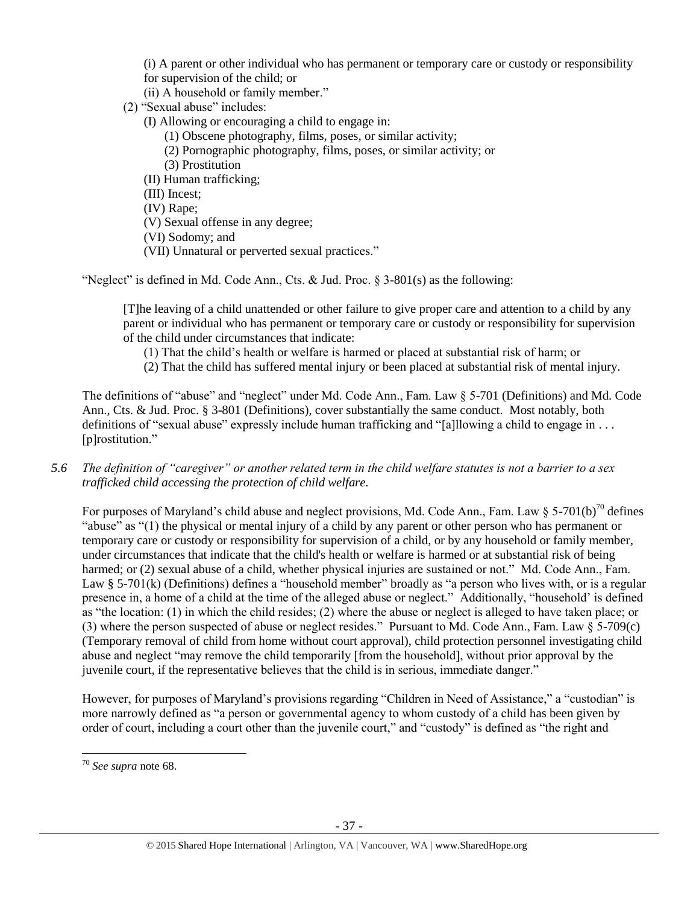(i) A parent or other individual who has permanent or temporary care or custody or responsibility for supervision of the child; or

(ii) A household or family member."

(2) "Sexual abuse" includes:

(I) Allowing or encouraging a child to engage in:

(1) Obscene photography, films, poses, or similar activity;

(2) Pornographic photography, films, poses, or similar activity; or

(3) Prostitution

(II) Human trafficking;

(III) Incest;

(IV) Rape;

(V) Sexual offense in any degree;

(VI) Sodomy; and

(VII) Unnatural or perverted sexual practices."

"Neglect" is defined in Md. Code Ann., Cts. & Jud. Proc. § 3-801(s) as the following:

> [T]he leaving of a child unattended or other failure to give proper care and attention to a child by any parent or individual who has permanent or temporary care or custody or responsibility for supervision of the child under circumstances that indicate:
>
> (1) That the child's health or welfare is harmed or placed at substantial risk of harm; or
>
> (2) That the child has suffered mental injury or been placed at substantial risk of mental injury.

The definitions of "abuse" and "neglect" under Md. Code Ann., Fam. Law § 5-701 (Definitions) and Md. Code Ann., Cts. & Jud. Proc. § 3-801 (Definitions), cover substantially the same conduct. Most notably, both definitions of "sexual abuse" expressly include human trafficking and "[a]llowing a child to engage in . . . [p]rostitution."

*5.6 The definition of "caregiver" or another related term in the child welfare statutes is not a barrier to a sex trafficked child accessing the protection of child welfare.*

For purposes of Maryland's child abuse and neglect provisions, Md. Code Ann., Fam. Law § 5-701(b)[70] defines "abuse" as "(1) the physical or mental injury of a child by any parent or other person who has permanent or temporary care or custody or responsibility for supervision of a child, or by any household or family member, under circumstances that indicate that the child's health or welfare is harmed or at substantial risk of being harmed; or (2) sexual abuse of a child, whether physical injuries are sustained or not." Md. Code Ann., Fam. Law § 5-701(k) (Definitions) defines a "household member" broadly as "a person who lives with, or is a regular presence in, a home of a child at the time of the alleged abuse or neglect." Additionally, "household' is defined as "the location: (1) in which the child resides; (2) where the abuse or neglect is alleged to have taken place; or (3) where the person suspected of abuse or neglect resides." Pursuant to Md. Code Ann., Fam. Law § 5-709(c) (Temporary removal of child from home without court approval), child protection personnel investigating child abuse and neglect "may remove the child temporarily [from the household], without prior approval by the juvenile court, if the representative believes that the child is in serious, immediate danger."

However, for purposes of Maryland's provisions regarding "Children in Need of Assistance," a "custodian" is more narrowly defined as "a person or governmental agency to whom custody of a child has been given by order of court, including a court other than the juvenile court," and "custody" is defined as "the right and

[70] *See supra* note 68.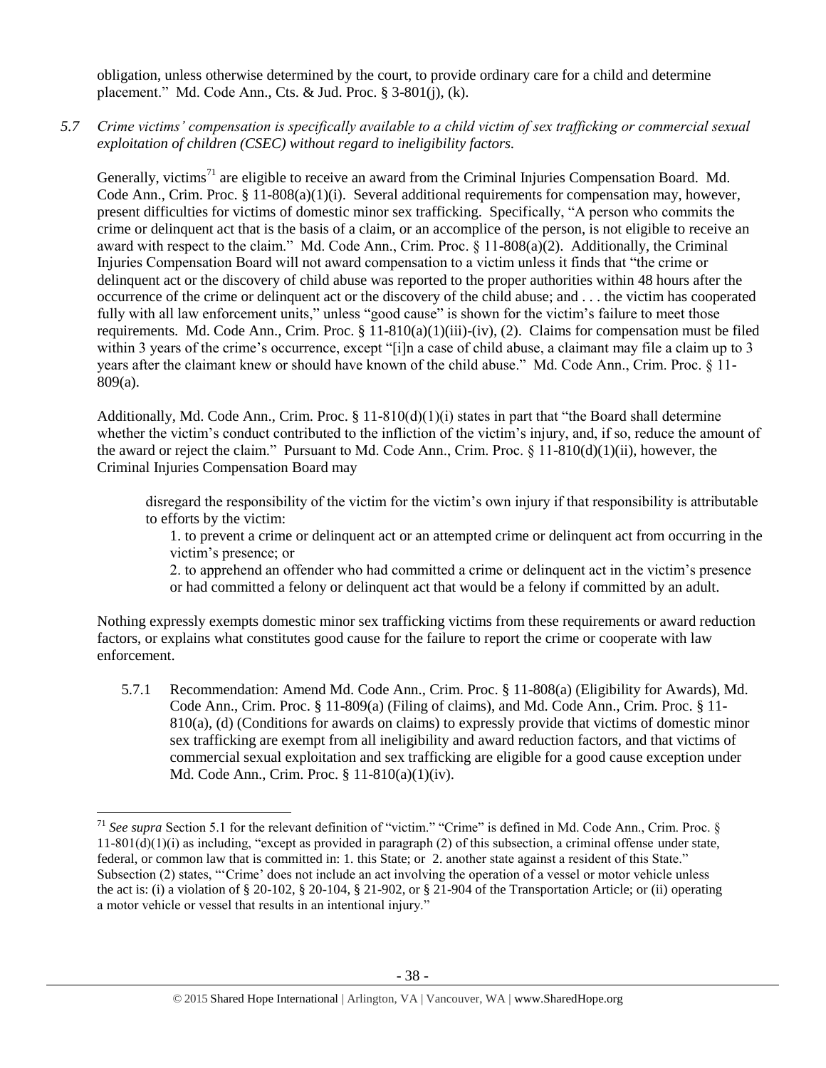obligation, unless otherwise determined by the court, to provide ordinary care for a child and determine placement." Md. Code Ann., Cts. & Jud. Proc. § 3-801(j), (k).

*5.7 Crime victims' compensation is specifically available to a child victim of sex trafficking or commercial sexual exploitation of children (CSEC) without regard to ineligibility factors.*

Generally, victims[71] are eligible to receive an award from the Criminal Injuries Compensation Board. Md. Code Ann., Crim. Proc. § 11-808(a)(1)(i). Several additional requirements for compensation may, however, present difficulties for victims of domestic minor sex trafficking. Specifically, "A person who commits the crime or delinquent act that is the basis of a claim, or an accomplice of the person, is not eligible to receive an award with respect to the claim." Md. Code Ann., Crim. Proc. § 11-808(a)(2). Additionally, the Criminal Injuries Compensation Board will not award compensation to a victim unless it finds that "the crime or delinquent act or the discovery of child abuse was reported to the proper authorities within 48 hours after the occurrence of the crime or delinquent act or the discovery of the child abuse; and . . . the victim has cooperated fully with all law enforcement units," unless "good cause" is shown for the victim's failure to meet those requirements. Md. Code Ann., Crim. Proc. § 11-810(a)(1)(iii)-(iv), (2). Claims for compensation must be filed within 3 years of the crime's occurrence, except "[i]n a case of child abuse, a claimant may file a claim up to 3 years after the claimant knew or should have known of the child abuse." Md. Code Ann., Crim. Proc. § 11-809(a).

Additionally, Md. Code Ann., Crim. Proc. § 11-810(d)(1)(i) states in part that "the Board shall determine whether the victim's conduct contributed to the infliction of the victim's injury, and, if so, reduce the amount of the award or reject the claim." Pursuant to Md. Code Ann., Crim. Proc. § 11-810(d)(1)(ii), however, the Criminal Injuries Compensation Board may

> disregard the responsibility of the victim for the victim's own injury if that responsibility is attributable to efforts by the victim:
>
> 1. to prevent a crime or delinquent act or an attempted crime or delinquent act from occurring in the victim's presence; or
>
> 2. to apprehend an offender who had committed a crime or delinquent act in the victim's presence or had committed a felony or delinquent act that would be a felony if committed by an adult.

Nothing expressly exempts domestic minor sex trafficking victims from these requirements or award reduction factors, or explains what constitutes good cause for the failure to report the crime or cooperate with law enforcement.

5.7.1 Recommendation: Amend Md. Code Ann., Crim. Proc. § 11-808(a) (Eligibility for Awards), Md. Code Ann., Crim. Proc. § 11-809(a) (Filing of claims), and Md. Code Ann., Crim. Proc. § 11-810(a), (d) (Conditions for awards on claims) to expressly provide that victims of domestic minor sex trafficking are exempt from all ineligibility and award reduction factors, and that victims of commercial sexual exploitation and sex trafficking are eligible for a good cause exception under Md. Code Ann., Crim. Proc. § 11-810(a)(1)(iv).

---

[71] *See supra* Section 5.1 for the relevant definition of "victim." "Crime" is defined in Md. Code Ann., Crim. Proc. § 11-801(d)(1)(i) as including, "except as provided in paragraph (2) of this subsection, a criminal offense under state, federal, or common law that is committed in: 1. this State; or 2. another state against a resident of this State." Subsection (2) states, "'Crime' does not include an act involving the operation of a vessel or motor vehicle unless the act is: (i) a violation of § 20-102, § 20-104, § 21-902, or § 21-904 of the Transportation Article; or (ii) operating a motor vehicle or vessel that results in an intentional injury."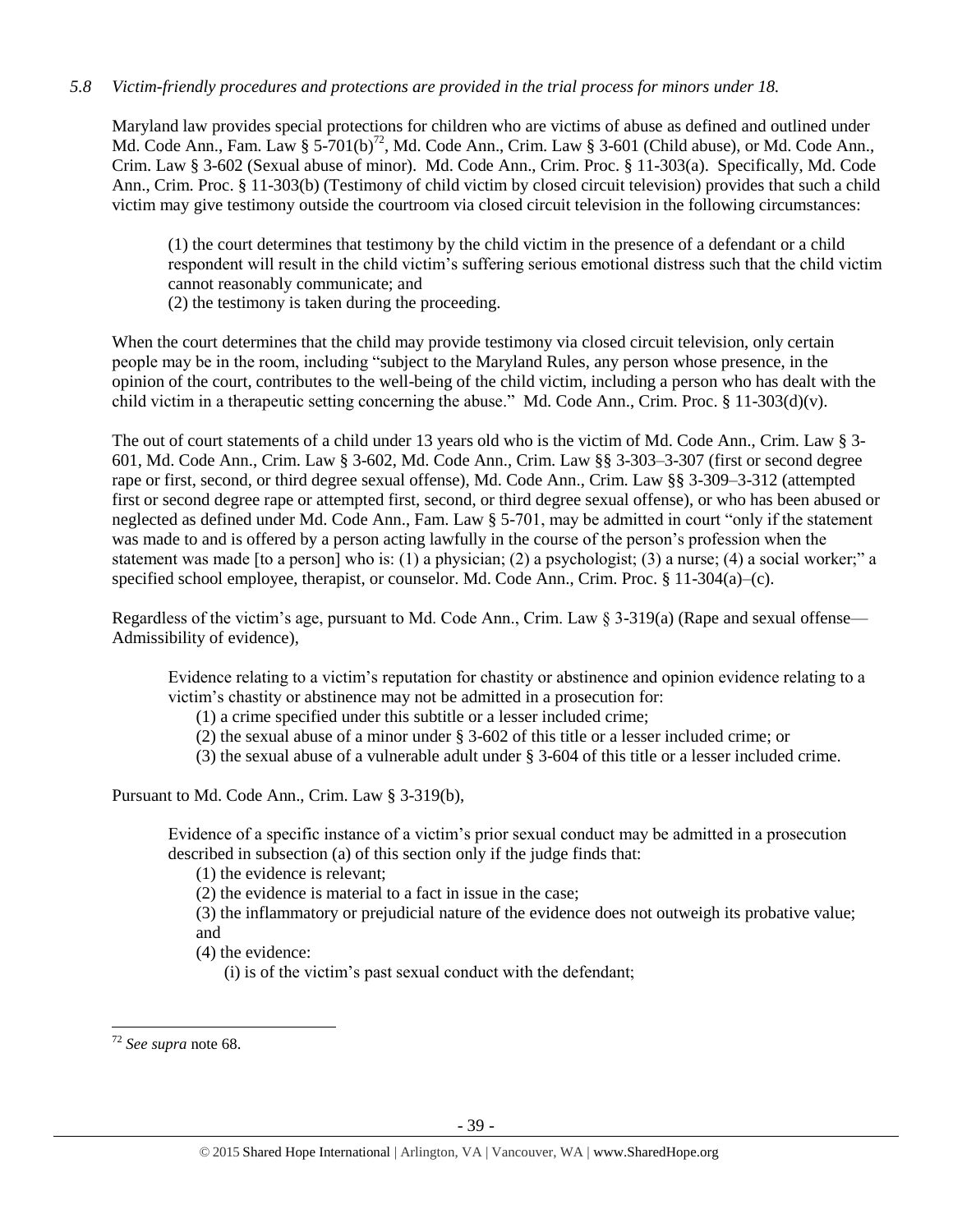*5.8 Victim-friendly procedures and protections are provided in the trial process for minors under 18.*

Maryland law provides special protections for children who are victims of abuse as defined and outlined under Md. Code Ann., Fam. Law § 5-701(b)[72], Md. Code Ann., Crim. Law § 3-601 (Child abuse), or Md. Code Ann., Crim. Law § 3-602 (Sexual abuse of minor). Md. Code Ann., Crim. Proc. § 11-303(a). Specifically, Md. Code Ann., Crim. Proc. § 11-303(b) (Testimony of child victim by closed circuit television) provides that such a child victim may give testimony outside the courtroom via closed circuit television in the following circumstances:

> (1) the court determines that testimony by the child victim in the presence of a defendant or a child respondent will result in the child victim's suffering serious emotional distress such that the child victim cannot reasonably communicate; and
> (2) the testimony is taken during the proceeding.

When the court determines that the child may provide testimony via closed circuit television, only certain people may be in the room, including "subject to the Maryland Rules, any person whose presence, in the opinion of the court, contributes to the well-being of the child victim, including a person who has dealt with the child victim in a therapeutic setting concerning the abuse." Md. Code Ann., Crim. Proc. § 11-303(d)(v).

The out of court statements of a child under 13 years old who is the victim of Md. Code Ann., Crim. Law § 3-601, Md. Code Ann., Crim. Law § 3-602, Md. Code Ann., Crim. Law §§ 3-303–3-307 (first or second degree rape or first, second, or third degree sexual offense), Md. Code Ann., Crim. Law §§ 3-309–3-312 (attempted first or second degree rape or attempted first, second, or third degree sexual offense), or who has been abused or neglected as defined under Md. Code Ann., Fam. Law § 5-701, may be admitted in court "only if the statement was made to and is offered by a person acting lawfully in the course of the person's profession when the statement was made [to a person] who is: (1) a physician; (2) a psychologist; (3) a nurse; (4) a social worker;" a specified school employee, therapist, or counselor. Md. Code Ann., Crim. Proc. § 11-304(a)–(c).

Regardless of the victim's age, pursuant to Md. Code Ann., Crim. Law § 3-319(a) (Rape and sexual offense—Admissibility of evidence),

> Evidence relating to a victim's reputation for chastity or abstinence and opinion evidence relating to a victim's chastity or abstinence may not be admitted in a prosecution for:
> (1) a crime specified under this subtitle or a lesser included crime;
> (2) the sexual abuse of a minor under § 3-602 of this title or a lesser included crime; or
> (3) the sexual abuse of a vulnerable adult under § 3-604 of this title or a lesser included crime.

Pursuant to Md. Code Ann., Crim. Law § 3-319(b),

> Evidence of a specific instance of a victim's prior sexual conduct may be admitted in a prosecution described in subsection (a) of this section only if the judge finds that:
> (1) the evidence is relevant;
> (2) the evidence is material to a fact in issue in the case;
> (3) the inflammatory or prejudicial nature of the evidence does not outweigh its probative value; and
> (4) the evidence:
> (i) is of the victim's past sexual conduct with the defendant;

---

[72] *See supra* note 68.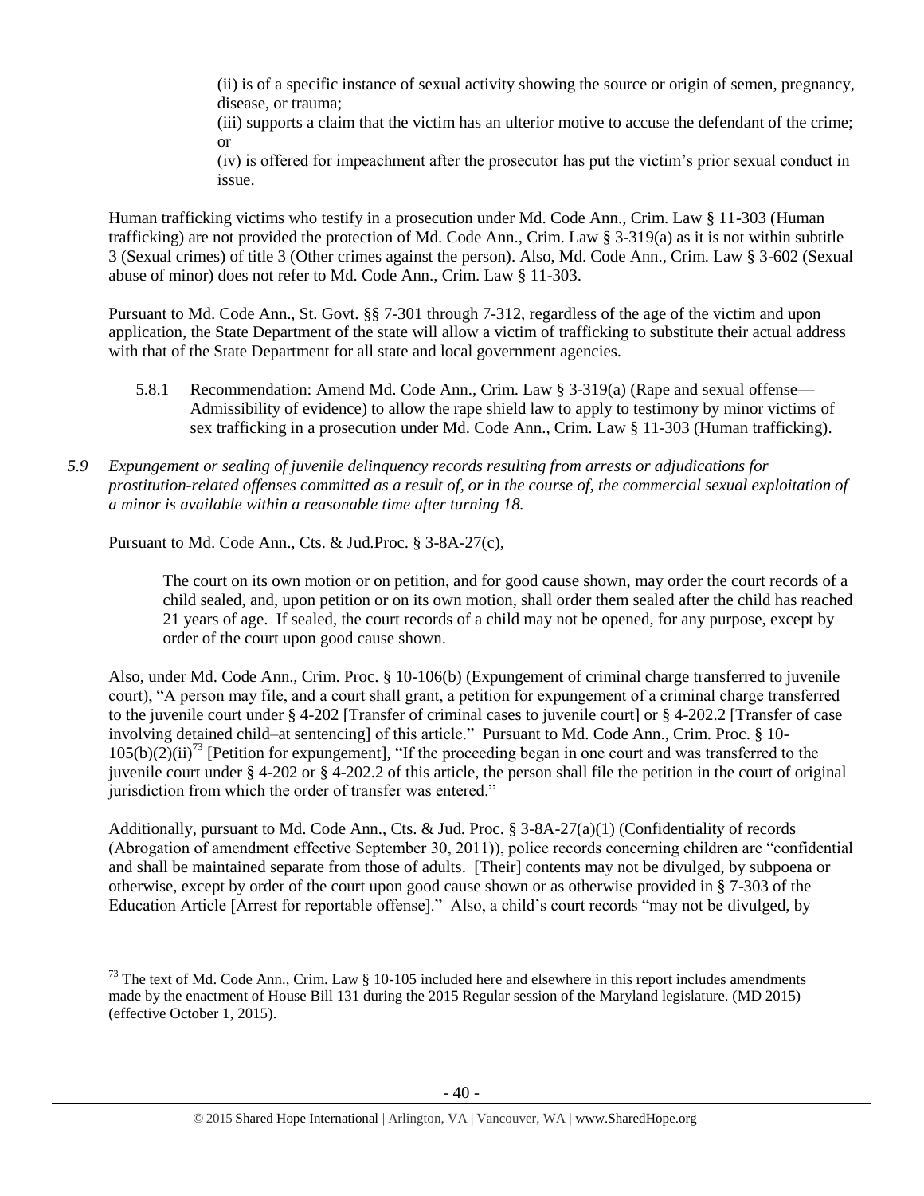(ii) is of a specific instance of sexual activity showing the source or origin of semen, pregnancy, disease, or trauma;

(iii) supports a claim that the victim has an ulterior motive to accuse the defendant of the crime; or

(iv) is offered for impeachment after the prosecutor has put the victim's prior sexual conduct in issue.

Human trafficking victims who testify in a prosecution under Md. Code Ann., Crim. Law § 11-303 (Human trafficking) are not provided the protection of Md. Code Ann., Crim. Law § 3-319(a) as it is not within subtitle 3 (Sexual crimes) of title 3 (Other crimes against the person). Also, Md. Code Ann., Crim. Law § 3-602 (Sexual abuse of minor) does not refer to Md. Code Ann., Crim. Law § 11-303.

Pursuant to Md. Code Ann., St. Govt. §§ 7-301 through 7-312, regardless of the age of the victim and upon application, the State Department of the state will allow a victim of trafficking to substitute their actual address with that of the State Department for all state and local government agencies.

5.8.1 Recommendation: Amend Md. Code Ann., Crim. Law § 3-319(a) (Rape and sexual offense—Admissibility of evidence) to allow the rape shield law to apply to testimony by minor victims of sex trafficking in a prosecution under Md. Code Ann., Crim. Law § 11-303 (Human trafficking).

*5.9 Expungement or sealing of juvenile delinquency records resulting from arrests or adjudications for prostitution-related offenses committed as a result of, or in the course of, the commercial sexual exploitation of a minor is available within a reasonable time after turning 18.*

Pursuant to Md. Code Ann., Cts. & Jud.Proc. § 3-8A-27(c),

> The court on its own motion or on petition, and for good cause shown, may order the court records of a child sealed, and, upon petition or on its own motion, shall order them sealed after the child has reached 21 years of age. If sealed, the court records of a child may not be opened, for any purpose, except by order of the court upon good cause shown.

Also, under Md. Code Ann., Crim. Proc. § 10-106(b) (Expungement of criminal charge transferred to juvenile court), "A person may file, and a court shall grant, a petition for expungement of a criminal charge transferred to the juvenile court under § 4-202 [Transfer of criminal cases to juvenile court] or § 4-202.2 [Transfer of case involving detained child–at sentencing] of this article." Pursuant to Md. Code Ann., Crim. Proc. § 10-105(b)(2)(ii)[73] [Petition for expungement], "If the proceeding began in one court and was transferred to the juvenile court under § 4-202 or § 4-202.2 of this article, the person shall file the petition in the court of original jurisdiction from which the order of transfer was entered."

Additionally, pursuant to Md. Code Ann., Cts. & Jud. Proc. § 3-8A-27(a)(1) (Confidentiality of records (Abrogation of amendment effective September 30, 2011)), police records concerning children are "confidential and shall be maintained separate from those of adults. [Their] contents may not be divulged, by subpoena or otherwise, except by order of the court upon good cause shown or as otherwise provided in § 7-303 of the Education Article [Arrest for reportable offense]." Also, a child's court records "may not be divulged, by

---

[73] The text of Md. Code Ann., Crim. Law § 10-105 included here and elsewhere in this report includes amendments made by the enactment of House Bill 131 during the 2015 Regular session of the Maryland legislature. (MD 2015) (effective October 1, 2015).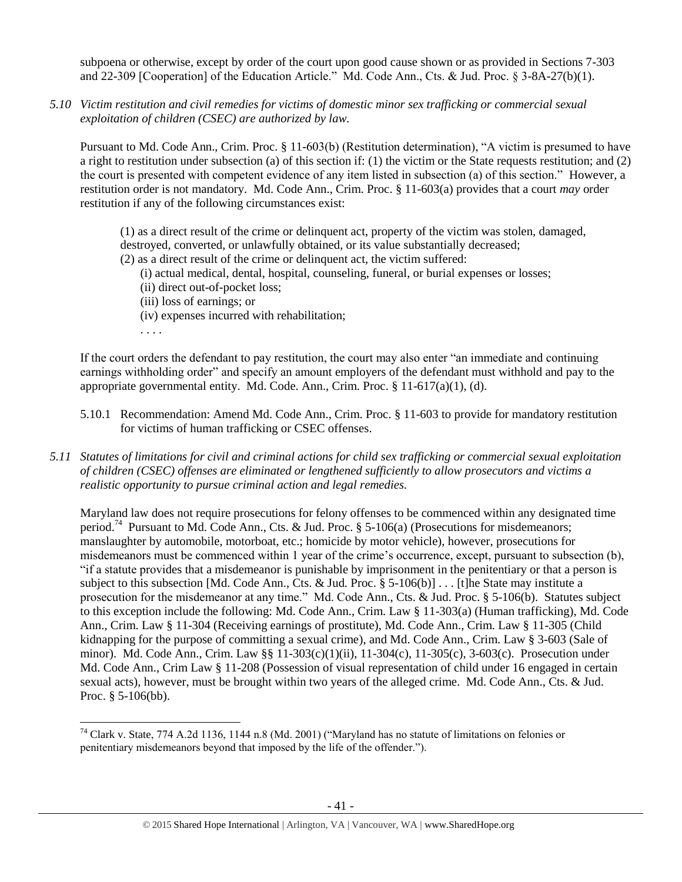subpoena or otherwise, except by order of the court upon good cause shown or as provided in Sections 7-303 and 22-309 [Cooperation] of the Education Article." Md. Code Ann., Cts. & Jud. Proc. § 3-8A-27(b)(1).

*5.10 Victim restitution and civil remedies for victims of domestic minor sex trafficking or commercial sexual exploitation of children (CSEC) are authorized by law.*

Pursuant to Md. Code Ann., Crim. Proc. § 11-603(b) (Restitution determination), "A victim is presumed to have a right to restitution under subsection (a) of this section if: (1) the victim or the State requests restitution; and (2) the court is presented with competent evidence of any item listed in subsection (a) of this section." However, a restitution order is not mandatory. Md. Code Ann., Crim. Proc. § 11-603(a) provides that a court *may* order restitution if any of the following circumstances exist:

> (1) as a direct result of the crime or delinquent act, property of the victim was stolen, damaged, destroyed, converted, or unlawfully obtained, or its value substantially decreased;
> (2) as a direct result of the crime or delinquent act, the victim suffered:
> (i) actual medical, dental, hospital, counseling, funeral, or burial expenses or losses;
> (ii) direct out-of-pocket loss;
> (iii) loss of earnings; or
> (iv) expenses incurred with rehabilitation;
> . . . .

If the court orders the defendant to pay restitution, the court may also enter "an immediate and continuing earnings withholding order" and specify an amount employers of the defendant must withhold and pay to the appropriate governmental entity. Md. Code. Ann., Crim. Proc. § 11-617(a)(1), (d).

5.10.1 Recommendation: Amend Md. Code Ann., Crim. Proc. § 11-603 to provide for mandatory restitution for victims of human trafficking or CSEC offenses.

*5.11 Statutes of limitations for civil and criminal actions for child sex trafficking or commercial sexual exploitation of children (CSEC) offenses are eliminated or lengthened sufficiently to allow prosecutors and victims a realistic opportunity to pursue criminal action and legal remedies.*

Maryland law does not require prosecutions for felony offenses to be commenced within any designated time period.[74] Pursuant to Md. Code Ann., Cts. & Jud. Proc. § 5-106(a) (Prosecutions for misdemeanors; manslaughter by automobile, motorboat, etc.; homicide by motor vehicle), however, prosecutions for misdemeanors must be commenced within 1 year of the crime's occurrence, except, pursuant to subsection (b), "if a statute provides that a misdemeanor is punishable by imprisonment in the penitentiary or that a person is subject to this subsection [Md. Code Ann., Cts. & Jud. Proc. § 5-106(b)] . . . [t]he State may institute a prosecution for the misdemeanor at any time." Md. Code Ann., Cts. & Jud. Proc. § 5-106(b). Statutes subject to this exception include the following: Md. Code Ann., Crim. Law § 11-303(a) (Human trafficking), Md. Code Ann., Crim. Law § 11-304 (Receiving earnings of prostitute), Md. Code Ann., Crim. Law § 11-305 (Child kidnapping for the purpose of committing a sexual crime), and Md. Code Ann., Crim. Law § 3-603 (Sale of minor). Md. Code Ann., Crim. Law §§ 11-303(c)(1)(ii), 11-304(c), 11-305(c), 3-603(c). Prosecution under Md. Code Ann., Crim Law § 11-208 (Possession of visual representation of child under 16 engaged in certain sexual acts), however, must be brought within two years of the alleged crime. Md. Code Ann., Cts. & Jud. Proc. § 5-106(bb).

[74] Clark v. State, 774 A.2d 1136, 1144 n.8 (Md. 2001) ("Maryland has no statute of limitations on felonies or penitentiary misdemeanors beyond that imposed by the life of the offender.").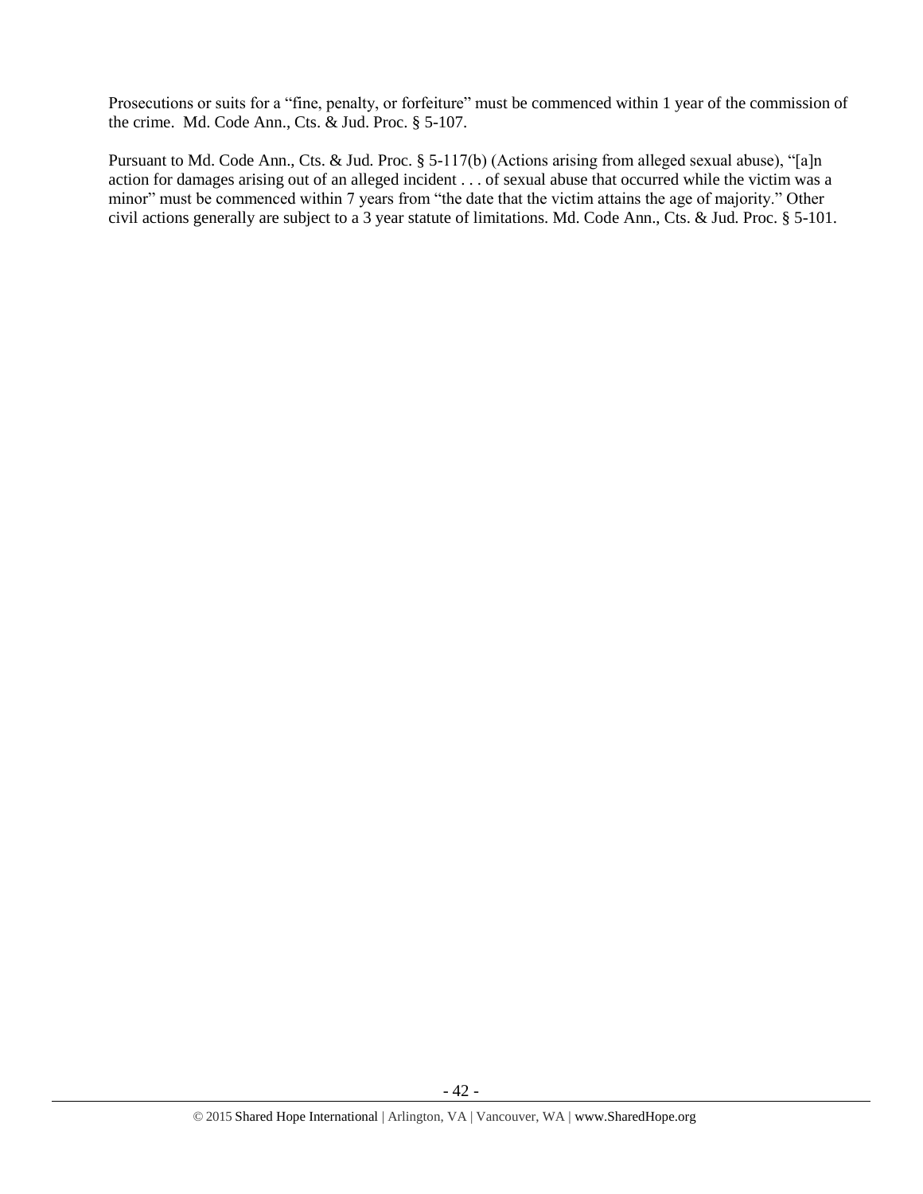Prosecutions or suits for a "fine, penalty, or forfeiture" must be commenced within 1 year of the commission of the crime. Md. Code Ann., Cts. & Jud. Proc. § 5-107.

Pursuant to Md. Code Ann., Cts. & Jud. Proc. § 5-117(b) (Actions arising from alleged sexual abuse), "[a]n action for damages arising out of an alleged incident . . . of sexual abuse that occurred while the victim was a minor" must be commenced within 7 years from "the date that the victim attains the age of majority." Other civil actions generally are subject to a 3 year statute of limitations. Md. Code Ann., Cts. & Jud. Proc. § 5-101.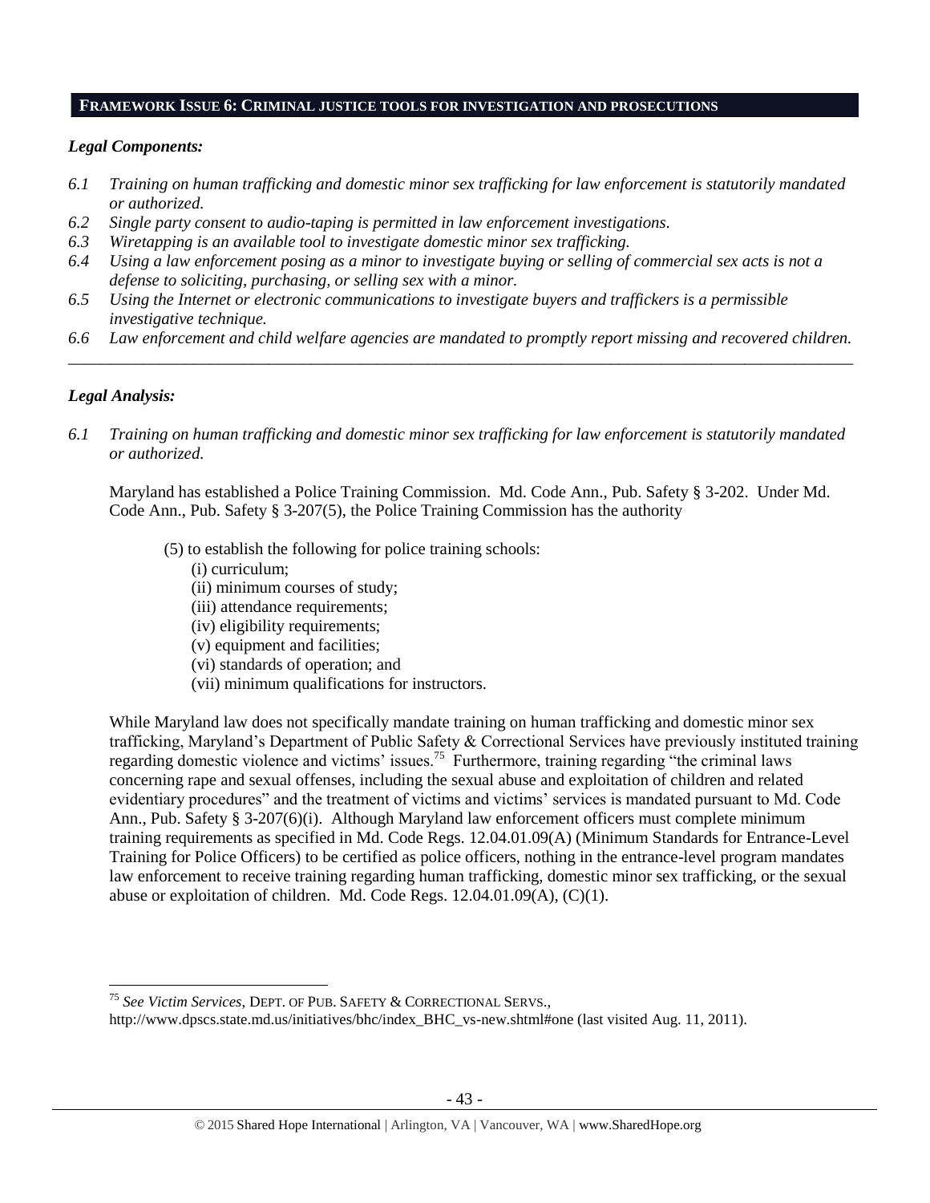## FRAMEWORK ISSUE 6: CRIMINAL JUSTICE TOOLS FOR INVESTIGATION AND PROSECUTIONS

### *Legal Components:*

*6.1 Training on human trafficking and domestic minor sex trafficking for law enforcement is statutorily mandated or authorized.*

*6.2 Single party consent to audio-taping is permitted in law enforcement investigations.*

*6.3 Wiretapping is an available tool to investigate domestic minor sex trafficking.*

*6.4 Using a law enforcement posing as a minor to investigate buying or selling of commercial sex acts is not a defense to soliciting, purchasing, or selling sex with a minor.*

*6.5 Using the Internet or electronic communications to investigate buyers and traffickers is a permissible investigative technique.*

*6.6 Law enforcement and child welfare agencies are mandated to promptly report missing and recovered children.*

---

### *Legal Analysis:*

*6.1 Training on human trafficking and domestic minor sex trafficking for law enforcement is statutorily mandated or authorized.*

Maryland has established a Police Training Commission. Md. Code Ann., Pub. Safety § 3-202. Under Md. Code Ann., Pub. Safety § 3-207(5), the Police Training Commission has the authority

> (5) to establish the following for police training schools:
> (i) curriculum;
> (ii) minimum courses of study;
> (iii) attendance requirements;
> (iv) eligibility requirements;
> (v) equipment and facilities;
> (vi) standards of operation; and
> (vii) minimum qualifications for instructors.

While Maryland law does not specifically mandate training on human trafficking and domestic minor sex trafficking, Maryland's Department of Public Safety & Correctional Services have previously instituted training regarding domestic violence and victims' issues.[75] Furthermore, training regarding "the criminal laws concerning rape and sexual offenses, including the sexual abuse and exploitation of children and related evidentiary procedures" and the treatment of victims and victims' services is mandated pursuant to Md. Code Ann., Pub. Safety § 3-207(6)(i). Although Maryland law enforcement officers must complete minimum training requirements as specified in Md. Code Regs. 12.04.01.09(A) (Minimum Standards for Entrance-Level Training for Police Officers) to be certified as police officers, nothing in the entrance-level program mandates law enforcement to receive training regarding human trafficking, domestic minor sex trafficking, or the sexual abuse or exploitation of children. Md. Code Regs. 12.04.01.09(A), (C)(1).

---

[75] *See Victim Services*, DEPT. OF PUB. SAFETY & CORRECTIONAL SERVS., http://www.dpscs.state.md.us/initiatives/bhc/index_BHC_vs-new.shtml#one (last visited Aug. 11, 2011).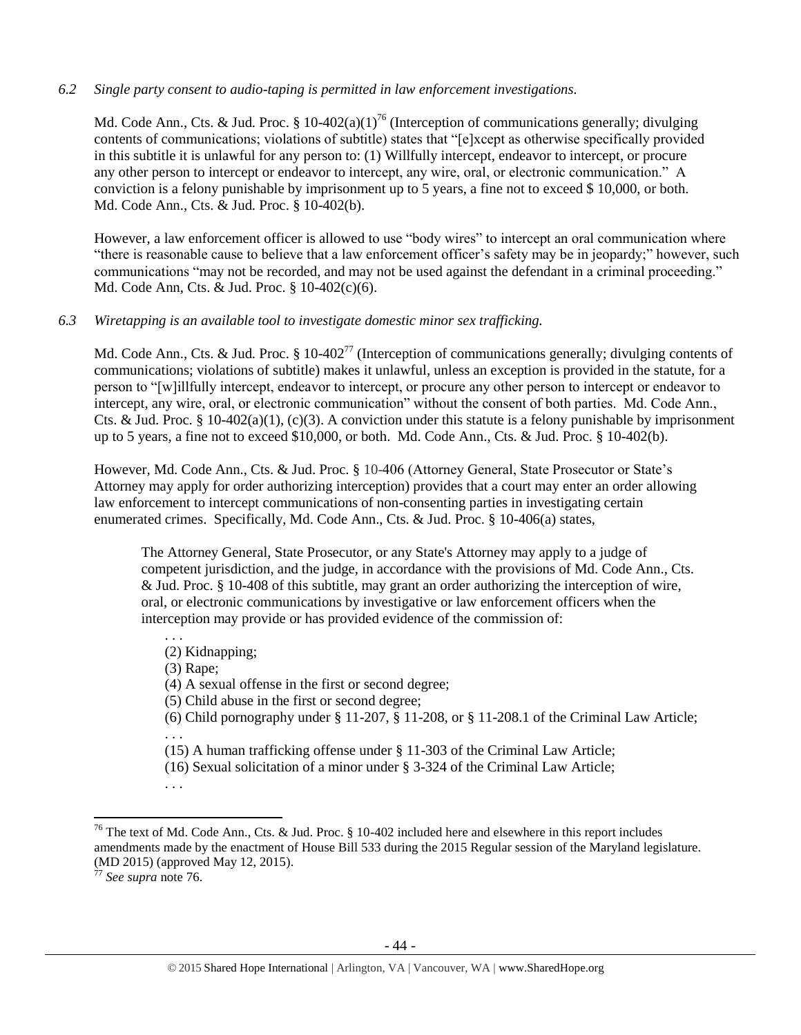*6.2 Single party consent to audio-taping is permitted in law enforcement investigations.*

Md. Code Ann., Cts. & Jud. Proc. § 10-402(a)(1)[76] (Interception of communications generally; divulging contents of communications; violations of subtitle) states that "[e]xcept as otherwise specifically provided in this subtitle it is unlawful for any person to: (1) Willfully intercept, endeavor to intercept, or procure any other person to intercept or endeavor to intercept, any wire, oral, or electronic communication." A conviction is a felony punishable by imprisonment up to 5 years, a fine not to exceed $ 10,000, or both. Md. Code Ann., Cts. & Jud. Proc. § 10-402(b).

However, a law enforcement officer is allowed to use "body wires" to intercept an oral communication where "there is reasonable cause to believe that a law enforcement officer's safety may be in jeopardy;" however, such communications "may not be recorded, and may not be used against the defendant in a criminal proceeding." Md. Code Ann, Cts. & Jud. Proc. § 10-402(c)(6).

*6.3 Wiretapping is an available tool to investigate domestic minor sex trafficking.*

Md. Code Ann., Cts. & Jud. Proc. § 10-402[77] (Interception of communications generally; divulging contents of communications; violations of subtitle) makes it unlawful, unless an exception is provided in the statute, for a person to "[w]illfully intercept, endeavor to intercept, or procure any other person to intercept or endeavor to intercept, any wire, oral, or electronic communication" without the consent of both parties. Md. Code Ann., Cts. & Jud. Proc. § 10-402(a)(1), (c)(3). A conviction under this statute is a felony punishable by imprisonment up to 5 years, a fine not to exceed $10,000, or both. Md. Code Ann., Cts. & Jud. Proc. § 10-402(b).

However, Md. Code Ann., Cts. & Jud. Proc. § 10-406 (Attorney General, State Prosecutor or State's Attorney may apply for order authorizing interception) provides that a court may enter an order allowing law enforcement to intercept communications of non-consenting parties in investigating certain enumerated crimes. Specifically, Md. Code Ann., Cts. & Jud. Proc. § 10-406(a) states,

> The Attorney General, State Prosecutor, or any State's Attorney may apply to a judge of competent jurisdiction, and the judge, in accordance with the provisions of Md. Code Ann., Cts. & Jud. Proc. § 10-408 of this subtitle, may grant an order authorizing the interception of wire, oral, or electronic communications by investigative or law enforcement officers when the interception may provide or has provided evidence of the commission of:
>
> . . .
> (2) Kidnapping;
> (3) Rape;
> (4) A sexual offense in the first or second degree;
> (5) Child abuse in the first or second degree;
> (6) Child pornography under § 11-207, § 11-208, or § 11-208.1 of the Criminal Law Article;
> . . .
> (15) A human trafficking offense under § 11-303 of the Criminal Law Article;
> (16) Sexual solicitation of a minor under § 3-324 of the Criminal Law Article;
> . . .

---

[76] The text of Md. Code Ann., Cts. & Jud. Proc. § 10-402 included here and elsewhere in this report includes amendments made by the enactment of House Bill 533 during the 2015 Regular session of the Maryland legislature. (MD 2015) (approved May 12, 2015).

[77] *See supra* note 76.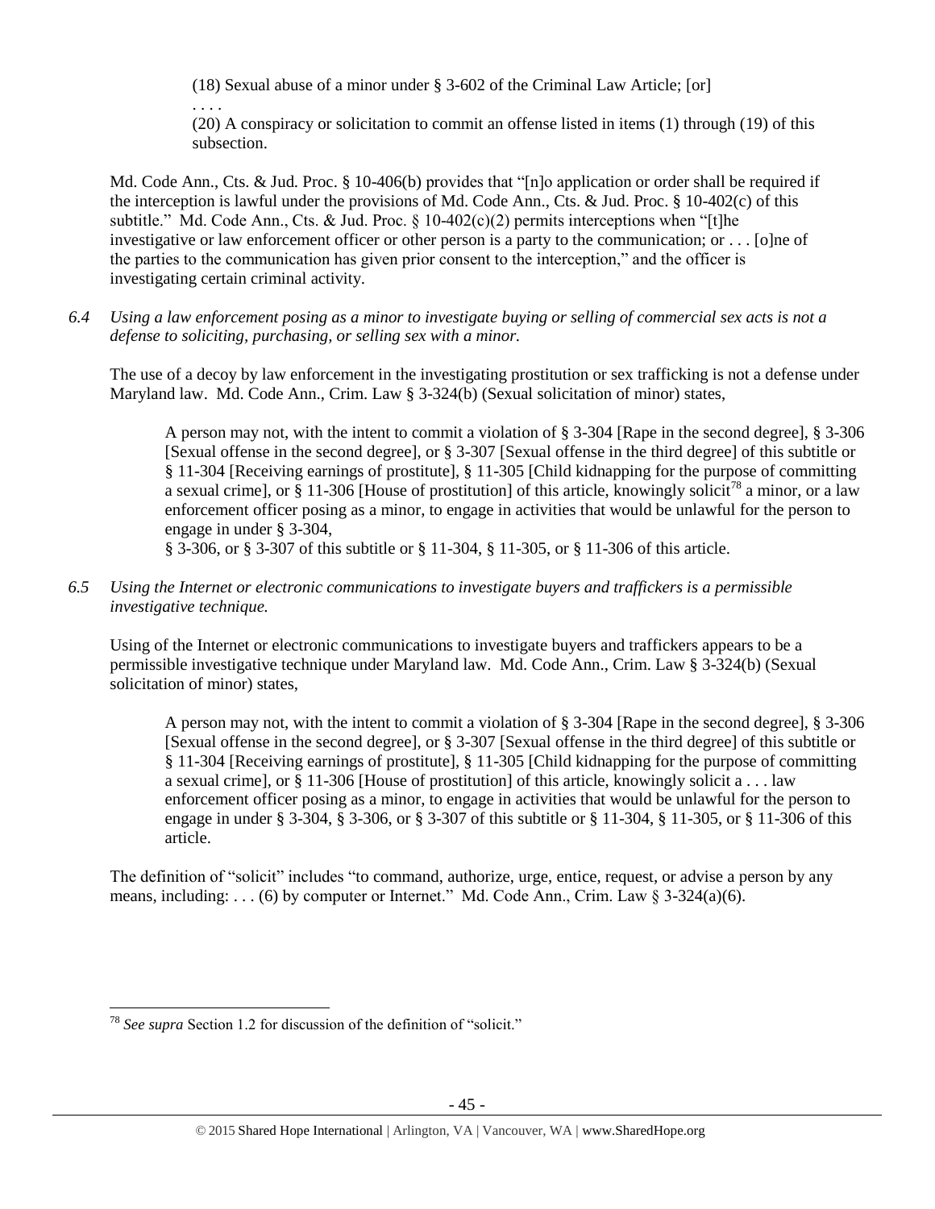> (18) Sexual abuse of a minor under § 3-602 of the Criminal Law Article; [or]
>
> . . . .
>
> (20) A conspiracy or solicitation to commit an offense listed in items (1) through (19) of this subsection.

Md. Code Ann., Cts. & Jud. Proc. § 10-406(b) provides that "[n]o application or order shall be required if the interception is lawful under the provisions of Md. Code Ann., Cts. & Jud. Proc. § 10-402(c) of this subtitle." Md. Code Ann., Cts. & Jud. Proc. § 10-402(c)(2) permits interceptions when "[t]he investigative or law enforcement officer or other person is a party to the communication; or . . . [o]ne of the parties to the communication has given prior consent to the interception," and the officer is investigating certain criminal activity.

*6.4 Using a law enforcement posing as a minor to investigate buying or selling of commercial sex acts is not a defense to soliciting, purchasing, or selling sex with a minor.*

The use of a decoy by law enforcement in the investigating prostitution or sex trafficking is not a defense under Maryland law. Md. Code Ann., Crim. Law § 3-324(b) (Sexual solicitation of minor) states,

> A person may not, with the intent to commit a violation of § 3-304 [Rape in the second degree], § 3-306 [Sexual offense in the second degree], or § 3-307 [Sexual offense in the third degree] of this subtitle or § 11-304 [Receiving earnings of prostitute], § 11-305 [Child kidnapping for the purpose of committing a sexual crime], or § 11-306 [House of prostitution] of this article, knowingly solicit[78] a minor, or a law enforcement officer posing as a minor, to engage in activities that would be unlawful for the person to engage in under § 3-304,
>
> § 3-306, or § 3-307 of this subtitle or § 11-304, § 11-305, or § 11-306 of this article.

*6.5 Using the Internet or electronic communications to investigate buyers and traffickers is a permissible investigative technique.*

Using of the Internet or electronic communications to investigate buyers and traffickers appears to be a permissible investigative technique under Maryland law. Md. Code Ann., Crim. Law § 3-324(b) (Sexual solicitation of minor) states,

> A person may not, with the intent to commit a violation of § 3-304 [Rape in the second degree], § 3-306 [Sexual offense in the second degree], or § 3-307 [Sexual offense in the third degree] of this subtitle or § 11-304 [Receiving earnings of prostitute], § 11-305 [Child kidnapping for the purpose of committing a sexual crime], or § 11-306 [House of prostitution] of this article, knowingly solicit a . . . law enforcement officer posing as a minor, to engage in activities that would be unlawful for the person to engage in under § 3-304, § 3-306, or § 3-307 of this subtitle or § 11-304, § 11-305, or § 11-306 of this article.

The definition of "solicit" includes "to command, authorize, urge, entice, request, or advise a person by any means, including: . . . (6) by computer or Internet." Md. Code Ann., Crim. Law § 3-324(a)(6).

---

[78] *See supra* Section 1.2 for discussion of the definition of "solicit."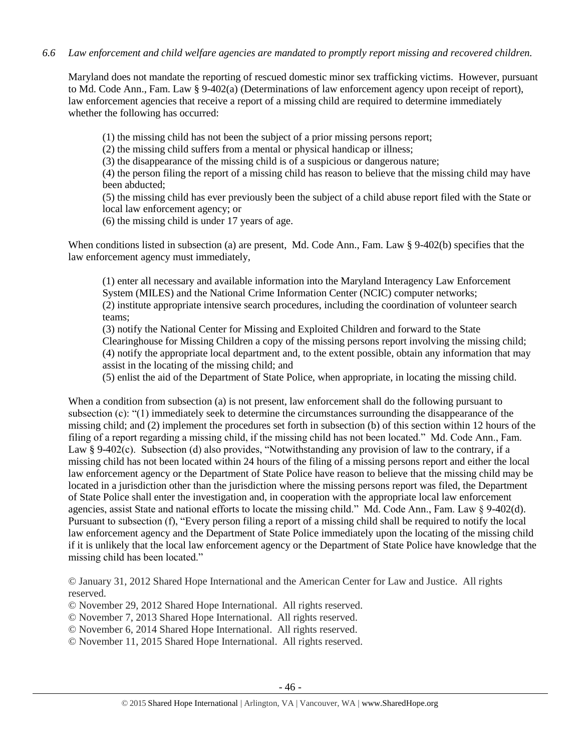*6.6 Law enforcement and child welfare agencies are mandated to promptly report missing and recovered children.*

Maryland does not mandate the reporting of rescued domestic minor sex trafficking victims. However, pursuant to Md. Code Ann., Fam. Law § 9-402(a) (Determinations of law enforcement agency upon receipt of report), law enforcement agencies that receive a report of a missing child are required to determine immediately whether the following has occurred:

> (1) the missing child has not been the subject of a prior missing persons report;
> (2) the missing child suffers from a mental or physical handicap or illness;
> (3) the disappearance of the missing child is of a suspicious or dangerous nature;
> (4) the person filing the report of a missing child has reason to believe that the missing child may have been abducted;
> (5) the missing child has ever previously been the subject of a child abuse report filed with the State or local law enforcement agency; or
> (6) the missing child is under 17 years of age.

When conditions listed in subsection (a) are present, Md. Code Ann., Fam. Law § 9-402(b) specifies that the law enforcement agency must immediately,

> (1) enter all necessary and available information into the Maryland Interagency Law Enforcement System (MILES) and the National Crime Information Center (NCIC) computer networks;
> (2) institute appropriate intensive search procedures, including the coordination of volunteer search teams;
> (3) notify the National Center for Missing and Exploited Children and forward to the State Clearinghouse for Missing Children a copy of the missing persons report involving the missing child;
> (4) notify the appropriate local department and, to the extent possible, obtain any information that may assist in the locating of the missing child; and
> (5) enlist the aid of the Department of State Police, when appropriate, in locating the missing child.

When a condition from subsection (a) is not present, law enforcement shall do the following pursuant to subsection (c): "(1) immediately seek to determine the circumstances surrounding the disappearance of the missing child; and (2) implement the procedures set forth in subsection (b) of this section within 12 hours of the filing of a report regarding a missing child, if the missing child has not been located." Md. Code Ann., Fam. Law § 9-402(c). Subsection (d) also provides, "Notwithstanding any provision of law to the contrary, if a missing child has not been located within 24 hours of the filing of a missing persons report and either the local law enforcement agency or the Department of State Police have reason to believe that the missing child may be located in a jurisdiction other than the jurisdiction where the missing persons report was filed, the Department of State Police shall enter the investigation and, in cooperation with the appropriate local law enforcement agencies, assist State and national efforts to locate the missing child." Md. Code Ann., Fam. Law § 9-402(d). Pursuant to subsection (f), "Every person filing a report of a missing child shall be required to notify the local law enforcement agency and the Department of State Police immediately upon the locating of the missing child if it is unlikely that the local law enforcement agency or the Department of State Police have knowledge that the missing child has been located."

© January 31, 2012 Shared Hope International and the American Center for Law and Justice. All rights reserved.
© November 29, 2012 Shared Hope International. All rights reserved.
© November 7, 2013 Shared Hope International. All rights reserved.
© November 6, 2014 Shared Hope International. All rights reserved.
© November 11, 2015 Shared Hope International. All rights reserved.